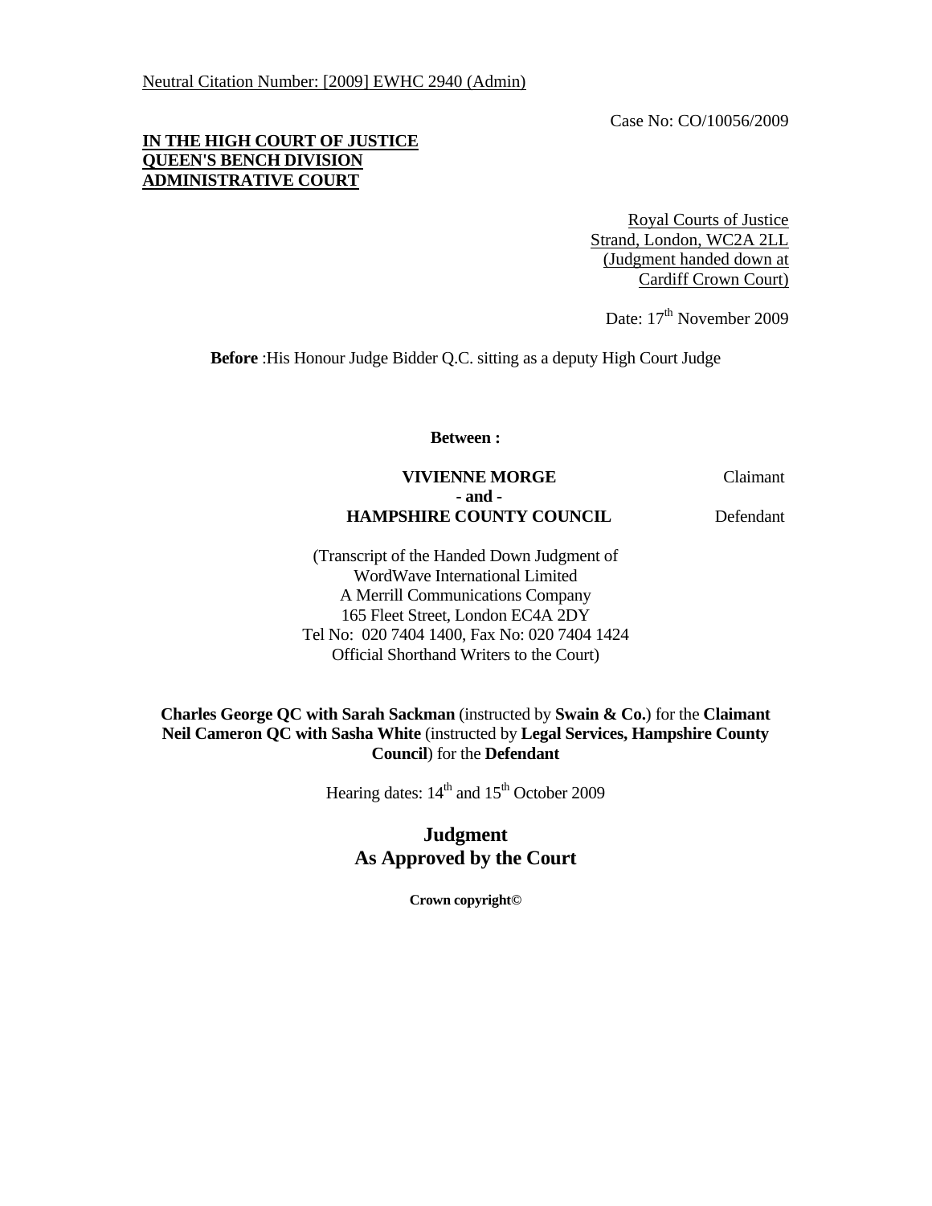Neutral Citation Number: [2009] EWHC 2940 (Admin)

Case No: CO/10056/2009

**IN THE HIGH COURT OF JUSTICE**
**QUEEN'S BENCH DIVISION**
**ADMINISTRATIVE COURT**

Royal Courts of Justice
Strand, London, WC2A 2LL
(Judgment handed down at
Cardiff Crown Court)

Date: 17th November 2009

**Before** :His Honour Judge Bidder Q.C. sitting as a deputy High Court Judge

**Between :**

| | |
|---|---|
| **VIVIENNE MORGE** | Claimant |
| **- and -** | |
| **HAMPSHIRE COUNTY COUNCIL** | Defendant |

(Transcript of the Handed Down Judgment of
WordWave International Limited
A Merrill Communications Company
165 Fleet Street, London EC4A 2DY
Tel No: 020 7404 1400, Fax No: 020 7404 1424
Official Shorthand Writers to the Court)

**Charles George QC with Sarah Sackman** (instructed by **Swain & Co.**) for the **Claimant**
**Neil Cameron QC with Sasha White** (instructed by **Legal Services, Hampshire County Council**) for the **Defendant**

Hearing dates: 14th and 15th October 2009

**Judgment**
**As Approved by the Court**

**Crown copyright©**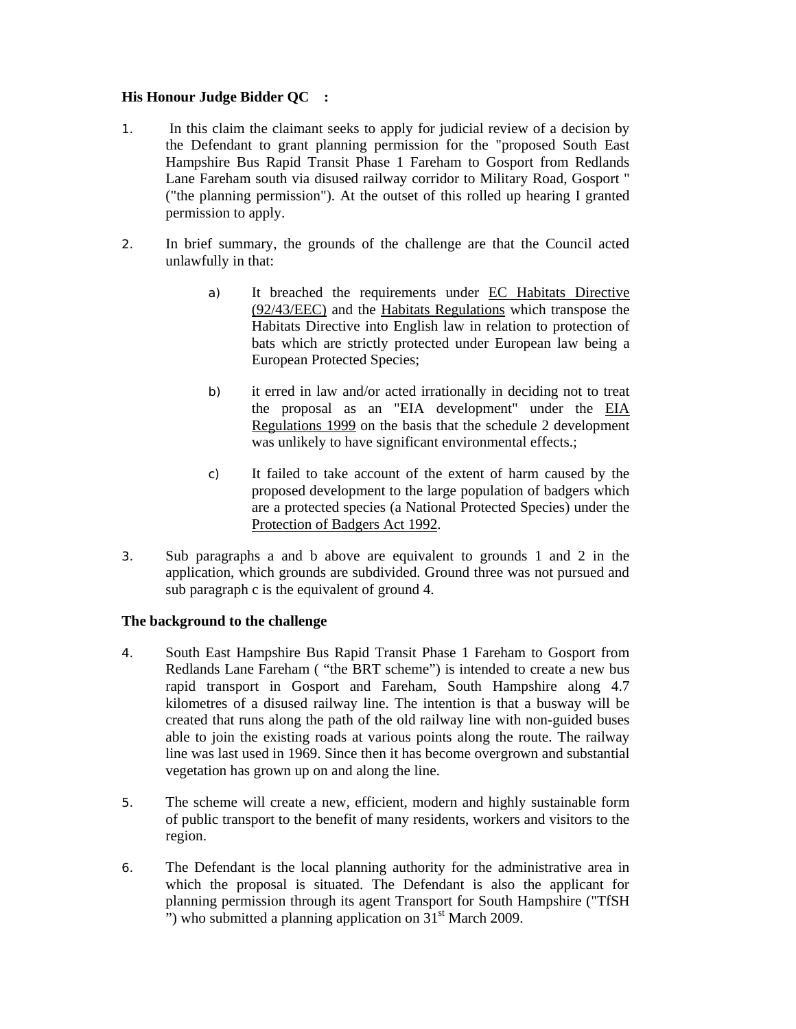**His Honour Judge Bidder QC :**

1. In this claim the claimant seeks to apply for judicial review of a decision by the Defendant to grant planning permission for the "proposed South East Hampshire Bus Rapid Transit Phase 1 Fareham to Gosport from Redlands Lane Fareham south via disused railway corridor to Military Road, Gosport " ("the planning permission"). At the outset of this rolled up hearing I granted permission to apply.

2. In brief summary, the grounds of the challenge are that the Council acted unlawfully in that:

   a) It breached the requirements under EC Habitats Directive (92/43/EEC) and the Habitats Regulations which transpose the Habitats Directive into English law in relation to protection of bats which are strictly protected under European law being a European Protected Species;

   b) it erred in law and/or acted irrationally in deciding not to treat the proposal as an "EIA development" under the EIA Regulations 1999 on the basis that the schedule 2 development was unlikely to have significant environmental effects.;

   c) It failed to take account of the extent of harm caused by the proposed development to the large population of badgers which are a protected species (a National Protected Species) under the Protection of Badgers Act 1992.

3. Sub paragraphs a and b above are equivalent to grounds 1 and 2 in the application, which grounds are subdivided. Ground three was not pursued and sub paragraph c is the equivalent of ground 4.

**The background to the challenge**

4. South East Hampshire Bus Rapid Transit Phase 1 Fareham to Gosport from Redlands Lane Fareham ( "the BRT scheme") is intended to create a new bus rapid transport in Gosport and Fareham, South Hampshire along 4.7 kilometres of a disused railway line. The intention is that a busway will be created that runs along the path of the old railway line with non-guided buses able to join the existing roads at various points along the route. The railway line was last used in 1969. Since then it has become overgrown and substantial vegetation has grown up on and along the line.

5. The scheme will create a new, efficient, modern and highly sustainable form of public transport to the benefit of many residents, workers and visitors to the region.

6. The Defendant is the local planning authority for the administrative area in which the proposal is situated. The Defendant is also the applicant for planning permission through its agent Transport for South Hampshire ("TfSH ") who submitted a planning application on 31st March 2009.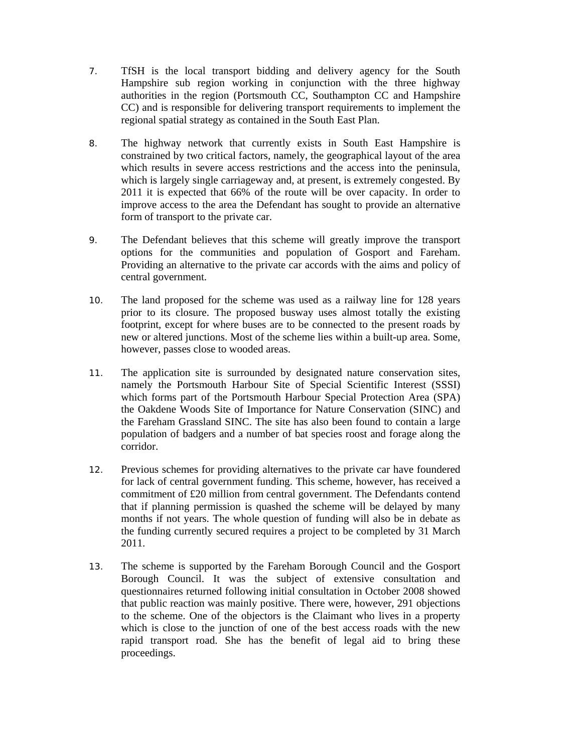7. TfSH is the local transport bidding and delivery agency for the South Hampshire sub region working in conjunction with the three highway authorities in the region (Portsmouth CC, Southampton CC and Hampshire CC) and is responsible for delivering transport requirements to implement the regional spatial strategy as contained in the South East Plan.

8. The highway network that currently exists in South East Hampshire is constrained by two critical factors, namely, the geographical layout of the area which results in severe access restrictions and the access into the peninsula, which is largely single carriageway and, at present, is extremely congested. By 2011 it is expected that 66% of the route will be over capacity. In order to improve access to the area the Defendant has sought to provide an alternative form of transport to the private car.

9. The Defendant believes that this scheme will greatly improve the transport options for the communities and population of Gosport and Fareham. Providing an alternative to the private car accords with the aims and policy of central government.

10. The land proposed for the scheme was used as a railway line for 128 years prior to its closure. The proposed busway uses almost totally the existing footprint, except for where buses are to be connected to the present roads by new or altered junctions. Most of the scheme lies within a built-up area. Some, however, passes close to wooded areas.

11. The application site is surrounded by designated nature conservation sites, namely the Portsmouth Harbour Site of Special Scientific Interest (SSSI) which forms part of the Portsmouth Harbour Special Protection Area (SPA) the Oakdene Woods Site of Importance for Nature Conservation (SINC) and the Fareham Grassland SINC. The site has also been found to contain a large population of badgers and a number of bat species roost and forage along the corridor.

12. Previous schemes for providing alternatives to the private car have foundered for lack of central government funding. This scheme, however, has received a commitment of £20 million from central government. The Defendants contend that if planning permission is quashed the scheme will be delayed by many months if not years. The whole question of funding will also be in debate as the funding currently secured requires a project to be completed by 31 March 2011.

13. The scheme is supported by the Fareham Borough Council and the Gosport Borough Council. It was the subject of extensive consultation and questionnaires returned following initial consultation in October 2008 showed that public reaction was mainly positive. There were, however, 291 objections to the scheme. One of the objectors is the Claimant who lives in a property which is close to the junction of one of the best access roads with the new rapid transport road. She has the benefit of legal aid to bring these proceedings.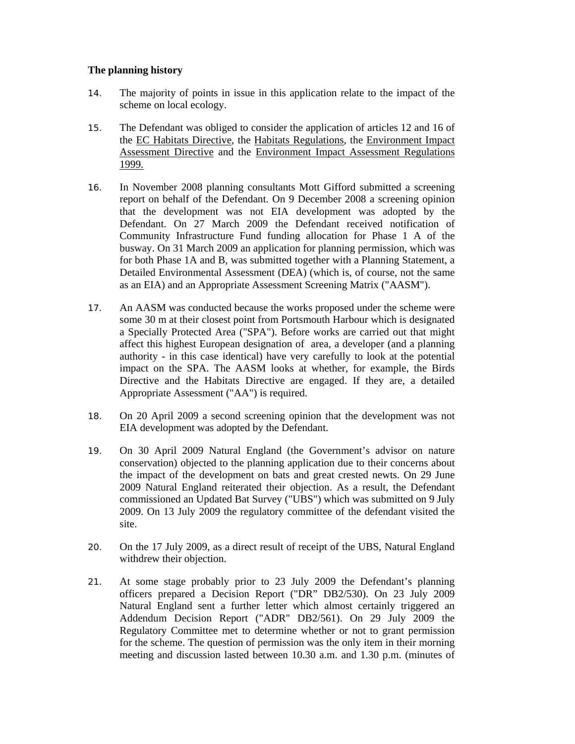**The planning history**

14. The majority of points in issue in this application relate to the impact of the scheme on local ecology.

15. The Defendant was obliged to consider the application of articles 12 and 16 of the EC Habitats Directive, the Habitats Regulations, the Environment Impact Assessment Directive and the Environment Impact Assessment Regulations 1999.

16. In November 2008 planning consultants Mott Gifford submitted a screening report on behalf of the Defendant. On 9 December 2008 a screening opinion that the development was not EIA development was adopted by the Defendant. On 27 March 2009 the Defendant received notification of Community Infrastructure Fund funding allocation for Phase 1 A of the busway. On 31 March 2009 an application for planning permission, which was for both Phase 1A and B, was submitted together with a Planning Statement, a Detailed Environmental Assessment (DEA) (which is, of course, not the same as an EIA) and an Appropriate Assessment Screening Matrix ("AASM").

17. An AASM was conducted because the works proposed under the scheme were some 30 m at their closest point from Portsmouth Harbour which is designated a Specially Protected Area ("SPA"). Before works are carried out that might affect this highest European designation of area, a developer (and a planning authority - in this case identical) have very carefully to look at the potential impact on the SPA. The AASM looks at whether, for example, the Birds Directive and the Habitats Directive are engaged. If they are, a detailed Appropriate Assessment ("AA") is required.

18. On 20 April 2009 a second screening opinion that the development was not EIA development was adopted by the Defendant.

19. On 30 April 2009 Natural England (the Government's advisor on nature conservation) objected to the planning application due to their concerns about the impact of the development on bats and great crested newts. On 29 June 2009 Natural England reiterated their objection. As a result, the Defendant commissioned an Updated Bat Survey ("UBS") which was submitted on 9 July 2009. On 13 July 2009 the regulatory committee of the defendant visited the site.

20. On the 17 July 2009, as a direct result of receipt of the UBS, Natural England withdrew their objection.

21. At some stage probably prior to 23 July 2009 the Defendant's planning officers prepared a Decision Report ("DR" DB2/530). On 23 July 2009 Natural England sent a further letter which almost certainly triggered an Addendum Decision Report ("ADR" DB2/561). On 29 July 2009 the Regulatory Committee met to determine whether or not to grant permission for the scheme. The question of permission was the only item in their morning meeting and discussion lasted between 10.30 a.m. and 1.30 p.m. (minutes of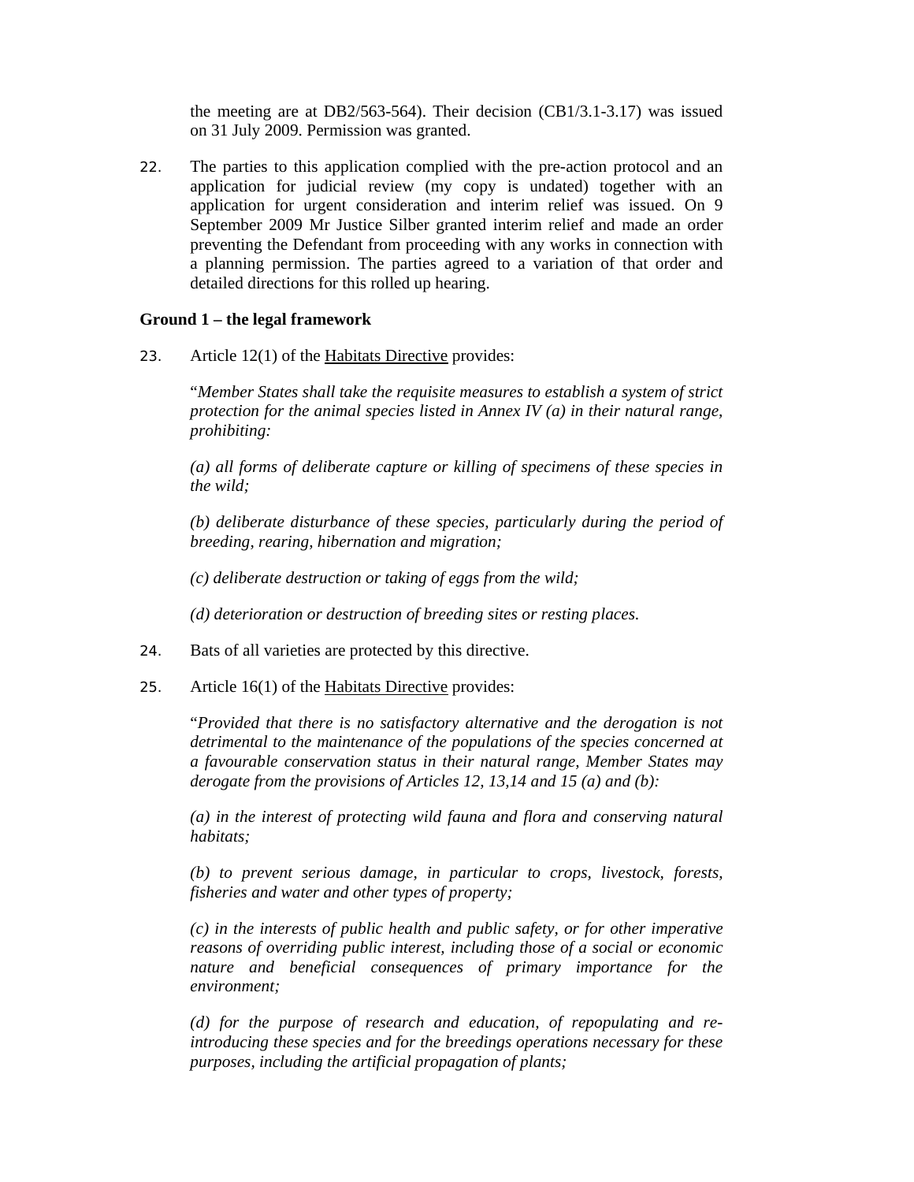the meeting are at DB2/563-564). Their decision (CB1/3.1-3.17) was issued on 31 July 2009. Permission was granted.

22. The parties to this application complied with the pre-action protocol and an application for judicial review (my copy is undated) together with an application for urgent consideration and interim relief was issued. On 9 September 2009 Mr Justice Silber granted interim relief and made an order preventing the Defendant from proceeding with any works in connection with a planning permission. The parties agreed to a variation of that order and detailed directions for this rolled up hearing.

**Ground 1 – the legal framework**

23. Article 12(1) of the Habitats Directive provides:

"*Member States shall take the requisite measures to establish a system of strict protection for the animal species listed in Annex IV (a) in their natural range, prohibiting:*

*(a) all forms of deliberate capture or killing of specimens of these species in the wild;*

*(b) deliberate disturbance of these species, particularly during the period of breeding, rearing, hibernation and migration;*

*(c) deliberate destruction or taking of eggs from the wild;*

*(d) deterioration or destruction of breeding sites or resting places.*

24. Bats of all varieties are protected by this directive.

25. Article 16(1) of the Habitats Directive provides:

"*Provided that there is no satisfactory alternative and the derogation is not detrimental to the maintenance of the populations of the species concerned at a favourable conservation status in their natural range, Member States may derogate from the provisions of Articles 12, 13,14 and 15 (a) and (b):*

*(a) in the interest of protecting wild fauna and flora and conserving natural habitats;*

*(b) to prevent serious damage, in particular to crops, livestock, forests, fisheries and water and other types of property;*

*(c) in the interests of public health and public safety, or for other imperative reasons of overriding public interest, including those of a social or economic nature and beneficial consequences of primary importance for the environment;*

*(d) for the purpose of research and education, of repopulating and re-introducing these species and for the breedings operations necessary for these purposes, including the artificial propagation of plants;*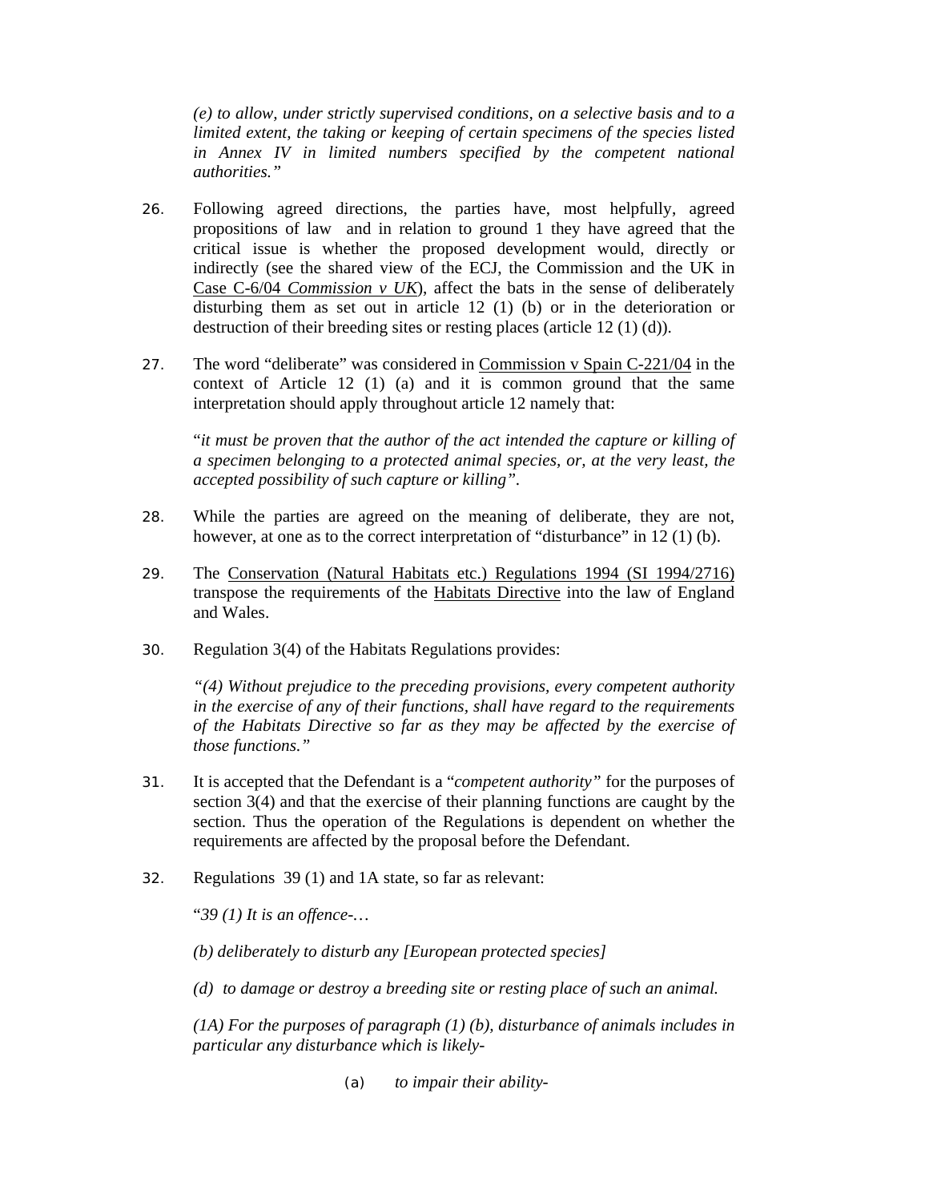*(e) to allow, under strictly supervised conditions, on a selective basis and to a limited extent, the taking or keeping of certain specimens of the species listed in Annex IV in limited numbers specified by the competent national authorities."*

26. Following agreed directions, the parties have, most helpfully, agreed propositions of law and in relation to ground 1 they have agreed that the critical issue is whether the proposed development would, directly or indirectly (see the shared view of the ECJ, the Commission and the UK in Case C-6/04 *Commission v UK*), affect the bats in the sense of deliberately disturbing them as set out in article 12 (1) (b) or in the deterioration or destruction of their breeding sites or resting places (article 12 (1) (d)).

27. The word "deliberate" was considered in Commission v Spain C-221/04 in the context of Article 12 (1) (a) and it is common ground that the same interpretation should apply throughout article 12 namely that:

   "*it must be proven that the author of the act intended the capture or killing of a specimen belonging to a protected animal species, or, at the very least, the accepted possibility of such capture or killing".*

28. While the parties are agreed on the meaning of deliberate, they are not, however, at one as to the correct interpretation of "disturbance" in 12 (1) (b).

29. The Conservation (Natural Habitats etc.) Regulations 1994 (SI 1994/2716) transpose the requirements of the Habitats Directive into the law of England and Wales.

30. Regulation 3(4) of the Habitats Regulations provides:

   *"(4) Without prejudice to the preceding provisions, every competent authority in the exercise of any of their functions, shall have regard to the requirements of the Habitats Directive so far as they may be affected by the exercise of those functions."*

31. It is accepted that the Defendant is a "*competent authority"* for the purposes of section 3(4) and that the exercise of their planning functions are caught by the section. Thus the operation of the Regulations is dependent on whether the requirements are affected by the proposal before the Defendant.

32. Regulations 39 (1) and 1A state, so far as relevant:

   "*39 (1) It is an offence-…*

   *(b) deliberately to disturb any [European protected species]*

   *(d) to damage or destroy a breeding site or resting place of such an animal.*

   *(1A) For the purposes of paragraph (1) (b), disturbance of animals includes in particular any disturbance which is likely-*

   (a) *to impair their ability-*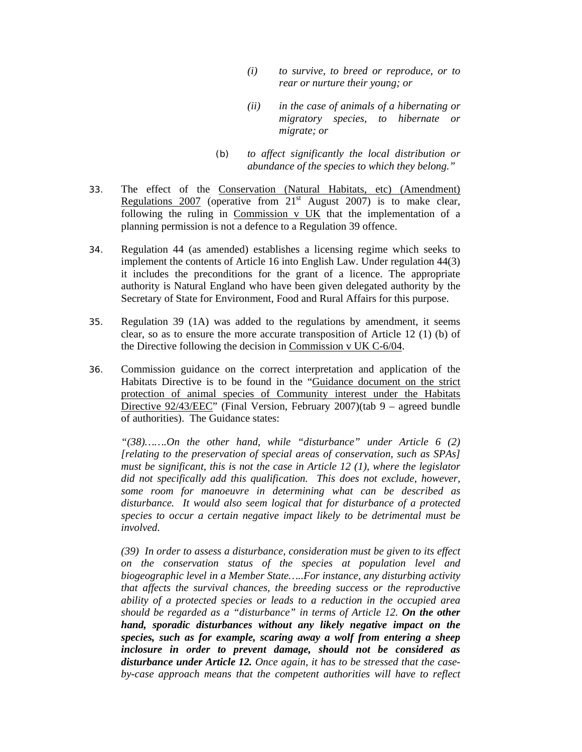> *(i) to survive, to breed or reproduce, or to rear or nurture their young; or*
>
> *(ii) in the case of animals of a hibernating or migratory species, to hibernate or migrate; or*
>
> (b) *to affect significantly the local distribution or abundance of the species to which they belong."*

33. The effect of the Conservation (Natural Habitats, etc) (Amendment) Regulations 2007 (operative from 21st August 2007) is to make clear, following the ruling in Commission v UK that the implementation of a planning permission is not a defence to a Regulation 39 offence.

34. Regulation 44 (as amended) establishes a licensing regime which seeks to implement the contents of Article 16 into English Law. Under regulation 44(3) it includes the preconditions for the grant of a licence. The appropriate authority is Natural England who have been given delegated authority by the Secretary of State for Environment, Food and Rural Affairs for this purpose.

35. Regulation 39 (1A) was added to the regulations by amendment, it seems clear, so as to ensure the more accurate transposition of Article 12 (1) (b) of the Directive following the decision in Commission v UK C-6/04.

36. Commission guidance on the correct interpretation and application of the Habitats Directive is to be found in the "Guidance document on the strict protection of animal species of Community interest under the Habitats Directive 92/43/EEC" (Final Version, February 2007)(tab 9 – agreed bundle of authorities). The Guidance states:

*"(38)…….On the other hand, while "disturbance" under Article 6 (2) [relating to the preservation of special areas of conservation, such as SPAs] must be significant, this is not the case in Article 12 (1), where the legislator did not specifically add this qualification. This does not exclude, however, some room for manoeuvre in determining what can be described as disturbance. It would also seem logical that for disturbance of a protected species to occur a certain negative impact likely to be detrimental must be involved.*

*(39) In order to assess a disturbance, consideration must be given to its effect on the conservation status of the species at population level and biogeographic level in a Member State…..For instance, any disturbing activity that affects the survival chances, the breeding success or the reproductive ability of a protected species or leads to a reduction in the occupied area should be regarded as a "disturbance" in terms of Article 12.* ***On the other hand, sporadic disturbances without any likely negative impact on the species, such as for example, scaring away a wolf from entering a sheep inclosure in order to prevent damage, should not be considered as disturbance under Article 12.*** *Once again, it has to be stressed that the case-by-case approach means that the competent authorities will have to reflect*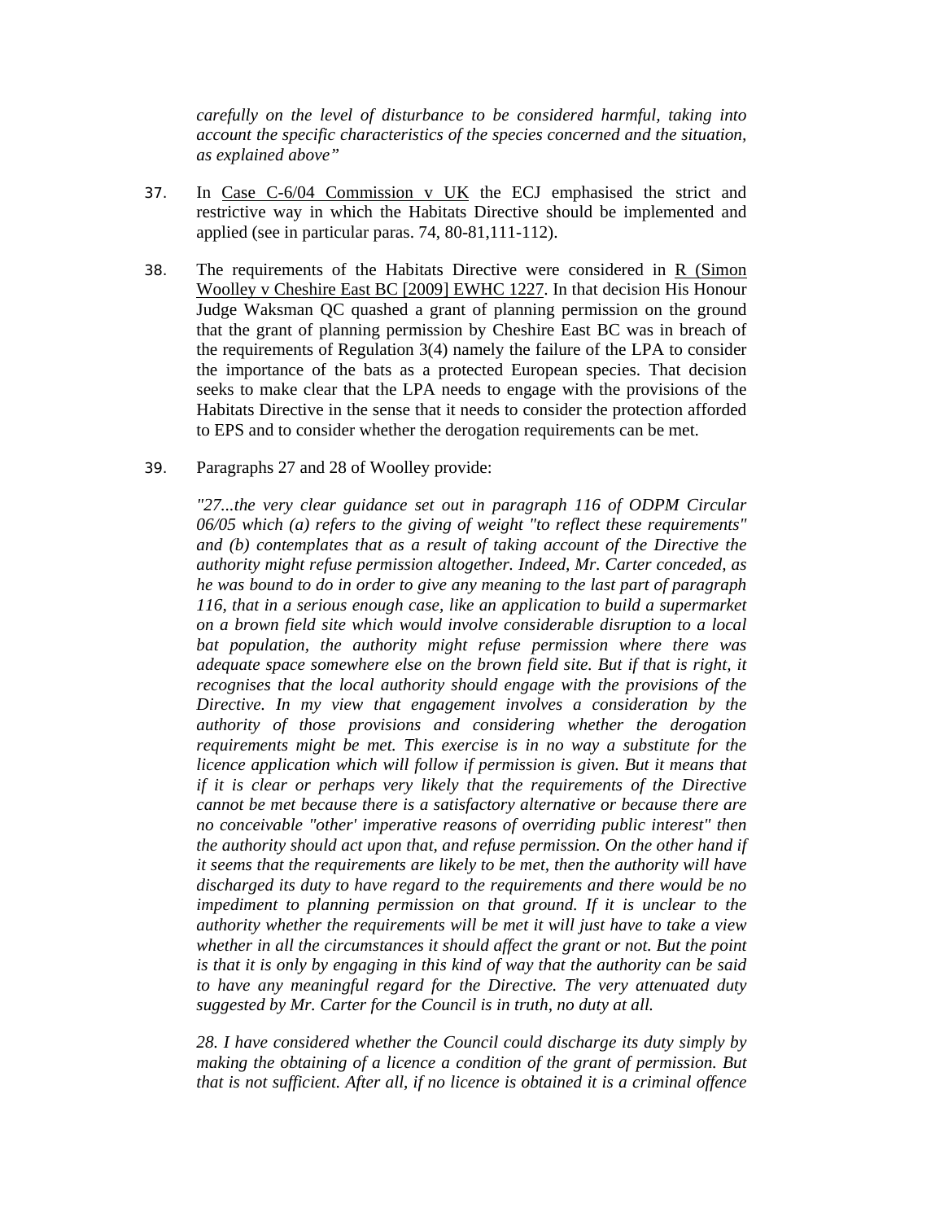*carefully on the level of disturbance to be considered harmful, taking into account the specific characteristics of the species concerned and the situation, as explained above"*

37. In Case C-6/04 Commission v UK the ECJ emphasised the strict and restrictive way in which the Habitats Directive should be implemented and applied (see in particular paras. 74, 80-81,111-112).

38. The requirements of the Habitats Directive were considered in R (Simon Woolley v Cheshire East BC [2009] EWHC 1227. In that decision His Honour Judge Waksman QC quashed a grant of planning permission on the ground that the grant of planning permission by Cheshire East BC was in breach of the requirements of Regulation 3(4) namely the failure of the LPA to consider the importance of the bats as a protected European species. That decision seeks to make clear that the LPA needs to engage with the provisions of the Habitats Directive in the sense that it needs to consider the protection afforded to EPS and to consider whether the derogation requirements can be met.

39. Paragraphs 27 and 28 of Woolley provide:

*"27...the very clear guidance set out in paragraph 116 of ODPM Circular 06/05 which (a) refers to the giving of weight "to reflect these requirements" and (b) contemplates that as a result of taking account of the Directive the authority might refuse permission altogether. Indeed, Mr. Carter conceded, as he was bound to do in order to give any meaning to the last part of paragraph 116, that in a serious enough case, like an application to build a supermarket on a brown field site which would involve considerable disruption to a local bat population, the authority might refuse permission where there was adequate space somewhere else on the brown field site. But if that is right, it recognises that the local authority should engage with the provisions of the Directive. In my view that engagement involves a consideration by the authority of those provisions and considering whether the derogation requirements might be met. This exercise is in no way a substitute for the licence application which will follow if permission is given. But it means that if it is clear or perhaps very likely that the requirements of the Directive cannot be met because there is a satisfactory alternative or because there are no conceivable "other' imperative reasons of overriding public interest" then the authority should act upon that, and refuse permission. On the other hand if it seems that the requirements are likely to be met, then the authority will have discharged its duty to have regard to the requirements and there would be no impediment to planning permission on that ground. If it is unclear to the authority whether the requirements will be met it will just have to take a view whether in all the circumstances it should affect the grant or not. But the point is that it is only by engaging in this kind of way that the authority can be said to have any meaningful regard for the Directive. The very attenuated duty suggested by Mr. Carter for the Council is in truth, no duty at all.*

*28. I have considered whether the Council could discharge its duty simply by making the obtaining of a licence a condition of the grant of permission. But that is not sufficient. After all, if no licence is obtained it is a criminal offence*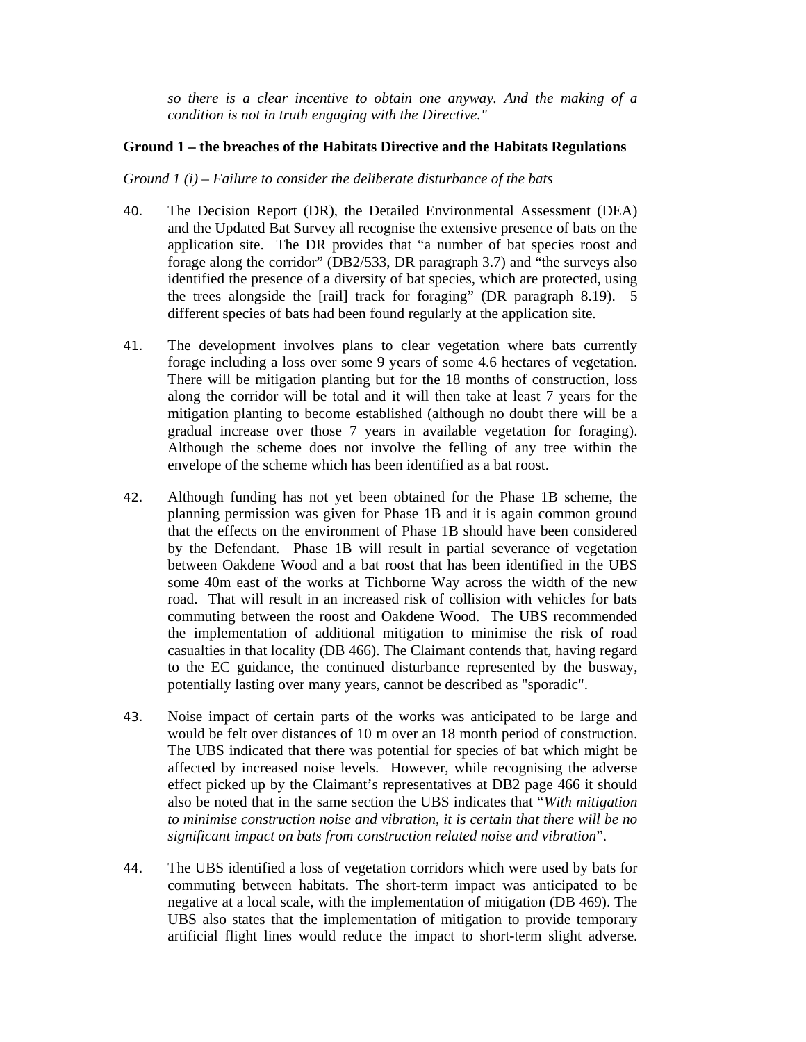*so there is a clear incentive to obtain one anyway. And the making of a condition is not in truth engaging with the Directive."*

**Ground 1 – the breaches of the Habitats Directive and the Habitats Regulations**

*Ground 1 (i) – Failure to consider the deliberate disturbance of the bats*

40. The Decision Report (DR), the Detailed Environmental Assessment (DEA) and the Updated Bat Survey all recognise the extensive presence of bats on the application site. The DR provides that "a number of bat species roost and forage along the corridor" (DB2/533, DR paragraph 3.7) and "the surveys also identified the presence of a diversity of bat species, which are protected, using the trees alongside the [rail] track for foraging" (DR paragraph 8.19). 5 different species of bats had been found regularly at the application site.

41. The development involves plans to clear vegetation where bats currently forage including a loss over some 9 years of some 4.6 hectares of vegetation. There will be mitigation planting but for the 18 months of construction, loss along the corridor will be total and it will then take at least 7 years for the mitigation planting to become established (although no doubt there will be a gradual increase over those 7 years in available vegetation for foraging). Although the scheme does not involve the felling of any tree within the envelope of the scheme which has been identified as a bat roost.

42. Although funding has not yet been obtained for the Phase 1B scheme, the planning permission was given for Phase 1B and it is again common ground that the effects on the environment of Phase 1B should have been considered by the Defendant. Phase 1B will result in partial severance of vegetation between Oakdene Wood and a bat roost that has been identified in the UBS some 40m east of the works at Tichborne Way across the width of the new road. That will result in an increased risk of collision with vehicles for bats commuting between the roost and Oakdene Wood. The UBS recommended the implementation of additional mitigation to minimise the risk of road casualties in that locality (DB 466). The Claimant contends that, having regard to the EC guidance, the continued disturbance represented by the busway, potentially lasting over many years, cannot be described as "sporadic".

43. Noise impact of certain parts of the works was anticipated to be large and would be felt over distances of 10 m over an 18 month period of construction. The UBS indicated that there was potential for species of bat which might be affected by increased noise levels. However, while recognising the adverse effect picked up by the Claimant's representatives at DB2 page 466 it should also be noted that in the same section the UBS indicates that "*With mitigation to minimise construction noise and vibration, it is certain that there will be no significant impact on bats from construction related noise and vibration*".

44. The UBS identified a loss of vegetation corridors which were used by bats for commuting between habitats. The short-term impact was anticipated to be negative at a local scale, with the implementation of mitigation (DB 469). The UBS also states that the implementation of mitigation to provide temporary artificial flight lines would reduce the impact to short-term slight adverse.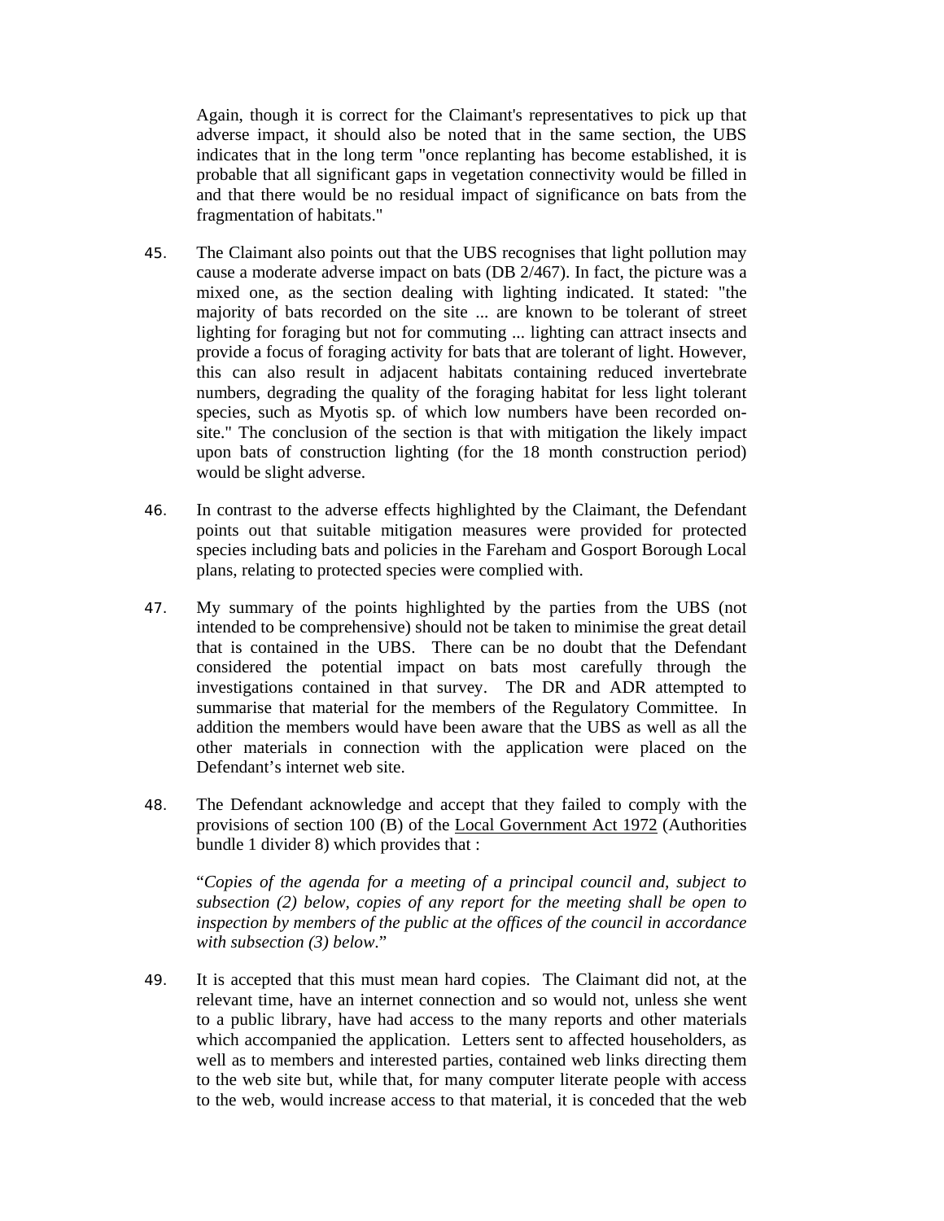Again, though it is correct for the Claimant's representatives to pick up that adverse impact, it should also be noted that in the same section, the UBS indicates that in the long term "once replanting has become established, it is probable that all significant gaps in vegetation connectivity would be filled in and that there would be no residual impact of significance on bats from the fragmentation of habitats."

45. The Claimant also points out that the UBS recognises that light pollution may cause a moderate adverse impact on bats (DB 2/467). In fact, the picture was a mixed one, as the section dealing with lighting indicated. It stated: "the majority of bats recorded on the site ... are known to be tolerant of street lighting for foraging but not for commuting ... lighting can attract insects and provide a focus of foraging activity for bats that are tolerant of light. However, this can also result in adjacent habitats containing reduced invertebrate numbers, degrading the quality of the foraging habitat for less light tolerant species, such as Myotis sp. of which low numbers have been recorded on-site." The conclusion of the section is that with mitigation the likely impact upon bats of construction lighting (for the 18 month construction period) would be slight adverse.

46. In contrast to the adverse effects highlighted by the Claimant, the Defendant points out that suitable mitigation measures were provided for protected species including bats and policies in the Fareham and Gosport Borough Local plans, relating to protected species were complied with.

47. My summary of the points highlighted by the parties from the UBS (not intended to be comprehensive) should not be taken to minimise the great detail that is contained in the UBS. There can be no doubt that the Defendant considered the potential impact on bats most carefully through the investigations contained in that survey. The DR and ADR attempted to summarise that material for the members of the Regulatory Committee. In addition the members would have been aware that the UBS as well as all the other materials in connection with the application were placed on the Defendant's internet web site.

48. The Defendant acknowledge and accept that they failed to comply with the provisions of section 100 (B) of the Local Government Act 1972 (Authorities bundle 1 divider 8) which provides that :

"*Copies of the agenda for a meeting of a principal council and, subject to subsection (2) below, copies of any report for the meeting shall be open to inspection by members of the public at the offices of the council in accordance with subsection (3) below.*"

49. It is accepted that this must mean hard copies. The Claimant did not, at the relevant time, have an internet connection and so would not, unless she went to a public library, have had access to the many reports and other materials which accompanied the application. Letters sent to affected householders, as well as to members and interested parties, contained web links directing them to the web site but, while that, for many computer literate people with access to the web, would increase access to that material, it is conceded that the web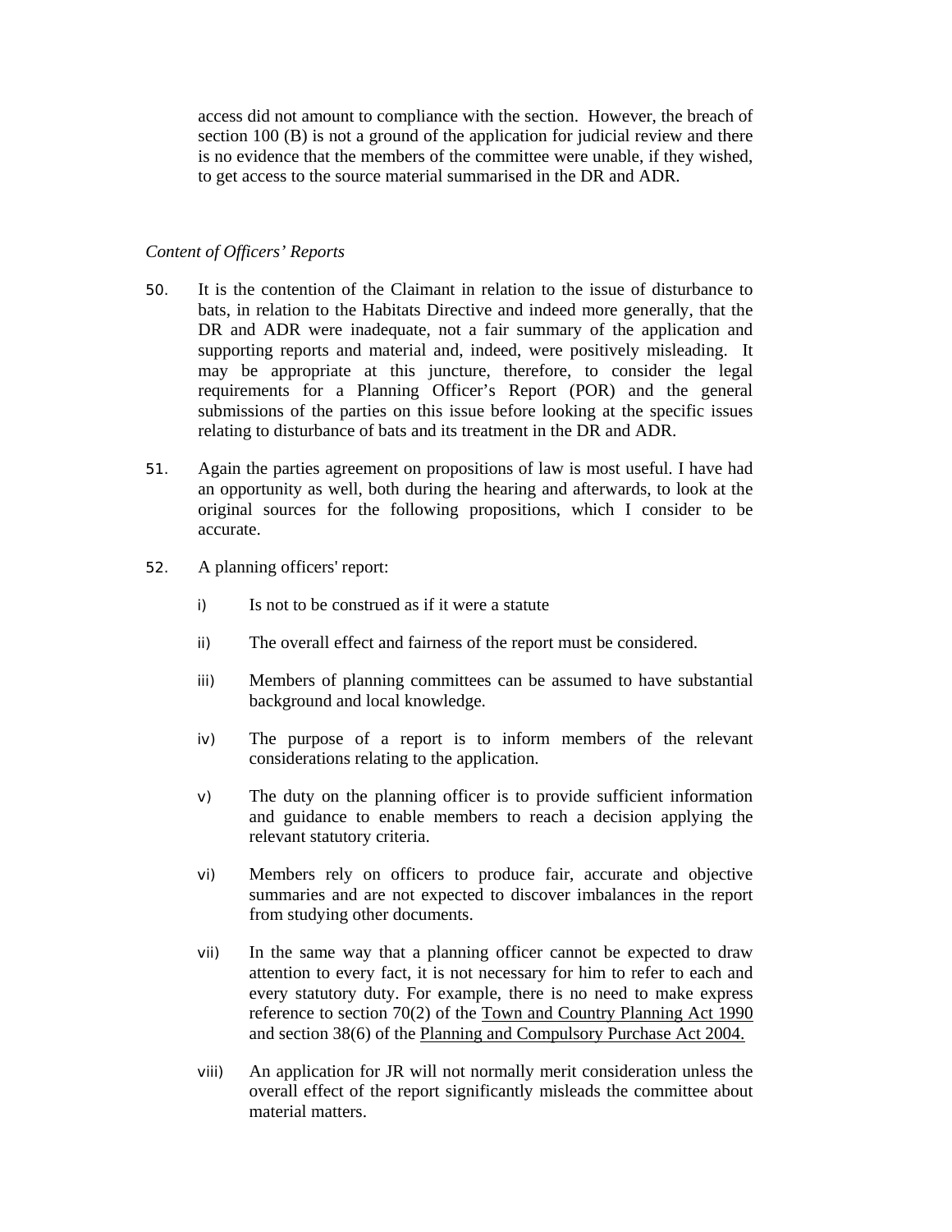access did not amount to compliance with the section. However, the breach of section 100 (B) is not a ground of the application for judicial review and there is no evidence that the members of the committee were unable, if they wished, to get access to the source material summarised in the DR and ADR.

*Content of Officers' Reports*

50. It is the contention of the Claimant in relation to the issue of disturbance to bats, in relation to the Habitats Directive and indeed more generally, that the DR and ADR were inadequate, not a fair summary of the application and supporting reports and material and, indeed, were positively misleading. It may be appropriate at this juncture, therefore, to consider the legal requirements for a Planning Officer's Report (POR) and the general submissions of the parties on this issue before looking at the specific issues relating to disturbance of bats and its treatment in the DR and ADR.

51. Again the parties agreement on propositions of law is most useful. I have had an opportunity as well, both during the hearing and afterwards, to look at the original sources for the following propositions, which I consider to be accurate.

52. A planning officers' report:

    i) Is not to be construed as if it were a statute

    ii) The overall effect and fairness of the report must be considered.

    iii) Members of planning committees can be assumed to have substantial background and local knowledge.

    iv) The purpose of a report is to inform members of the relevant considerations relating to the application.

    v) The duty on the planning officer is to provide sufficient information and guidance to enable members to reach a decision applying the relevant statutory criteria.

    vi) Members rely on officers to produce fair, accurate and objective summaries and are not expected to discover imbalances in the report from studying other documents.

    vii) In the same way that a planning officer cannot be expected to draw attention to every fact, it is not necessary for him to refer to each and every statutory duty. For example, there is no need to make express reference to section 70(2) of the Town and Country Planning Act 1990 and section 38(6) of the Planning and Compulsory Purchase Act 2004.

    viii) An application for JR will not normally merit consideration unless the overall effect of the report significantly misleads the committee about material matters.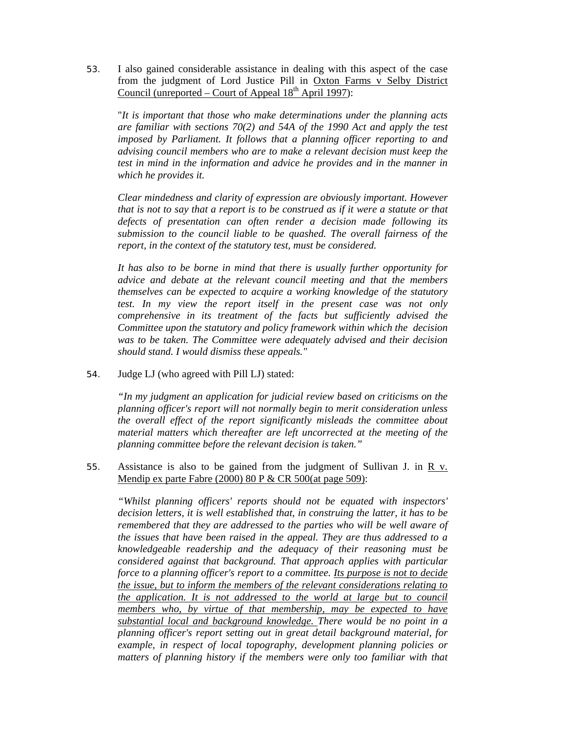53. I also gained considerable assistance in dealing with this aspect of the case from the judgment of Lord Justice Pill in <u>Oxton Farms v Selby District Council (unreported – Court of Appeal 18th April 1997)</u>:

> "*It is important that those who make determinations under the planning acts are familiar with sections 70(2) and 54A of the 1990 Act and apply the test imposed by Parliament. It follows that a planning officer reporting to and advising council members who are to make a relevant decision must keep the test in mind in the information and advice he provides and in the manner in which he provides it.*
>
> *Clear mindedness and clarity of expression are obviously important. However that is not to say that a report is to be construed as if it were a statute or that defects of presentation can often render a decision made following its submission to the council liable to be quashed. The overall fairness of the report, in the context of the statutory test, must be considered.*
>
> *It has also to be borne in mind that there is usually further opportunity for advice and debate at the relevant council meeting and that the members themselves can be expected to acquire a working knowledge of the statutory test. In my view the report itself in the present case was not only comprehensive in its treatment of the facts but sufficiently advised the Committee upon the statutory and policy framework within which the decision was to be taken. The Committee were adequately advised and their decision should stand. I would dismiss these appeals."*

54. Judge LJ (who agreed with Pill LJ) stated:

> *"In my judgment an application for judicial review based on criticisms on the planning officer's report will not normally begin to merit consideration unless the overall effect of the report significantly misleads the committee about material matters which thereafter are left uncorrected at the meeting of the planning committee before the relevant decision is taken."*

55. Assistance is also to be gained from the judgment of Sullivan J. in <u>R v. Mendip ex parte Fabre (2000) 80 P & CR 500(at page 509)</u>:

> *"Whilst planning officers' reports should not be equated with inspectors' decision letters, it is well established that, in construing the latter, it has to be remembered that they are addressed to the parties who will be well aware of the issues that have been raised in the appeal. They are thus addressed to a knowledgeable readership and the adequacy of their reasoning must be considered against that background. That approach applies with particular force to a planning officer's report to a committee. <u>Its purpose is not to decide the issue, but to inform the members of the relevant considerations relating to the application. It is not addressed to the world at large but to council members who, by virtue of that membership, may be expected to have substantial local and background knowledge.</u> There would be no point in a planning officer's report setting out in great detail background material, for example, in respect of local topography, development planning policies or matters of planning history if the members were only too familiar with that*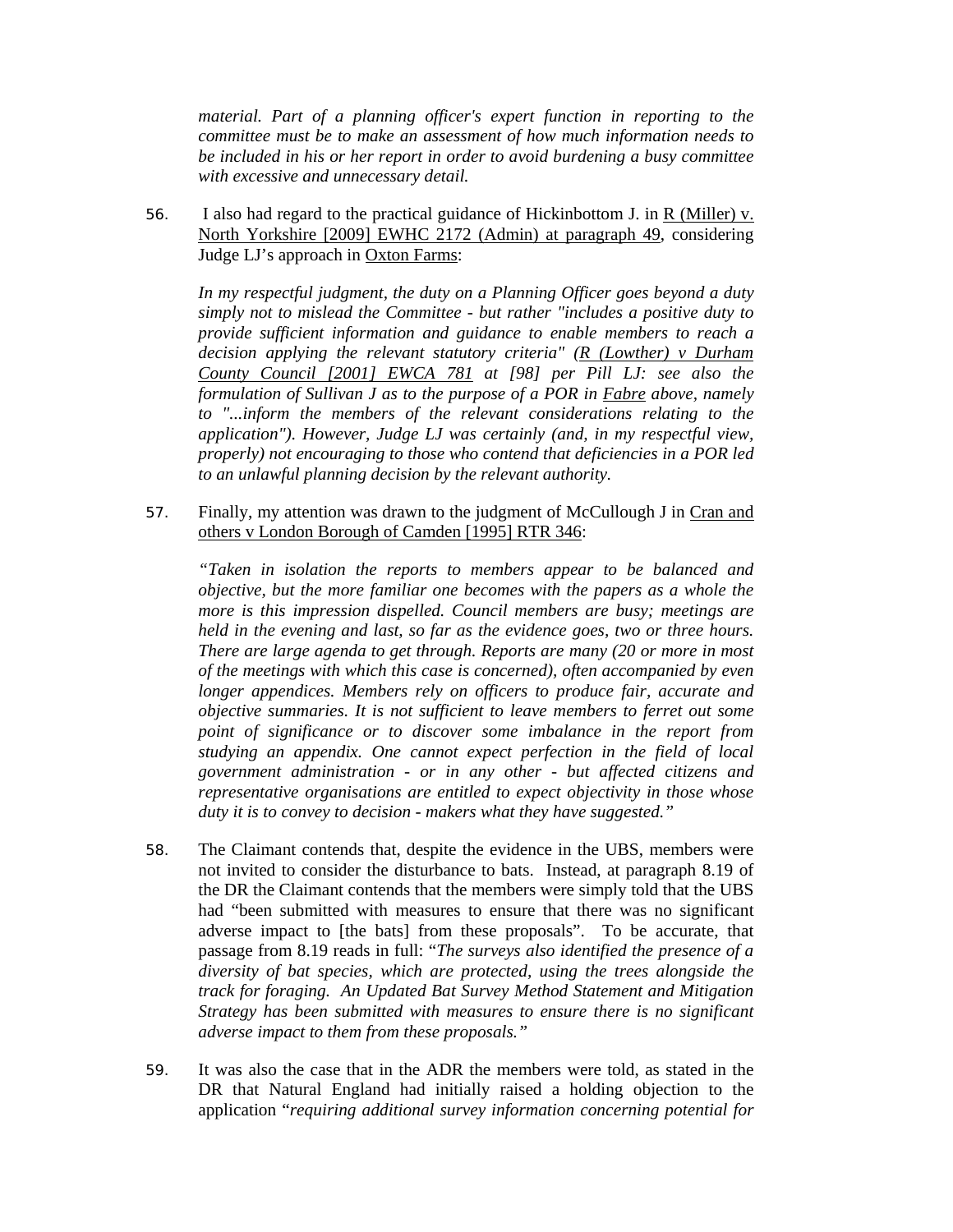*material. Part of a planning officer's expert function in reporting to the committee must be to make an assessment of how much information needs to be included in his or her report in order to avoid burdening a busy committee with excessive and unnecessary detail.*

56. I also had regard to the practical guidance of Hickinbottom J. in R (Miller) v. North Yorkshire [2009] EWHC 2172 (Admin) at paragraph 49, considering Judge LJ's approach in Oxton Farms:

*In my respectful judgment, the duty on a Planning Officer goes beyond a duty simply not to mislead the Committee - but rather "includes a positive duty to provide sufficient information and guidance to enable members to reach a decision applying the relevant statutory criteria" (R (Lowther) v Durham County Council [2001] EWCA 781 at [98] per Pill LJ: see also the formulation of Sullivan J as to the purpose of a POR in Fabre above, namely to "...inform the members of the relevant considerations relating to the application"). However, Judge LJ was certainly (and, in my respectful view, properly) not encouraging to those who contend that deficiencies in a POR led to an unlawful planning decision by the relevant authority.*

57. Finally, my attention was drawn to the judgment of McCullough J in Cran and others v London Borough of Camden [1995] RTR 346:

*"Taken in isolation the reports to members appear to be balanced and objective, but the more familiar one becomes with the papers as a whole the more is this impression dispelled. Council members are busy; meetings are held in the evening and last, so far as the evidence goes, two or three hours. There are large agenda to get through. Reports are many (20 or more in most of the meetings with which this case is concerned), often accompanied by even longer appendices. Members rely on officers to produce fair, accurate and objective summaries. It is not sufficient to leave members to ferret out some point of significance or to discover some imbalance in the report from studying an appendix. One cannot expect perfection in the field of local government administration - or in any other - but affected citizens and representative organisations are entitled to expect objectivity in those whose duty it is to convey to decision - makers what they have suggested."*

58. The Claimant contends that, despite the evidence in the UBS, members were not invited to consider the disturbance to bats. Instead, at paragraph 8.19 of the DR the Claimant contends that the members were simply told that the UBS had "been submitted with measures to ensure that there was no significant adverse impact to [the bats] from these proposals". To be accurate, that passage from 8.19 reads in full: "*The surveys also identified the presence of a diversity of bat species, which are protected, using the trees alongside the track for foraging. An Updated Bat Survey Method Statement and Mitigation Strategy has been submitted with measures to ensure there is no significant adverse impact to them from these proposals.*"

59. It was also the case that in the ADR the members were told, as stated in the DR that Natural England had initially raised a holding objection to the application "*requiring additional survey information concerning potential for*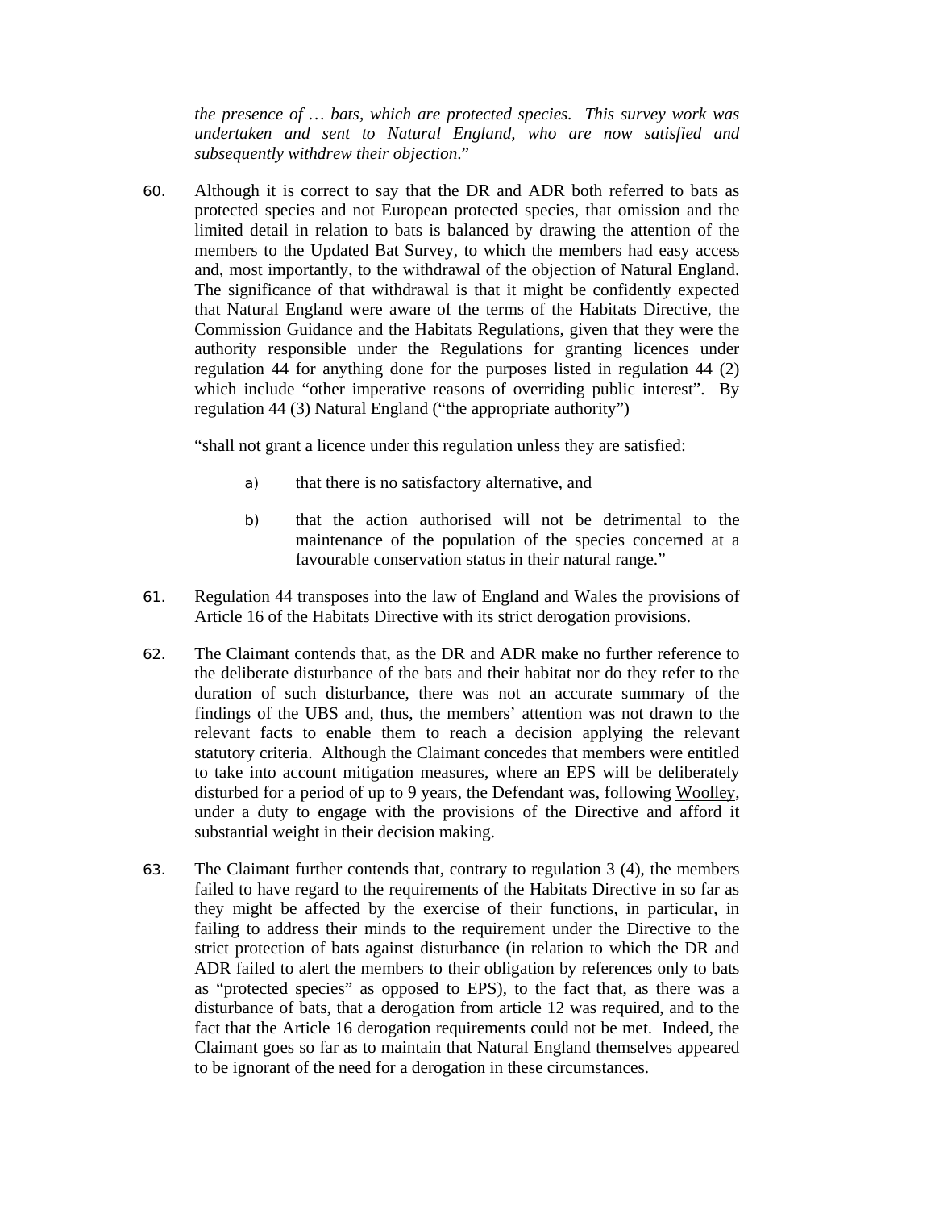*the presence of … bats, which are protected species. This survey work was undertaken and sent to Natural England, who are now satisfied and subsequently withdrew their objection*."

60. Although it is correct to say that the DR and ADR both referred to bats as protected species and not European protected species, that omission and the limited detail in relation to bats is balanced by drawing the attention of the members to the Updated Bat Survey, to which the members had easy access and, most importantly, to the withdrawal of the objection of Natural England. The significance of that withdrawal is that it might be confidently expected that Natural England were aware of the terms of the Habitats Directive, the Commission Guidance and the Habitats Regulations, given that they were the authority responsible under the Regulations for granting licences under regulation 44 for anything done for the purposes listed in regulation 44 (2) which include "other imperative reasons of overriding public interest". By regulation 44 (3) Natural England ("the appropriate authority")

   "shall not grant a licence under this regulation unless they are satisfied:

   a) that there is no satisfactory alternative, and

   b) that the action authorised will not be detrimental to the maintenance of the population of the species concerned at a favourable conservation status in their natural range."

61. Regulation 44 transposes into the law of England and Wales the provisions of Article 16 of the Habitats Directive with its strict derogation provisions.

62. The Claimant contends that, as the DR and ADR make no further reference to the deliberate disturbance of the bats and their habitat nor do they refer to the duration of such disturbance, there was not an accurate summary of the findings of the UBS and, thus, the members' attention was not drawn to the relevant facts to enable them to reach a decision applying the relevant statutory criteria. Although the Claimant concedes that members were entitled to take into account mitigation measures, where an EPS will be deliberately disturbed for a period of up to 9 years, the Defendant was, following Woolley, under a duty to engage with the provisions of the Directive and afford it substantial weight in their decision making.

63. The Claimant further contends that, contrary to regulation 3 (4), the members failed to have regard to the requirements of the Habitats Directive in so far as they might be affected by the exercise of their functions, in particular, in failing to address their minds to the requirement under the Directive to the strict protection of bats against disturbance (in relation to which the DR and ADR failed to alert the members to their obligation by references only to bats as "protected species" as opposed to EPS), to the fact that, as there was a disturbance of bats, that a derogation from article 12 was required, and to the fact that the Article 16 derogation requirements could not be met. Indeed, the Claimant goes so far as to maintain that Natural England themselves appeared to be ignorant of the need for a derogation in these circumstances.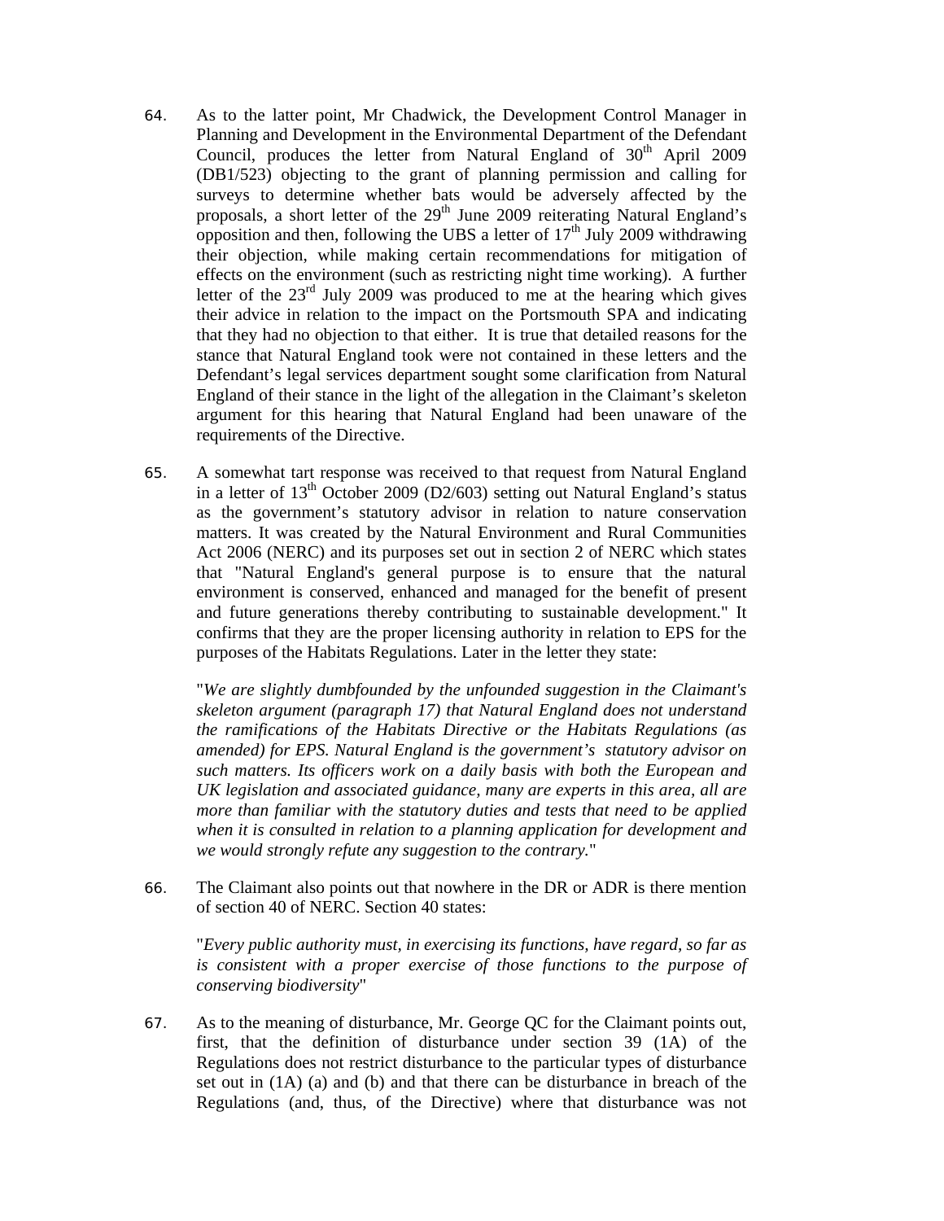64. As to the latter point, Mr Chadwick, the Development Control Manager in Planning and Development in the Environmental Department of the Defendant Council, produces the letter from Natural England of 30th April 2009 (DB1/523) objecting to the grant of planning permission and calling for surveys to determine whether bats would be adversely affected by the proposals, a short letter of the 29th June 2009 reiterating Natural England's opposition and then, following the UBS a letter of 17th July 2009 withdrawing their objection, while making certain recommendations for mitigation of effects on the environment (such as restricting night time working). A further letter of the 23rd July 2009 was produced to me at the hearing which gives their advice in relation to the impact on the Portsmouth SPA and indicating that they had no objection to that either. It is true that detailed reasons for the stance that Natural England took were not contained in these letters and the Defendant's legal services department sought some clarification from Natural England of their stance in the light of the allegation in the Claimant's skeleton argument for this hearing that Natural England had been unaware of the requirements of the Directive.

65. A somewhat tart response was received to that request from Natural England in a letter of 13th October 2009 (D2/603) setting out Natural England's status as the government's statutory advisor in relation to nature conservation matters. It was created by the Natural Environment and Rural Communities Act 2006 (NERC) and its purposes set out in section 2 of NERC which states that "Natural England's general purpose is to ensure that the natural environment is conserved, enhanced and managed for the benefit of present and future generations thereby contributing to sustainable development." It confirms that they are the proper licensing authority in relation to EPS for the purposes of the Habitats Regulations. Later in the letter they state:

> "*We are slightly dumbfounded by the unfounded suggestion in the Claimant's skeleton argument (paragraph 17) that Natural England does not understand the ramifications of the Habitats Directive or the Habitats Regulations (as amended) for EPS. Natural England is the government's statutory advisor on such matters. Its officers work on a daily basis with both the European and UK legislation and associated guidance, many are experts in this area, all are more than familiar with the statutory duties and tests that need to be applied when it is consulted in relation to a planning application for development and we would strongly refute any suggestion to the contrary.*"

66. The Claimant also points out that nowhere in the DR or ADR is there mention of section 40 of NERC. Section 40 states:

> "*Every public authority must, in exercising its functions, have regard, so far as is consistent with a proper exercise of those functions to the purpose of conserving biodiversity*"

67. As to the meaning of disturbance, Mr. George QC for the Claimant points out, first, that the definition of disturbance under section 39 (1A) of the Regulations does not restrict disturbance to the particular types of disturbance set out in (1A) (a) and (b) and that there can be disturbance in breach of the Regulations (and, thus, of the Directive) where that disturbance was not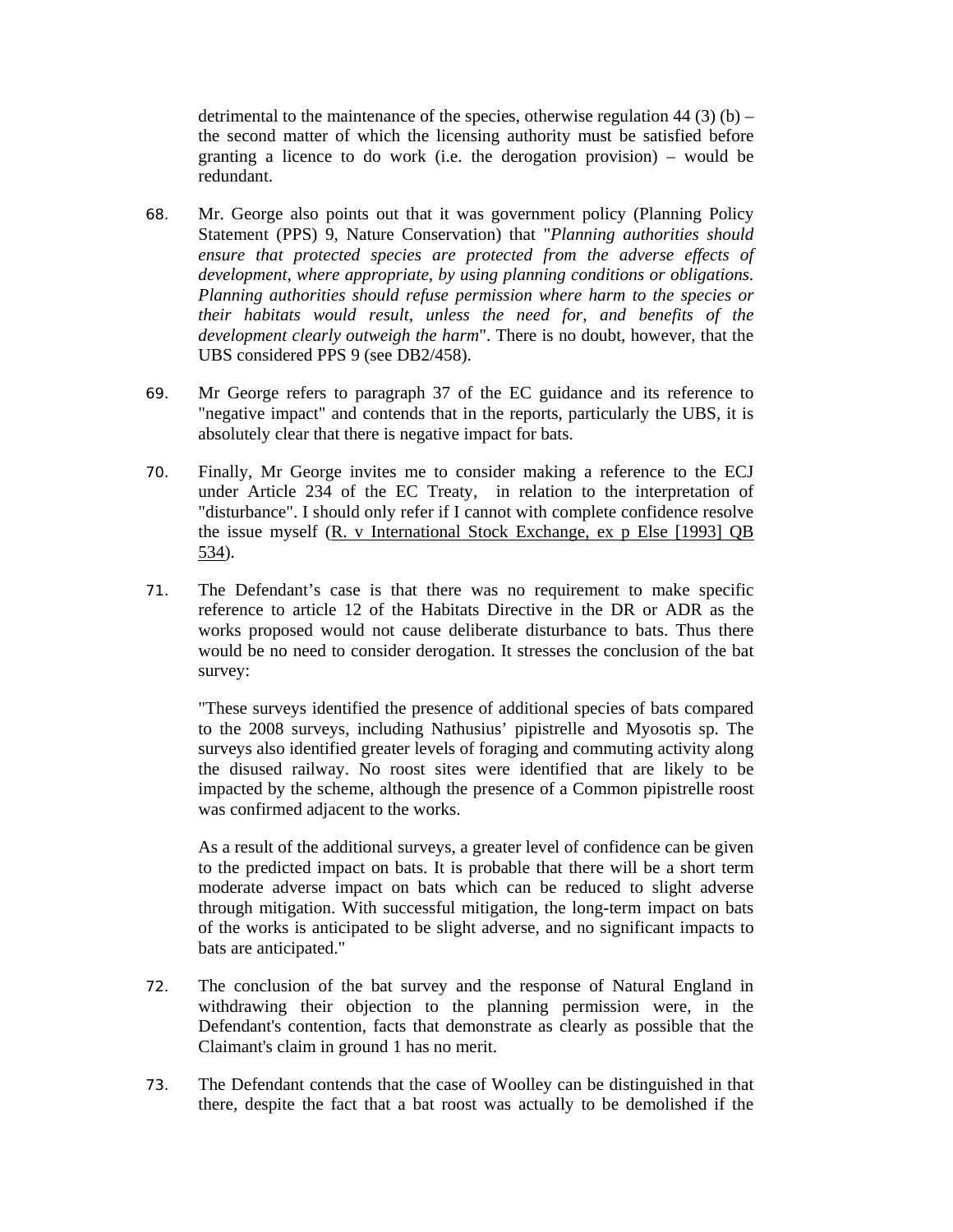detrimental to the maintenance of the species, otherwise regulation 44 (3) (b) – the second matter of which the licensing authority must be satisfied before granting a licence to do work (i.e. the derogation provision) – would be redundant.

68. Mr. George also points out that it was government policy (Planning Policy Statement (PPS) 9, Nature Conservation) that "*Planning authorities should ensure that protected species are protected from the adverse effects of development, where appropriate, by using planning conditions or obligations. Planning authorities should refuse permission where harm to the species or their habitats would result, unless the need for, and benefits of the development clearly outweigh the harm*". There is no doubt, however, that the UBS considered PPS 9 (see DB2/458).

69. Mr George refers to paragraph 37 of the EC guidance and its reference to "negative impact" and contends that in the reports, particularly the UBS, it is absolutely clear that there is negative impact for bats.

70. Finally, Mr George invites me to consider making a reference to the ECJ under Article 234 of the EC Treaty, in relation to the interpretation of "disturbance". I should only refer if I cannot with complete confidence resolve the issue myself (<u>R. v International Stock Exchange, ex p Else [1993] QB 534</u>).

71. The Defendant's case is that there was no requirement to make specific reference to article 12 of the Habitats Directive in the DR or ADR as the works proposed would not cause deliberate disturbance to bats. Thus there would be no need to consider derogation. It stresses the conclusion of the bat survey:

"These surveys identified the presence of additional species of bats compared to the 2008 surveys, including Nathusius' pipistrelle and Myosotis sp. The surveys also identified greater levels of foraging and commuting activity along the disused railway. No roost sites were identified that are likely to be impacted by the scheme, although the presence of a Common pipistrelle roost was confirmed adjacent to the works.

As a result of the additional surveys, a greater level of confidence can be given to the predicted impact on bats. It is probable that there will be a short term moderate adverse impact on bats which can be reduced to slight adverse through mitigation. With successful mitigation, the long-term impact on bats of the works is anticipated to be slight adverse, and no significant impacts to bats are anticipated."

72. The conclusion of the bat survey and the response of Natural England in withdrawing their objection to the planning permission were, in the Defendant's contention, facts that demonstrate as clearly as possible that the Claimant's claim in ground 1 has no merit.

73. The Defendant contends that the case of Woolley can be distinguished in that there, despite the fact that a bat roost was actually to be demolished if the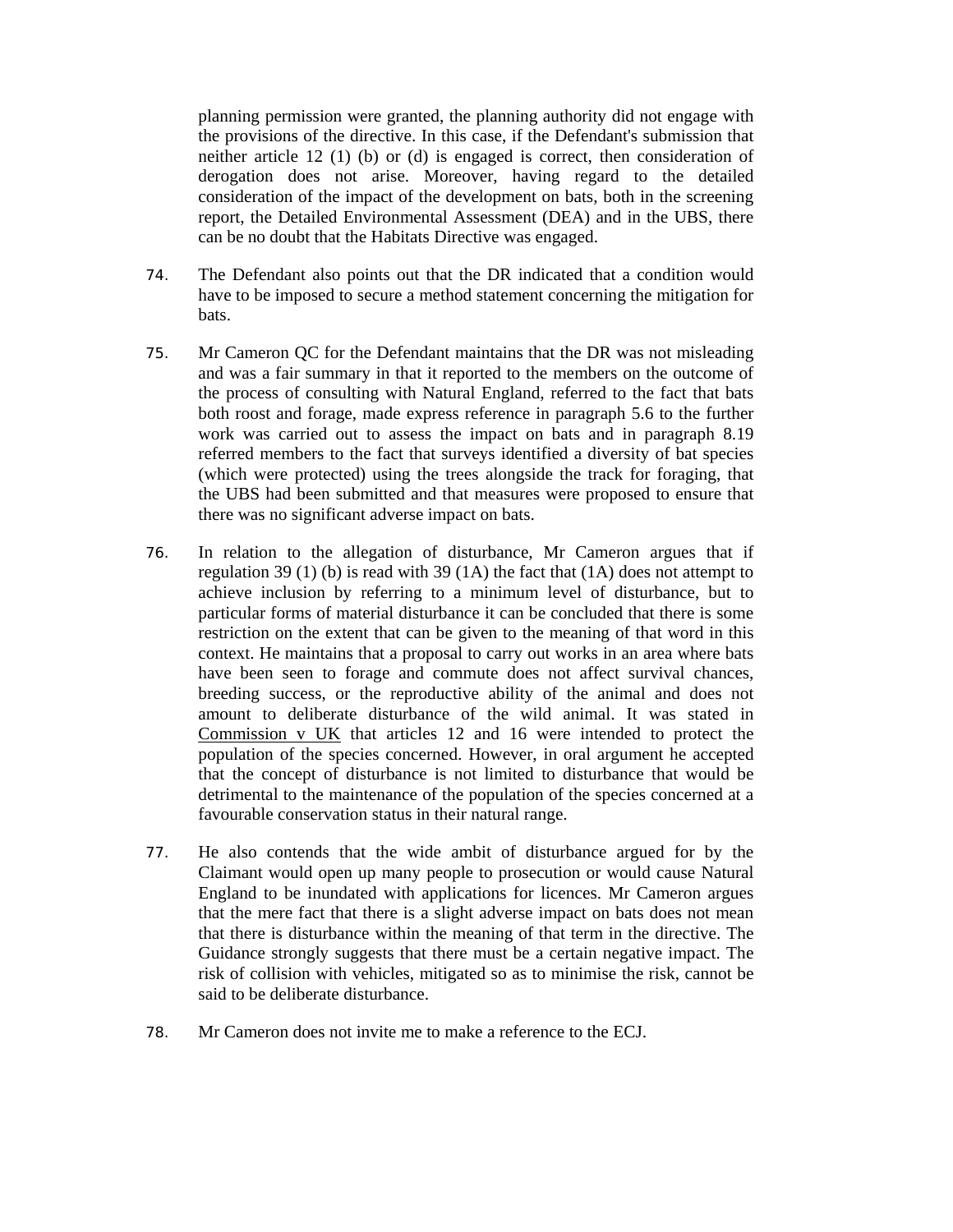planning permission were granted, the planning authority did not engage with the provisions of the directive. In this case, if the Defendant's submission that neither article 12 (1) (b) or (d) is engaged is correct, then consideration of derogation does not arise. Moreover, having regard to the detailed consideration of the impact of the development on bats, both in the screening report, the Detailed Environmental Assessment (DEA) and in the UBS, there can be no doubt that the Habitats Directive was engaged.

74. The Defendant also points out that the DR indicated that a condition would have to be imposed to secure a method statement concerning the mitigation for bats.

75. Mr Cameron QC for the Defendant maintains that the DR was not misleading and was a fair summary in that it reported to the members on the outcome of the process of consulting with Natural England, referred to the fact that bats both roost and forage, made express reference in paragraph 5.6 to the further work was carried out to assess the impact on bats and in paragraph 8.19 referred members to the fact that surveys identified a diversity of bat species (which were protected) using the trees alongside the track for foraging, that the UBS had been submitted and that measures were proposed to ensure that there was no significant adverse impact on bats.

76. In relation to the allegation of disturbance, Mr Cameron argues that if regulation 39 (1) (b) is read with 39 (1A) the fact that (1A) does not attempt to achieve inclusion by referring to a minimum level of disturbance, but to particular forms of material disturbance it can be concluded that there is some restriction on the extent that can be given to the meaning of that word in this context. He maintains that a proposal to carry out works in an area where bats have been seen to forage and commute does not affect survival chances, breeding success, or the reproductive ability of the animal and does not amount to deliberate disturbance of the wild animal. It was stated in <u>Commission v UK</u> that articles 12 and 16 were intended to protect the population of the species concerned. However, in oral argument he accepted that the concept of disturbance is not limited to disturbance that would be detrimental to the maintenance of the population of the species concerned at a favourable conservation status in their natural range.

77. He also contends that the wide ambit of disturbance argued for by the Claimant would open up many people to prosecution or would cause Natural England to be inundated with applications for licences. Mr Cameron argues that the mere fact that there is a slight adverse impact on bats does not mean that there is disturbance within the meaning of that term in the directive. The Guidance strongly suggests that there must be a certain negative impact. The risk of collision with vehicles, mitigated so as to minimise the risk, cannot be said to be deliberate disturbance.

78. Mr Cameron does not invite me to make a reference to the ECJ.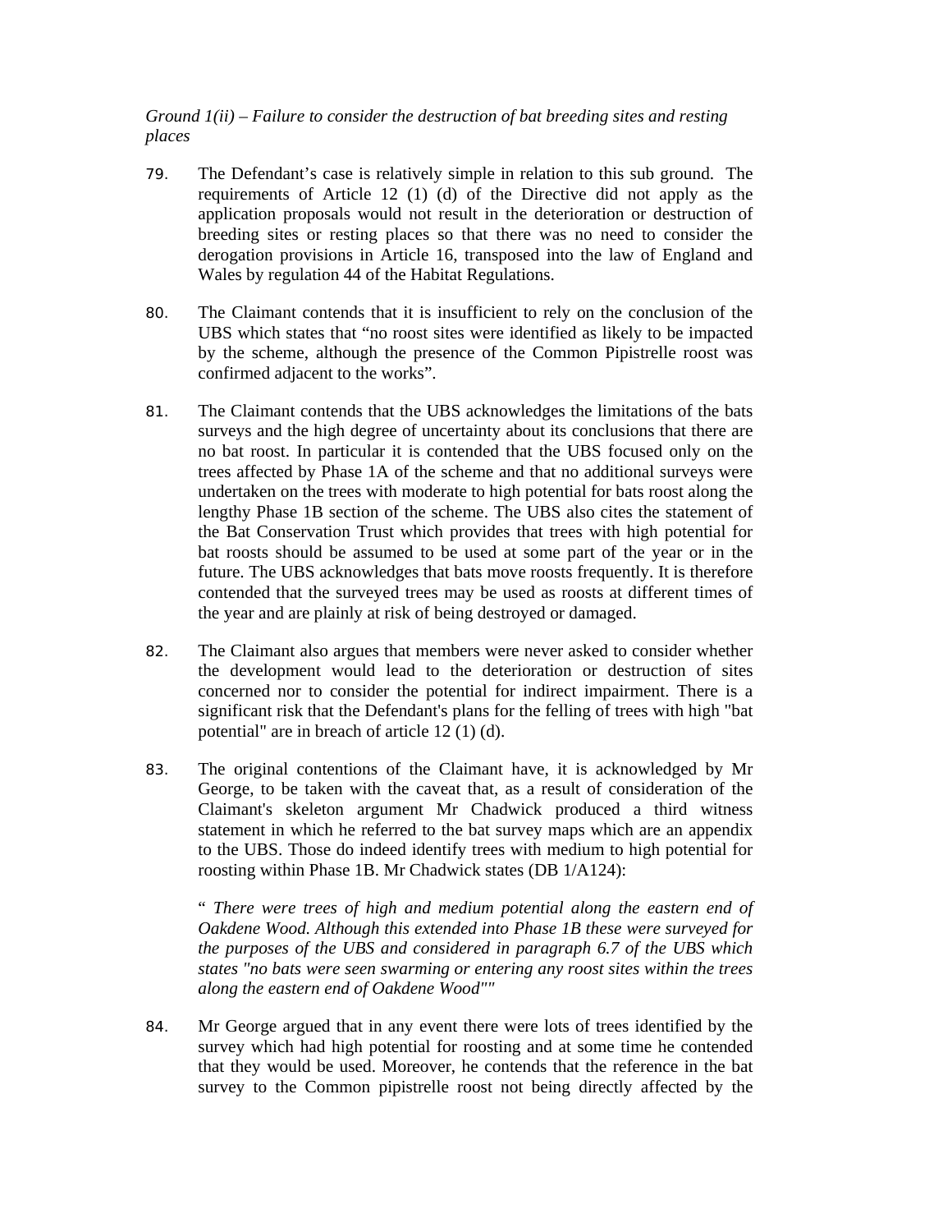*Ground 1(ii) – Failure to consider the destruction of bat breeding sites and resting places*

79. The Defendant's case is relatively simple in relation to this sub ground. The requirements of Article 12 (1) (d) of the Directive did not apply as the application proposals would not result in the deterioration or destruction of breeding sites or resting places so that there was no need to consider the derogation provisions in Article 16, transposed into the law of England and Wales by regulation 44 of the Habitat Regulations.

80. The Claimant contends that it is insufficient to rely on the conclusion of the UBS which states that "no roost sites were identified as likely to be impacted by the scheme, although the presence of the Common Pipistrelle roost was confirmed adjacent to the works".

81. The Claimant contends that the UBS acknowledges the limitations of the bats surveys and the high degree of uncertainty about its conclusions that there are no bat roost. In particular it is contended that the UBS focused only on the trees affected by Phase 1A of the scheme and that no additional surveys were undertaken on the trees with moderate to high potential for bats roost along the lengthy Phase 1B section of the scheme. The UBS also cites the statement of the Bat Conservation Trust which provides that trees with high potential for bat roosts should be assumed to be used at some part of the year or in the future. The UBS acknowledges that bats move roosts frequently. It is therefore contended that the surveyed trees may be used as roosts at different times of the year and are plainly at risk of being destroyed or damaged.

82. The Claimant also argues that members were never asked to consider whether the development would lead to the deterioration or destruction of sites concerned nor to consider the potential for indirect impairment. There is a significant risk that the Defendant's plans for the felling of trees with high "bat potential" are in breach of article 12 (1) (d).

83. The original contentions of the Claimant have, it is acknowledged by Mr George, to be taken with the caveat that, as a result of consideration of the Claimant's skeleton argument Mr Chadwick produced a third witness statement in which he referred to the bat survey maps which are an appendix to the UBS. Those do indeed identify trees with medium to high potential for roosting within Phase 1B. Mr Chadwick states (DB 1/A124):

> " *There were trees of high and medium potential along the eastern end of Oakdene Wood. Although this extended into Phase 1B these were surveyed for the purposes of the UBS and considered in paragraph 6.7 of the UBS which states "no bats were seen swarming or entering any roost sites within the trees along the eastern end of Oakdene Wood""*

84. Mr George argued that in any event there were lots of trees identified by the survey which had high potential for roosting and at some time he contended that they would be used. Moreover, he contends that the reference in the bat survey to the Common pipistrelle roost not being directly affected by the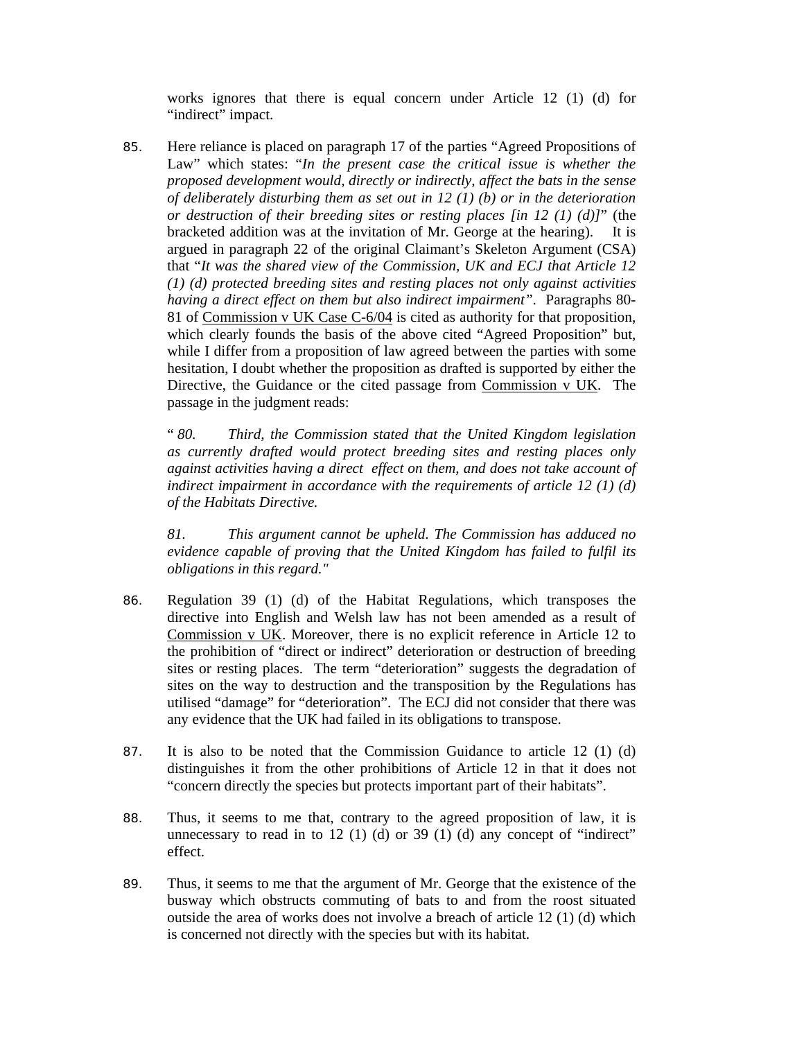works ignores that there is equal concern under Article 12 (1) (d) for "indirect" impact.

85. Here reliance is placed on paragraph 17 of the parties "Agreed Propositions of Law" which states: "*In the present case the critical issue is whether the proposed development would, directly or indirectly, affect the bats in the sense of deliberately disturbing them as set out in 12 (1) (b) or in the deterioration or destruction of their breeding sites or resting places [in 12 (1) (d)]*" (the bracketed addition was at the invitation of Mr. George at the hearing). It is argued in paragraph 22 of the original Claimant's Skeleton Argument (CSA) that "*It was the shared view of the Commission, UK and ECJ that Article 12 (1) (d) protected breeding sites and resting places not only against activities having a direct effect on them but also indirect impairment*". Paragraphs 80-81 of Commission v UK Case C-6/04 is cited as authority for that proposition, which clearly founds the basis of the above cited "Agreed Proposition" but, while I differ from a proposition of law agreed between the parties with some hesitation, I doubt whether the proposition as drafted is supported by either the Directive, the Guidance or the cited passage from Commission v UK. The passage in the judgment reads:

> " *80. Third, the Commission stated that the United Kingdom legislation as currently drafted would protect breeding sites and resting places only against activities having a direct effect on them, and does not take account of indirect impairment in accordance with the requirements of article 12 (1) (d) of the Habitats Directive.*
>
> *81. This argument cannot be upheld. The Commission has adduced no evidence capable of proving that the United Kingdom has failed to fulfil its obligations in this regard."*

86. Regulation 39 (1) (d) of the Habitat Regulations, which transposes the directive into English and Welsh law has not been amended as a result of Commission v UK. Moreover, there is no explicit reference in Article 12 to the prohibition of "direct or indirect" deterioration or destruction of breeding sites or resting places. The term "deterioration" suggests the degradation of sites on the way to destruction and the transposition by the Regulations has utilised "damage" for "deterioration". The ECJ did not consider that there was any evidence that the UK had failed in its obligations to transpose.

87. It is also to be noted that the Commission Guidance to article 12 (1) (d) distinguishes it from the other prohibitions of Article 12 in that it does not "concern directly the species but protects important part of their habitats".

88. Thus, it seems to me that, contrary to the agreed proposition of law, it is unnecessary to read in to 12 (1) (d) or 39 (1) (d) any concept of "indirect" effect.

89. Thus, it seems to me that the argument of Mr. George that the existence of the busway which obstructs commuting of bats to and from the roost situated outside the area of works does not involve a breach of article 12 (1) (d) which is concerned not directly with the species but with its habitat.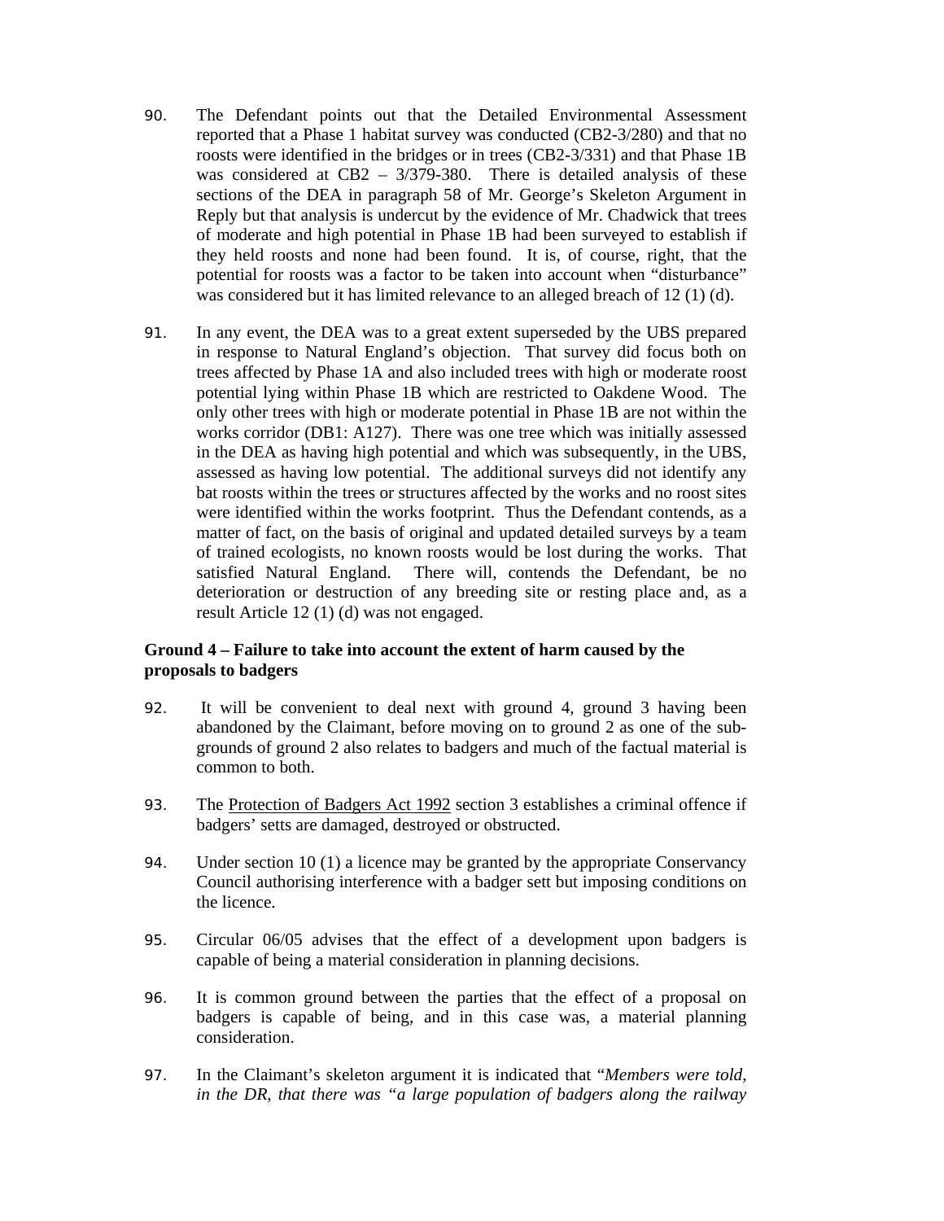90. The Defendant points out that the Detailed Environmental Assessment reported that a Phase 1 habitat survey was conducted (CB2-3/280) and that no roosts were identified in the bridges or in trees (CB2-3/331) and that Phase 1B was considered at CB2 – 3/379-380. There is detailed analysis of these sections of the DEA in paragraph 58 of Mr. George's Skeleton Argument in Reply but that analysis is undercut by the evidence of Mr. Chadwick that trees of moderate and high potential in Phase 1B had been surveyed to establish if they held roosts and none had been found. It is, of course, right, that the potential for roosts was a factor to be taken into account when "disturbance" was considered but it has limited relevance to an alleged breach of 12 (1) (d).

91. In any event, the DEA was to a great extent superseded by the UBS prepared in response to Natural England's objection. That survey did focus both on trees affected by Phase 1A and also included trees with high or moderate roost potential lying within Phase 1B which are restricted to Oakdene Wood. The only other trees with high or moderate potential in Phase 1B are not within the works corridor (DB1: A127). There was one tree which was initially assessed in the DEA as having high potential and which was subsequently, in the UBS, assessed as having low potential. The additional surveys did not identify any bat roosts within the trees or structures affected by the works and no roost sites were identified within the works footprint. Thus the Defendant contends, as a matter of fact, on the basis of original and updated detailed surveys by a team of trained ecologists, no known roosts would be lost during the works. That satisfied Natural England. There will, contends the Defendant, be no deterioration or destruction of any breeding site or resting place and, as a result Article 12 (1) (d) was not engaged.

**Ground 4 – Failure to take into account the extent of harm caused by the proposals to badgers**

92. It will be convenient to deal next with ground 4, ground 3 having been abandoned by the Claimant, before moving on to ground 2 as one of the sub-grounds of ground 2 also relates to badgers and much of the factual material is common to both.

93. The Protection of Badgers Act 1992 section 3 establishes a criminal offence if badgers' setts are damaged, destroyed or obstructed.

94. Under section 10 (1) a licence may be granted by the appropriate Conservancy Council authorising interference with a badger sett but imposing conditions on the licence.

95. Circular 06/05 advises that the effect of a development upon badgers is capable of being a material consideration in planning decisions.

96. It is common ground between the parties that the effect of a proposal on badgers is capable of being, and in this case was, a material planning consideration.

97. In the Claimant's skeleton argument it is indicated that "*Members were told, in the DR, that there was "a large population of badgers along the railway*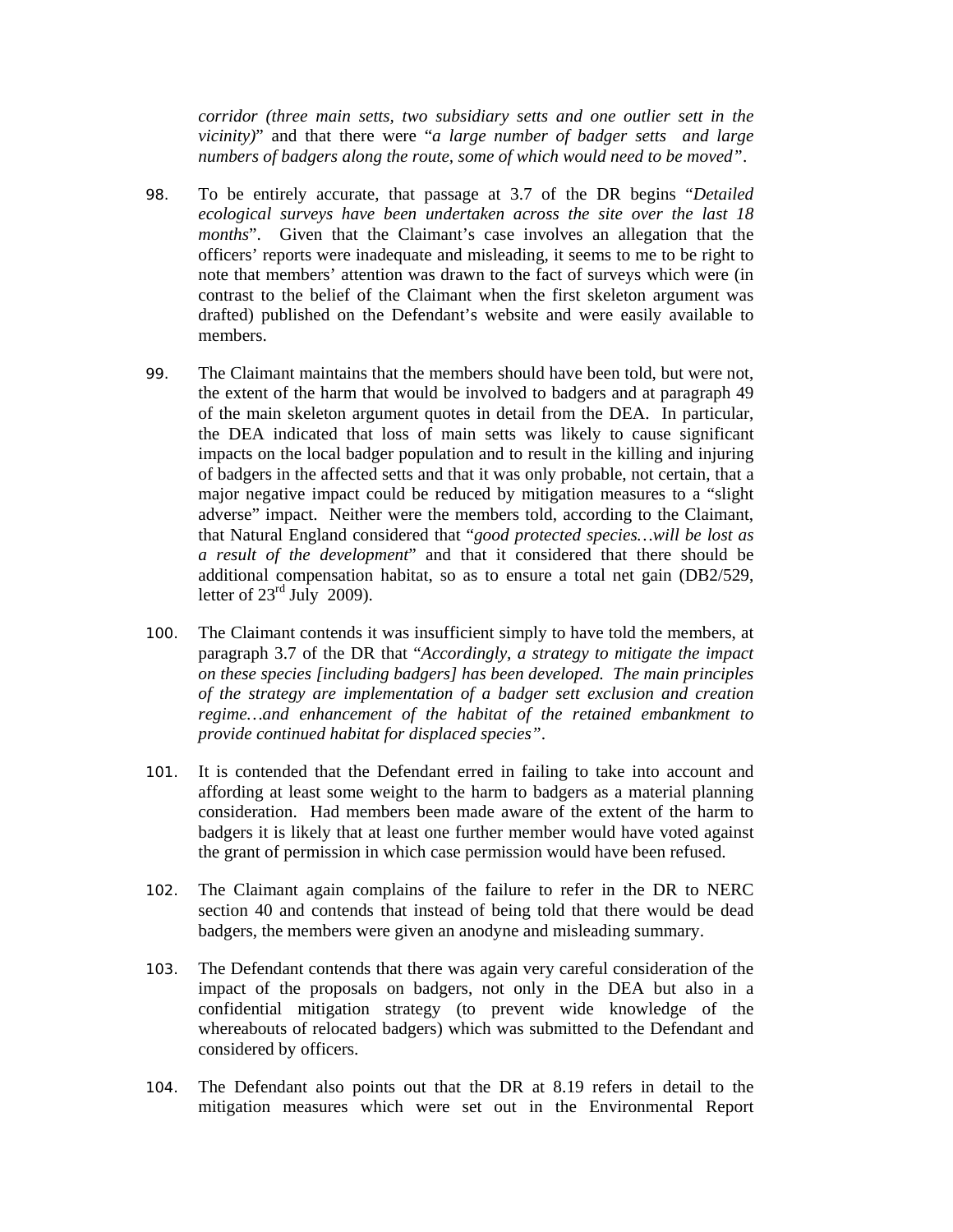*corridor (three main setts, two subsidiary setts and one outlier sett in the vicinity)*" and that there were "*a large number of badger setts and large numbers of badgers along the route, some of which would need to be moved*".

98. To be entirely accurate, that passage at 3.7 of the DR begins "*Detailed ecological surveys have been undertaken across the site over the last 18 months*". Given that the Claimant's case involves an allegation that the officers' reports were inadequate and misleading, it seems to me to be right to note that members' attention was drawn to the fact of surveys which were (in contrast to the belief of the Claimant when the first skeleton argument was drafted) published on the Defendant's website and were easily available to members.

99. The Claimant maintains that the members should have been told, but were not, the extent of the harm that would be involved to badgers and at paragraph 49 of the main skeleton argument quotes in detail from the DEA. In particular, the DEA indicated that loss of main setts was likely to cause significant impacts on the local badger population and to result in the killing and injuring of badgers in the affected setts and that it was only probable, not certain, that a major negative impact could be reduced by mitigation measures to a "slight adverse" impact. Neither were the members told, according to the Claimant, that Natural England considered that "*good protected species…will be lost as a result of the development*" and that it considered that there should be additional compensation habitat, so as to ensure a total net gain (DB2/529, letter of 23rd July 2009).

100. The Claimant contends it was insufficient simply to have told the members, at paragraph 3.7 of the DR that "*Accordingly, a strategy to mitigate the impact on these species [including badgers] has been developed. The main principles of the strategy are implementation of a badger sett exclusion and creation regime…and enhancement of the habitat of the retained embankment to provide continued habitat for displaced species*".

101. It is contended that the Defendant erred in failing to take into account and affording at least some weight to the harm to badgers as a material planning consideration. Had members been made aware of the extent of the harm to badgers it is likely that at least one further member would have voted against the grant of permission in which case permission would have been refused.

102. The Claimant again complains of the failure to refer in the DR to NERC section 40 and contends that instead of being told that there would be dead badgers, the members were given an anodyne and misleading summary.

103. The Defendant contends that there was again very careful consideration of the impact of the proposals on badgers, not only in the DEA but also in a confidential mitigation strategy (to prevent wide knowledge of the whereabouts of relocated badgers) which was submitted to the Defendant and considered by officers.

104. The Defendant also points out that the DR at 8.19 refers in detail to the mitigation measures which were set out in the Environmental Report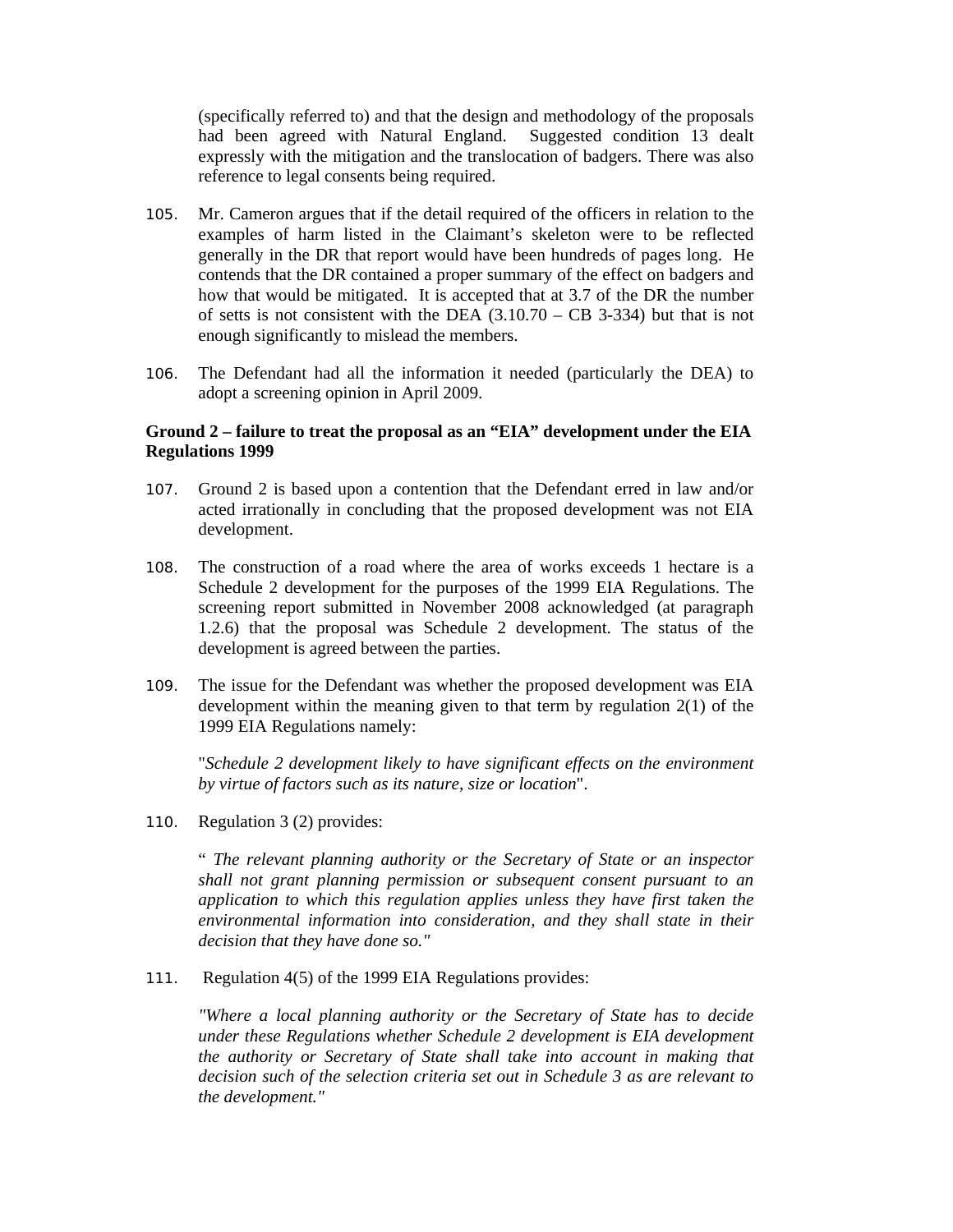(specifically referred to) and that the design and methodology of the proposals had been agreed with Natural England. Suggested condition 13 dealt expressly with the mitigation and the translocation of badgers. There was also reference to legal consents being required.

105. Mr. Cameron argues that if the detail required of the officers in relation to the examples of harm listed in the Claimant's skeleton were to be reflected generally in the DR that report would have been hundreds of pages long. He contends that the DR contained a proper summary of the effect on badgers and how that would be mitigated. It is accepted that at 3.7 of the DR the number of setts is not consistent with the DEA (3.10.70 – CB 3-334) but that is not enough significantly to mislead the members.

106. The Defendant had all the information it needed (particularly the DEA) to adopt a screening opinion in April 2009.

**Ground 2 – failure to treat the proposal as an "EIA" development under the EIA Regulations 1999**

107. Ground 2 is based upon a contention that the Defendant erred in law and/or acted irrationally in concluding that the proposed development was not EIA development.

108. The construction of a road where the area of works exceeds 1 hectare is a Schedule 2 development for the purposes of the 1999 EIA Regulations. The screening report submitted in November 2008 acknowledged (at paragraph 1.2.6) that the proposal was Schedule 2 development. The status of the development is agreed between the parties.

109. The issue for the Defendant was whether the proposed development was EIA development within the meaning given to that term by regulation 2(1) of the 1999 EIA Regulations namely:

"*Schedule 2 development likely to have significant effects on the environment by virtue of factors such as its nature, size or location*".

110. Regulation 3 (2) provides:

" *The relevant planning authority or the Secretary of State or an inspector shall not grant planning permission or subsequent consent pursuant to an application to which this regulation applies unless they have first taken the environmental information into consideration, and they shall state in their decision that they have done so."*

111. Regulation 4(5) of the 1999 EIA Regulations provides:

*"Where a local planning authority or the Secretary of State has to decide under these Regulations whether Schedule 2 development is EIA development the authority or Secretary of State shall take into account in making that decision such of the selection criteria set out in Schedule 3 as are relevant to the development."*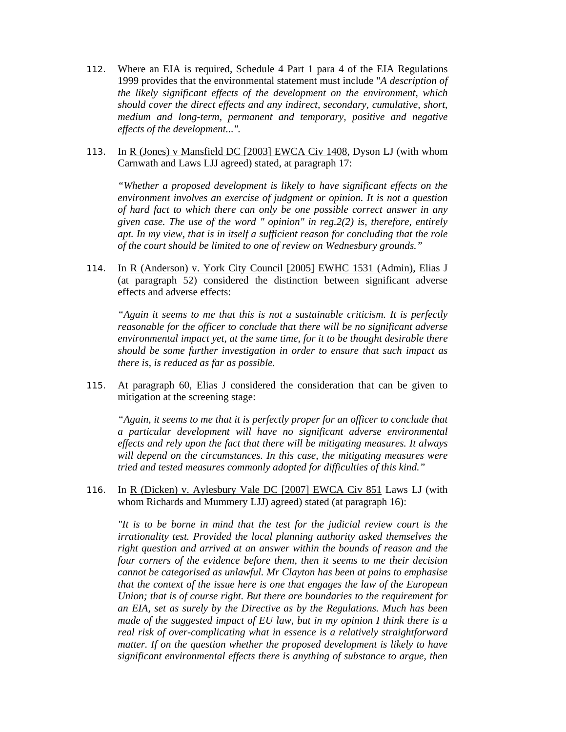112. Where an EIA is required, Schedule 4 Part 1 para 4 of the EIA Regulations 1999 provides that the environmental statement must include "*A description of the likely significant effects of the development on the environment, which should cover the direct effects and any indirect, secondary, cumulative, short, medium and long-term, permanent and temporary, positive and negative effects of the development...*".

113. In R (Jones) v Mansfield DC [2003] EWCA Civ 1408, Dyson LJ (with whom Carnwath and Laws LJJ agreed) stated, at paragraph 17:

> *"Whether a proposed development is likely to have significant effects on the environment involves an exercise of judgment or opinion. It is not a question of hard fact to which there can only be one possible correct answer in any given case. The use of the word " opinion" in reg.2(2) is, therefore, entirely apt. In my view, that is in itself a sufficient reason for concluding that the role of the court should be limited to one of review on Wednesbury grounds."*

114. In R (Anderson) v. York City Council [2005] EWHC 1531 (Admin), Elias J (at paragraph 52) considered the distinction between significant adverse effects and adverse effects:

> *"Again it seems to me that this is not a sustainable criticism. It is perfectly reasonable for the officer to conclude that there will be no significant adverse environmental impact yet, at the same time, for it to be thought desirable there should be some further investigation in order to ensure that such impact as there is, is reduced as far as possible.*

115. At paragraph 60, Elias J considered the consideration that can be given to mitigation at the screening stage:

> *"Again, it seems to me that it is perfectly proper for an officer to conclude that a particular development will have no significant adverse environmental effects and rely upon the fact that there will be mitigating measures. It always will depend on the circumstances. In this case, the mitigating measures were tried and tested measures commonly adopted for difficulties of this kind."*

116. In R (Dicken) v. Aylesbury Vale DC [2007] EWCA Civ 851 Laws LJ (with whom Richards and Mummery LJJ) agreed) stated (at paragraph 16):

> *"It is to be borne in mind that the test for the judicial review court is the irrationality test. Provided the local planning authority asked themselves the right question and arrived at an answer within the bounds of reason and the four corners of the evidence before them, then it seems to me their decision cannot be categorised as unlawful. Mr Clayton has been at pains to emphasise that the context of the issue here is one that engages the law of the European Union; that is of course right. But there are boundaries to the requirement for an EIA, set as surely by the Directive as by the Regulations. Much has been made of the suggested impact of EU law, but in my opinion I think there is a real risk of over-complicating what in essence is a relatively straightforward matter. If on the question whether the proposed development is likely to have significant environmental effects there is anything of substance to argue, then*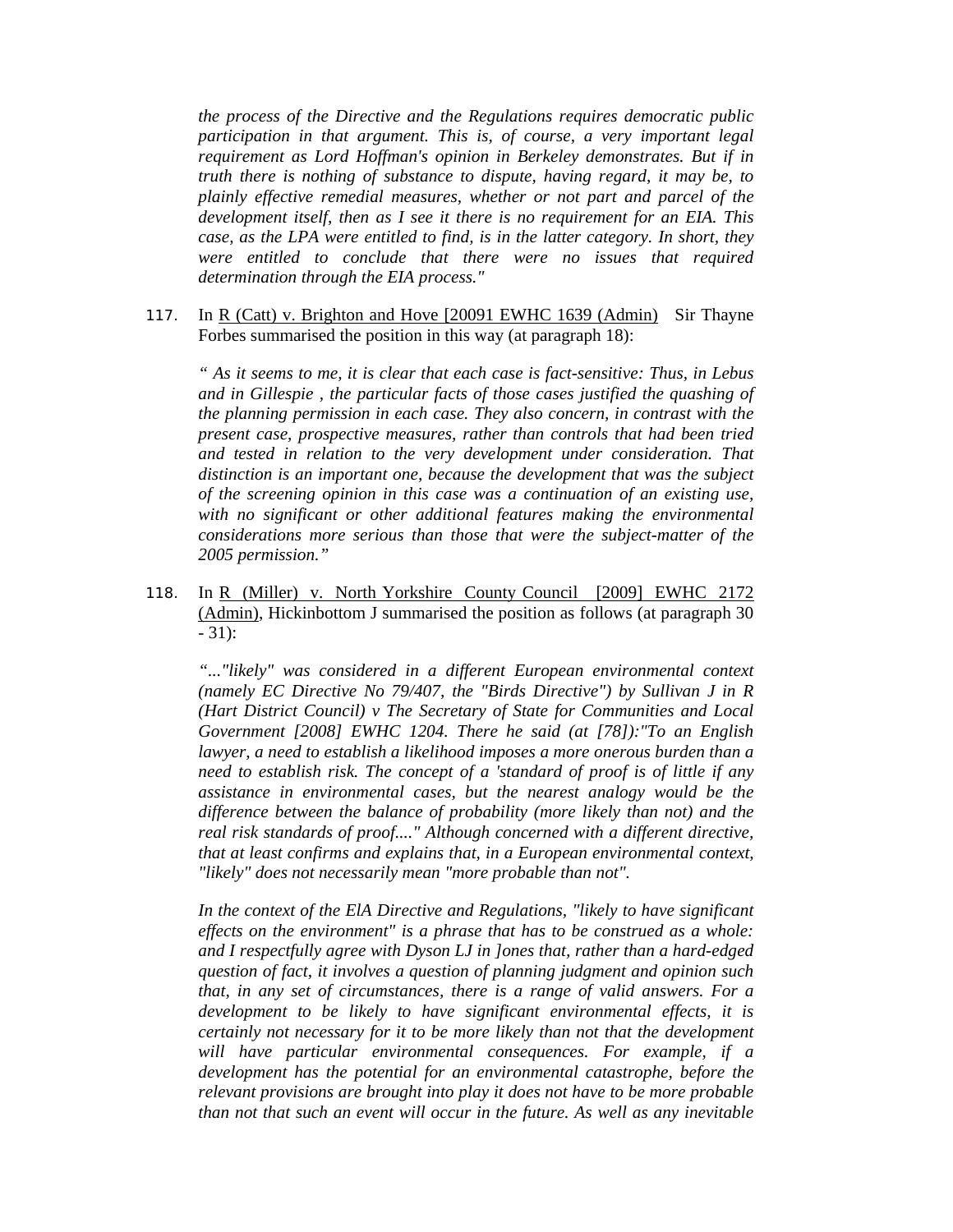*the process of the Directive and the Regulations requires democratic public participation in that argument. This is, of course, a very important legal requirement as Lord Hoffman's opinion in Berkeley demonstrates. But if in truth there is nothing of substance to dispute, having regard, it may be, to plainly effective remedial measures, whether or not part and parcel of the development itself, then as I see it there is no requirement for an EIA. This case, as the LPA were entitled to find, is in the latter category. In short, they were entitled to conclude that there were no issues that required determination through the EIA process."*

117. In R (Catt) v. Brighton and Hove [20091 EWHC 1639 (Admin) Sir Thayne Forbes summarised the position in this way (at paragraph 18):

*" As it seems to me, it is clear that each case is fact-sensitive: Thus, in Lebus and in Gillespie , the particular facts of those cases justified the quashing of the planning permission in each case. They also concern, in contrast with the present case, prospective measures, rather than controls that had been tried and tested in relation to the very development under consideration. That distinction is an important one, because the development that was the subject of the screening opinion in this case was a continuation of an existing use, with no significant or other additional features making the environmental considerations more serious than those that were the subject-matter of the 2005 permission."*

118. In R (Miller) v. North Yorkshire County Council [2009] EWHC 2172 (Admin), Hickinbottom J summarised the position as follows (at paragraph 30 - 31):

*"..."likely" was considered in a different European environmental context (namely EC Directive No 79/407, the "Birds Directive") by Sullivan J in R (Hart District Council) v The Secretary of State for Communities and Local Government [2008] EWHC 1204. There he said (at [78]):"To an English lawyer, a need to establish a likelihood imposes a more onerous burden than a need to establish risk. The concept of a 'standard of proof is of little if any assistance in environmental cases, but the nearest analogy would be the difference between the balance of probability (more likely than not) and the real risk standards of proof...." Although concerned with a different directive, that at least confirms and explains that, in a European environmental context, "likely" does not necessarily mean "more probable than not".*

*In the context of the ElA Directive and Regulations, "likely to have significant effects on the environment" is a phrase that has to be construed as a whole: and I respectfully agree with Dyson LJ in ]ones that, rather than a hard-edged question of fact, it involves a question of planning judgment and opinion such that, in any set of circumstances, there is a range of valid answers. For a development to be likely to have significant environmental effects, it is certainly not necessary for it to be more likely than not that the development will have particular environmental consequences. For example, if a development has the potential for an environmental catastrophe, before the relevant provisions are brought into play it does not have to be more probable than not that such an event will occur in the future. As well as any inevitable*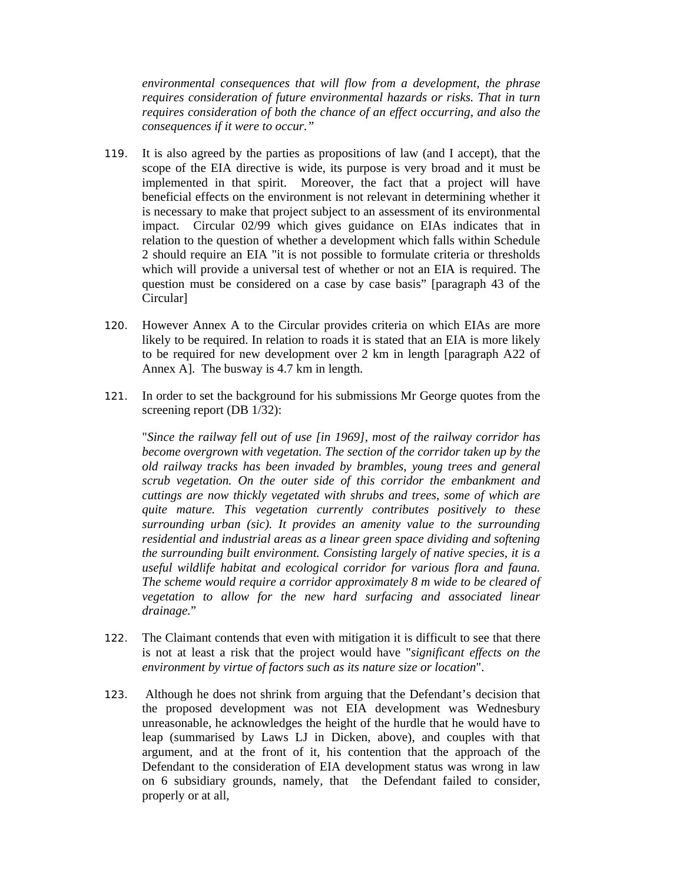*environmental consequences that will flow from a development, the phrase requires consideration of future environmental hazards or risks. That in turn requires consideration of both the chance of an effect occurring, and also the consequences if it were to occur."*

119. It is also agreed by the parties as propositions of law (and I accept), that the scope of the EIA directive is wide, its purpose is very broad and it must be implemented in that spirit. Moreover, the fact that a project will have beneficial effects on the environment is not relevant in determining whether it is necessary to make that project subject to an assessment of its environmental impact. Circular 02/99 which gives guidance on EIAs indicates that in relation to the question of whether a development which falls within Schedule 2 should require an EIA "it is not possible to formulate criteria or thresholds which will provide a universal test of whether or not an EIA is required. The question must be considered on a case by case basis" [paragraph 43 of the Circular]

120. However Annex A to the Circular provides criteria on which EIAs are more likely to be required. In relation to roads it is stated that an EIA is more likely to be required for new development over 2 km in length [paragraph A22 of Annex A]. The busway is 4.7 km in length.

121. In order to set the background for his submissions Mr George quotes from the screening report (DB 1/32):

"*Since the railway fell out of use [in 1969], most of the railway corridor has become overgrown with vegetation. The section of the corridor taken up by the old railway tracks has been invaded by brambles, young trees and general scrub vegetation. On the outer side of this corridor the embankment and cuttings are now thickly vegetated with shrubs and trees, some of which are quite mature. This vegetation currently contributes positively to these surrounding urban (sic). It provides an amenity value to the surrounding residential and industrial areas as a linear green space dividing and softening the surrounding built environment. Consisting largely of native species, it is a useful wildlife habitat and ecological corridor for various flora and fauna. The scheme would require a corridor approximately 8 m wide to be cleared of vegetation to allow for the new hard surfacing and associated linear drainage.*"

122. The Claimant contends that even with mitigation it is difficult to see that there is not at least a risk that the project would have "*significant effects on the environment by virtue of factors such as its nature size or location*".

123. Although he does not shrink from arguing that the Defendant's decision that the proposed development was not EIA development was Wednesbury unreasonable, he acknowledges the height of the hurdle that he would have to leap (summarised by Laws LJ in Dicken, above), and couples with that argument, and at the front of it, his contention that the approach of the Defendant to the consideration of EIA development status was wrong in law on 6 subsidiary grounds, namely, that the Defendant failed to consider, properly or at all,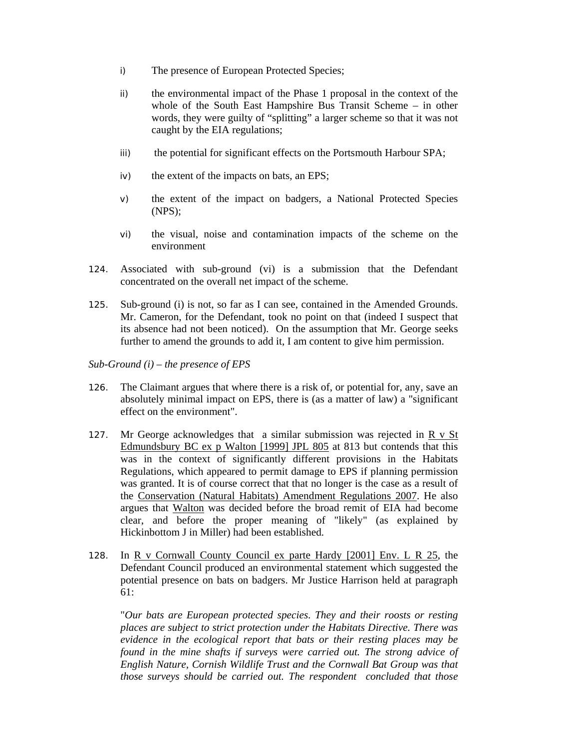i) The presence of European Protected Species;

ii) the environmental impact of the Phase 1 proposal in the context of the whole of the South East Hampshire Bus Transit Scheme – in other words, they were guilty of "splitting" a larger scheme so that it was not caught by the EIA regulations;

iii) the potential for significant effects on the Portsmouth Harbour SPA;

iv) the extent of the impacts on bats, an EPS;

v) the extent of the impact on badgers, a National Protected Species (NPS);

vi) the visual, noise and contamination impacts of the scheme on the environment

124. Associated with sub-ground (vi) is a submission that the Defendant concentrated on the overall net impact of the scheme.

125. Sub-ground (i) is not, so far as I can see, contained in the Amended Grounds. Mr. Cameron, for the Defendant, took no point on that (indeed I suspect that its absence had not been noticed). On the assumption that Mr. George seeks further to amend the grounds to add it, I am content to give him permission.

*Sub-Ground (i) – the presence of EPS*

126. The Claimant argues that where there is a risk of, or potential for, any, save an absolutely minimal impact on EPS, there is (as a matter of law) a "significant effect on the environment".

127. Mr George acknowledges that a similar submission was rejected in R v St Edmundsbury BC ex p Walton [1999] JPL 805 at 813 but contends that this was in the context of significantly different provisions in the Habitats Regulations, which appeared to permit damage to EPS if planning permission was granted. It is of course correct that that no longer is the case as a result of the Conservation (Natural Habitats) Amendment Regulations 2007. He also argues that Walton was decided before the broad remit of EIA had become clear, and before the proper meaning of "likely" (as explained by Hickinbottom J in Miller) had been established.

128. In R v Cornwall County Council ex parte Hardy [2001] Env. L R 25, the Defendant Council produced an environmental statement which suggested the potential presence on bats on badgers. Mr Justice Harrison held at paragraph 61:

"*Our bats are European protected species. They and their roosts or resting places are subject to strict protection under the Habitats Directive. There was evidence in the ecological report that bats or their resting places may be found in the mine shafts if surveys were carried out. The strong advice of English Nature, Cornish Wildlife Trust and the Cornwall Bat Group was that those surveys should be carried out. The respondent concluded that those*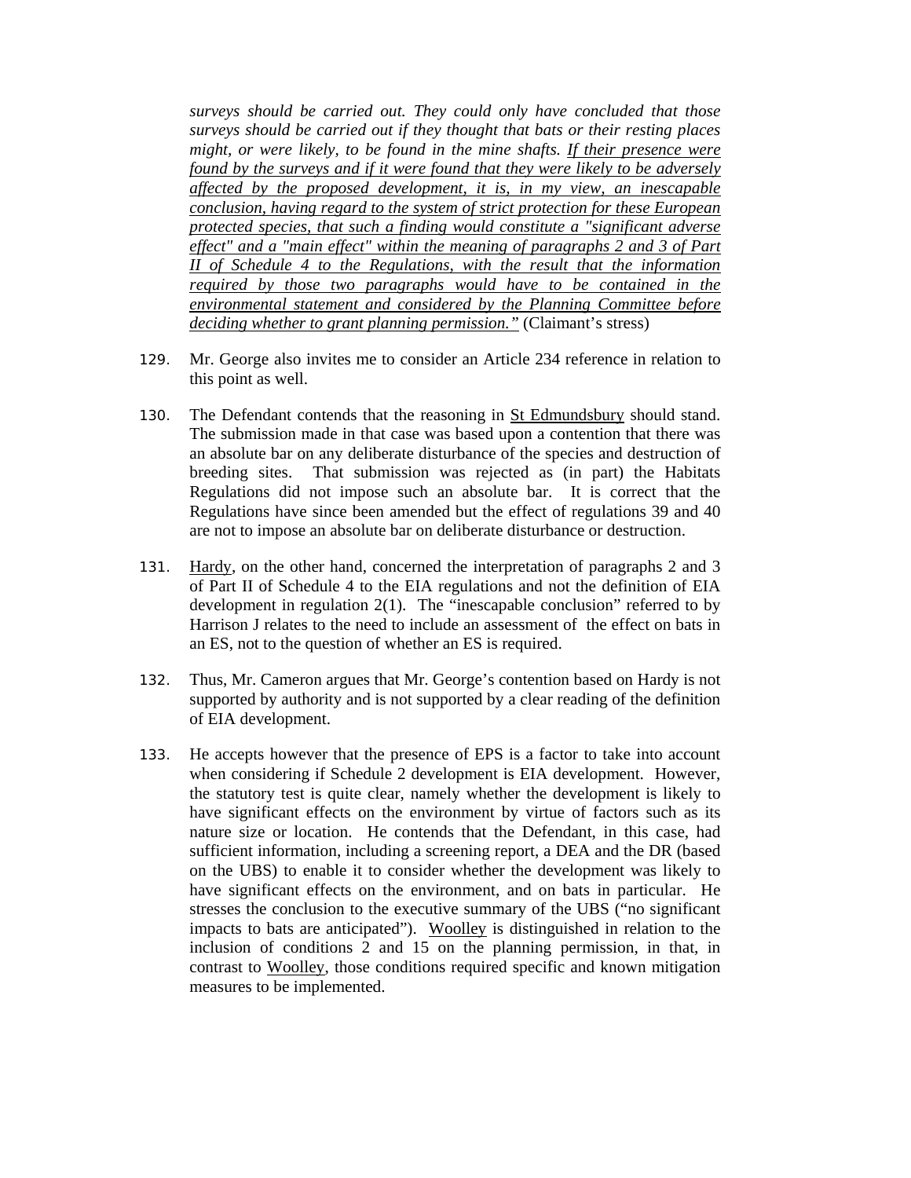*surveys should be carried out. They could only have concluded that those surveys should be carried out if they thought that bats or their resting places might, or were likely, to be found in the mine shafts. <u>If their presence were found by the surveys and if it were found that they were likely to be adversely affected by the proposed development, it is, in my view, an inescapable conclusion, having regard to the system of strict protection for these European protected species, that such a finding would constitute a "significant adverse effect" and a "main effect" within the meaning of paragraphs 2 and 3 of Part II of Schedule 4 to the Regulations, with the result that the information required by those two paragraphs would have to be contained in the environmental statement and considered by the Planning Committee before deciding whether to grant planning permission."</u>* (Claimant's stress)

129. Mr. George also invites me to consider an Article 234 reference in relation to this point as well.

130. The Defendant contends that the reasoning in <u>St Edmundsbury</u> should stand. The submission made in that case was based upon a contention that there was an absolute bar on any deliberate disturbance of the species and destruction of breeding sites. That submission was rejected as (in part) the Habitats Regulations did not impose such an absolute bar. It is correct that the Regulations have since been amended but the effect of regulations 39 and 40 are not to impose an absolute bar on deliberate disturbance or destruction.

131. <u>Hardy</u>, on the other hand, concerned the interpretation of paragraphs 2 and 3 of Part II of Schedule 4 to the EIA regulations and not the definition of EIA development in regulation 2(1). The "inescapable conclusion" referred to by Harrison J relates to the need to include an assessment of the effect on bats in an ES, not to the question of whether an ES is required.

132. Thus, Mr. Cameron argues that Mr. George's contention based on Hardy is not supported by authority and is not supported by a clear reading of the definition of EIA development.

133. He accepts however that the presence of EPS is a factor to take into account when considering if Schedule 2 development is EIA development. However, the statutory test is quite clear, namely whether the development is likely to have significant effects on the environment by virtue of factors such as its nature size or location. He contends that the Defendant, in this case, had sufficient information, including a screening report, a DEA and the DR (based on the UBS) to enable it to consider whether the development was likely to have significant effects on the environment, and on bats in particular. He stresses the conclusion to the executive summary of the UBS ("no significant impacts to bats are anticipated"). <u>Woolley</u> is distinguished in relation to the inclusion of conditions 2 and 15 on the planning permission, in that, in contrast to <u>Woolley</u>, those conditions required specific and known mitigation measures to be implemented.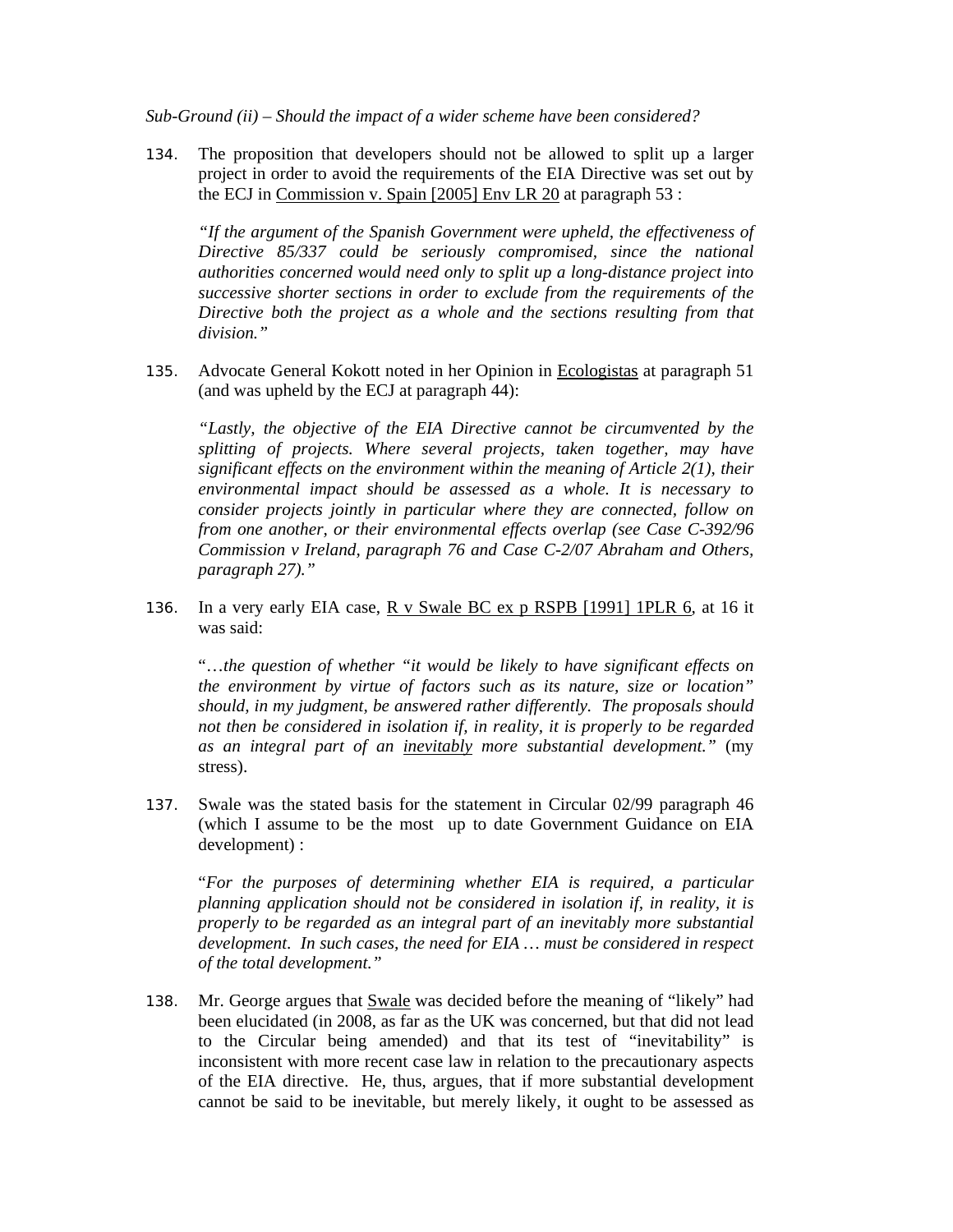*Sub-Ground (ii) – Should the impact of a wider scheme have been considered?*

134. The proposition that developers should not be allowed to split up a larger project in order to avoid the requirements of the EIA Directive was set out by the ECJ in <u>Commission v. Spain [2005] Env LR 20</u> at paragraph 53 :

> *"If the argument of the Spanish Government were upheld, the effectiveness of Directive 85/337 could be seriously compromised, since the national authorities concerned would need only to split up a long-distance project into successive shorter sections in order to exclude from the requirements of the Directive both the project as a whole and the sections resulting from that division."*

135. Advocate General Kokott noted in her Opinion in <u>Ecologistas</u> at paragraph 51 (and was upheld by the ECJ at paragraph 44):

> *"Lastly, the objective of the EIA Directive cannot be circumvented by the splitting of projects. Where several projects, taken together, may have significant effects on the environment within the meaning of Article 2(1), their environmental impact should be assessed as a whole. It is necessary to consider projects jointly in particular where they are connected, follow on from one another, or their environmental effects overlap (see Case C-392/96 Commission v Ireland, paragraph 76 and Case C-2/07 Abraham and Others, paragraph 27)."*

136. In a very early EIA case, <u>R v Swale BC ex p RSPB [1991] 1PLR 6</u>, at 16 it was said:

> "*…the question of whether "it would be likely to have significant effects on the environment by virtue of factors such as its nature, size or location" should, in my judgment, be answered rather differently. The proposals should not then be considered in isolation if, in reality, it is properly to be regarded as an integral part of an <u>inevitably</u> more substantial development."* (my stress).

137. Swale was the stated basis for the statement in Circular 02/99 paragraph 46 (which I assume to be the most up to date Government Guidance on EIA development) :

> "*For the purposes of determining whether EIA is required, a particular planning application should not be considered in isolation if, in reality, it is properly to be regarded as an integral part of an inevitably more substantial development. In such cases, the need for EIA … must be considered in respect of the total development."*

138. Mr. George argues that <u>Swale</u> was decided before the meaning of "likely" had been elucidated (in 2008, as far as the UK was concerned, but that did not lead to the Circular being amended) and that its test of "inevitability" is inconsistent with more recent case law in relation to the precautionary aspects of the EIA directive. He, thus, argues, that if more substantial development cannot be said to be inevitable, but merely likely, it ought to be assessed as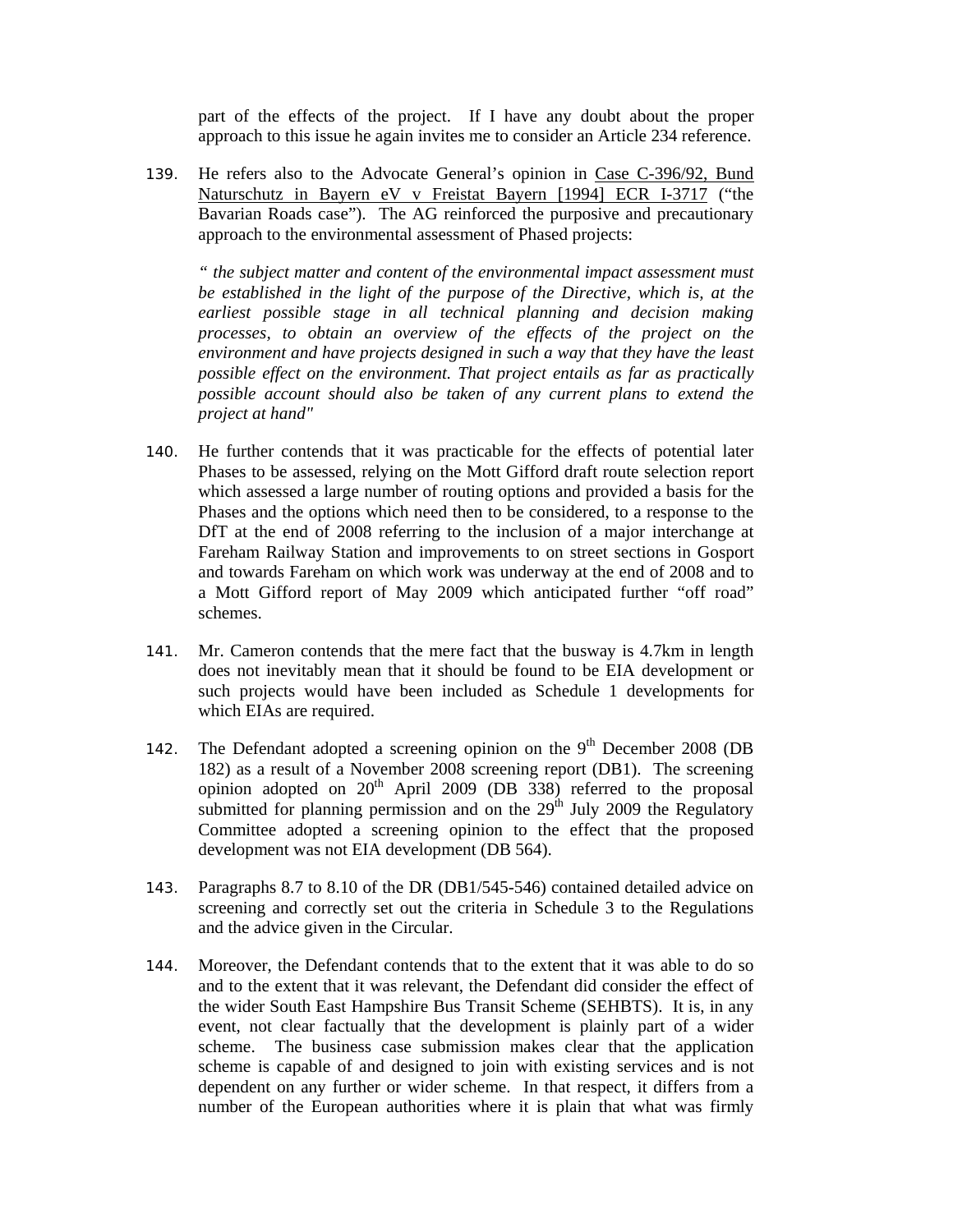part of the effects of the project. If I have any doubt about the proper approach to this issue he again invites me to consider an Article 234 reference.

139. He refers also to the Advocate General's opinion in Case C-396/92, Bund Naturschutz in Bayern eV v Freistat Bayern [1994] ECR I-3717 ("the Bavarian Roads case"). The AG reinforced the purposive and precautionary approach to the environmental assessment of Phased projects:

*" the subject matter and content of the environmental impact assessment must be established in the light of the purpose of the Directive, which is, at the earliest possible stage in all technical planning and decision making processes, to obtain an overview of the effects of the project on the environment and have projects designed in such a way that they have the least possible effect on the environment. That project entails as far as practically possible account should also be taken of any current plans to extend the project at hand"*

140. He further contends that it was practicable for the effects of potential later Phases to be assessed, relying on the Mott Gifford draft route selection report which assessed a large number of routing options and provided a basis for the Phases and the options which need then to be considered, to a response to the DfT at the end of 2008 referring to the inclusion of a major interchange at Fareham Railway Station and improvements to on street sections in Gosport and towards Fareham on which work was underway at the end of 2008 and to a Mott Gifford report of May 2009 which anticipated further "off road" schemes.

141. Mr. Cameron contends that the mere fact that the busway is 4.7km in length does not inevitably mean that it should be found to be EIA development or such projects would have been included as Schedule 1 developments for which EIAs are required.

142. The Defendant adopted a screening opinion on the 9th December 2008 (DB 182) as a result of a November 2008 screening report (DB1). The screening opinion adopted on 20th April 2009 (DB 338) referred to the proposal submitted for planning permission and on the 29th July 2009 the Regulatory Committee adopted a screening opinion to the effect that the proposed development was not EIA development (DB 564).

143. Paragraphs 8.7 to 8.10 of the DR (DB1/545-546) contained detailed advice on screening and correctly set out the criteria in Schedule 3 to the Regulations and the advice given in the Circular.

144. Moreover, the Defendant contends that to the extent that it was able to do so and to the extent that it was relevant, the Defendant did consider the effect of the wider South East Hampshire Bus Transit Scheme (SEHBTS). It is, in any event, not clear factually that the development is plainly part of a wider scheme. The business case submission makes clear that the application scheme is capable of and designed to join with existing services and is not dependent on any further or wider scheme. In that respect, it differs from a number of the European authorities where it is plain that what was firmly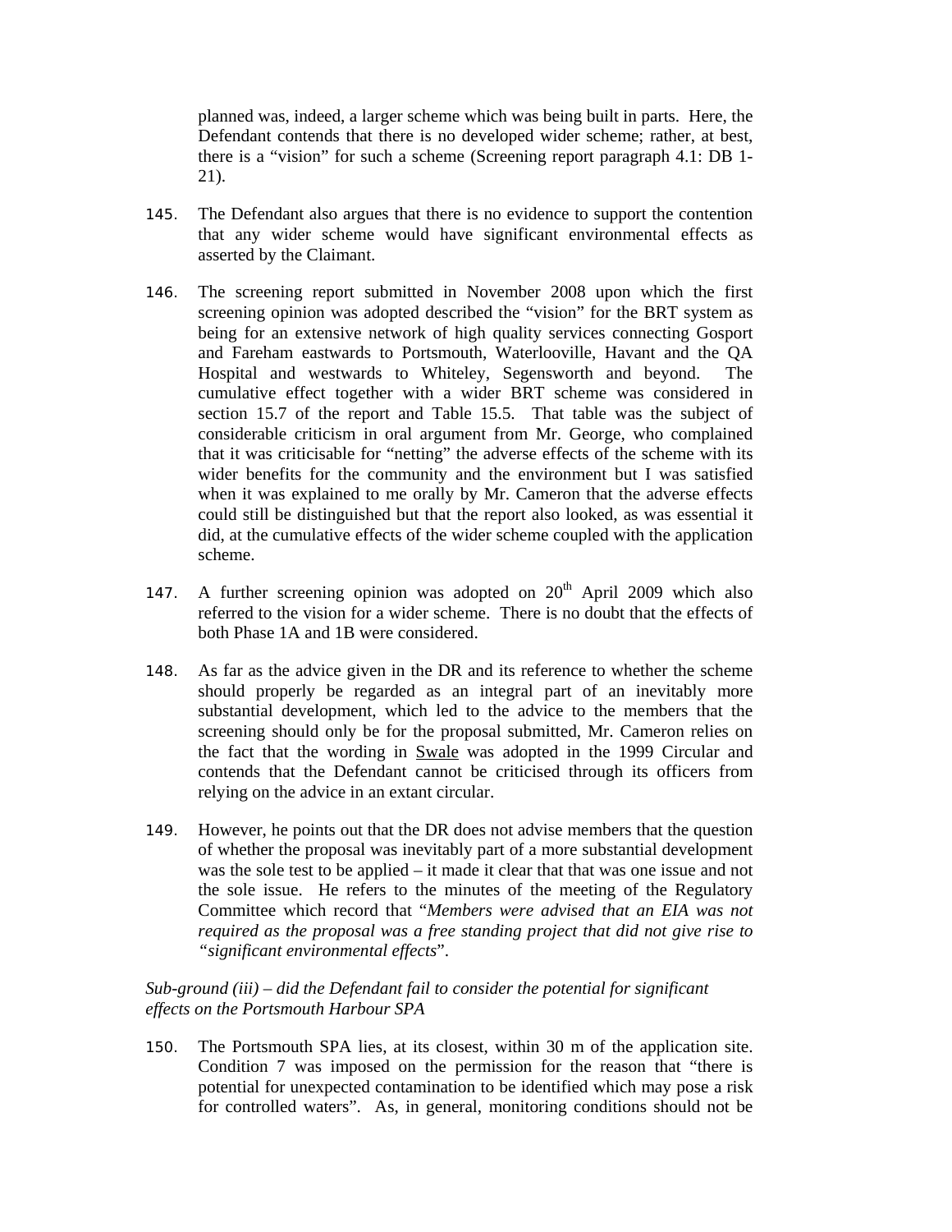planned was, indeed, a larger scheme which was being built in parts. Here, the Defendant contends that there is no developed wider scheme; rather, at best, there is a "vision" for such a scheme (Screening report paragraph 4.1: DB 1-21).

145. The Defendant also argues that there is no evidence to support the contention that any wider scheme would have significant environmental effects as asserted by the Claimant.

146. The screening report submitted in November 2008 upon which the first screening opinion was adopted described the "vision" for the BRT system as being for an extensive network of high quality services connecting Gosport and Fareham eastwards to Portsmouth, Waterlooville, Havant and the QA Hospital and westwards to Whiteley, Segensworth and beyond. The cumulative effect together with a wider BRT scheme was considered in section 15.7 of the report and Table 15.5. That table was the subject of considerable criticism in oral argument from Mr. George, who complained that it was criticisable for "netting" the adverse effects of the scheme with its wider benefits for the community and the environment but I was satisfied when it was explained to me orally by Mr. Cameron that the adverse effects could still be distinguished but that the report also looked, as was essential it did, at the cumulative effects of the wider scheme coupled with the application scheme.

147. A further screening opinion was adopted on 20th April 2009 which also referred to the vision for a wider scheme. There is no doubt that the effects of both Phase 1A and 1B were considered.

148. As far as the advice given in the DR and its reference to whether the scheme should properly be regarded as an integral part of an inevitably more substantial development, which led to the advice to the members that the screening should only be for the proposal submitted, Mr. Cameron relies on the fact that the wording in <u>Swale</u> was adopted in the 1999 Circular and contends that the Defendant cannot be criticised through its officers from relying on the advice in an extant circular.

149. However, he points out that the DR does not advise members that the question of whether the proposal was inevitably part of a more substantial development was the sole test to be applied – it made it clear that that was one issue and not the sole issue. He refers to the minutes of the meeting of the Regulatory Committee which record that "*Members were advised that an EIA was not required as the proposal was a free standing project that did not give rise to "significant environmental effects*".

*Sub-ground (iii) – did the Defendant fail to consider the potential for significant effects on the Portsmouth Harbour SPA*

150. The Portsmouth SPA lies, at its closest, within 30 m of the application site. Condition 7 was imposed on the permission for the reason that "there is potential for unexpected contamination to be identified which may pose a risk for controlled waters". As, in general, monitoring conditions should not be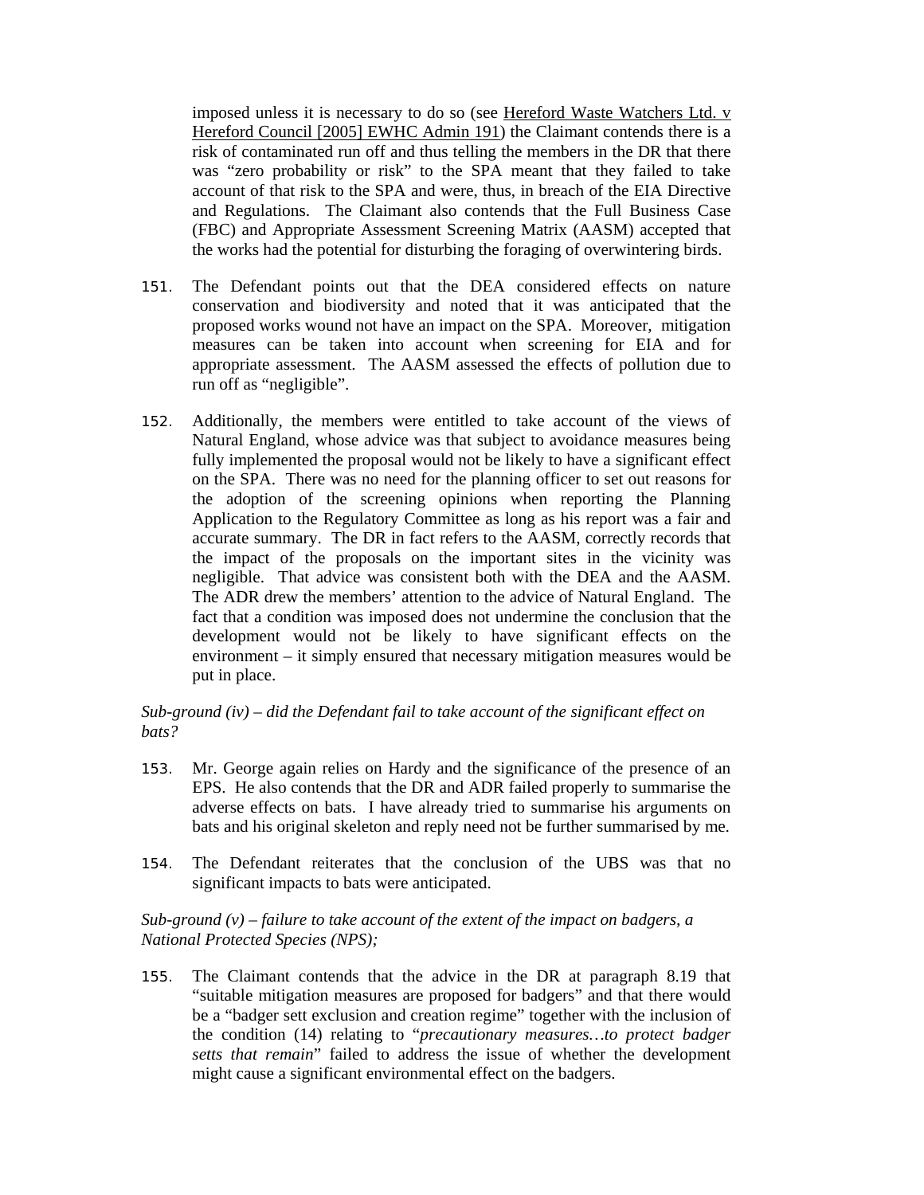imposed unless it is necessary to do so (see Hereford Waste Watchers Ltd. v Hereford Council [2005] EWHC Admin 191) the Claimant contends there is a risk of contaminated run off and thus telling the members in the DR that there was "zero probability or risk" to the SPA meant that they failed to take account of that risk to the SPA and were, thus, in breach of the EIA Directive and Regulations. The Claimant also contends that the Full Business Case (FBC) and Appropriate Assessment Screening Matrix (AASM) accepted that the works had the potential for disturbing the foraging of overwintering birds.

151. The Defendant points out that the DEA considered effects on nature conservation and biodiversity and noted that it was anticipated that the proposed works wound not have an impact on the SPA. Moreover, mitigation measures can be taken into account when screening for EIA and for appropriate assessment. The AASM assessed the effects of pollution due to run off as "negligible".

152. Additionally, the members were entitled to take account of the views of Natural England, whose advice was that subject to avoidance measures being fully implemented the proposal would not be likely to have a significant effect on the SPA. There was no need for the planning officer to set out reasons for the adoption of the screening opinions when reporting the Planning Application to the Regulatory Committee as long as his report was a fair and accurate summary. The DR in fact refers to the AASM, correctly records that the impact of the proposals on the important sites in the vicinity was negligible. That advice was consistent both with the DEA and the AASM. The ADR drew the members' attention to the advice of Natural England. The fact that a condition was imposed does not undermine the conclusion that the development would not be likely to have significant effects on the environment – it simply ensured that necessary mitigation measures would be put in place.

*Sub-ground (iv) – did the Defendant fail to take account of the significant effect on bats?*

153. Mr. George again relies on Hardy and the significance of the presence of an EPS. He also contends that the DR and ADR failed properly to summarise the adverse effects on bats. I have already tried to summarise his arguments on bats and his original skeleton and reply need not be further summarised by me.

154. The Defendant reiterates that the conclusion of the UBS was that no significant impacts to bats were anticipated.

*Sub-ground (v) – failure to take account of the extent of the impact on badgers, a National Protected Species (NPS);*

155. The Claimant contends that the advice in the DR at paragraph 8.19 that "suitable mitigation measures are proposed for badgers" and that there would be a "badger sett exclusion and creation regime" together with the inclusion of the condition (14) relating to "*precautionary measures…to protect badger setts that remain*" failed to address the issue of whether the development might cause a significant environmental effect on the badgers.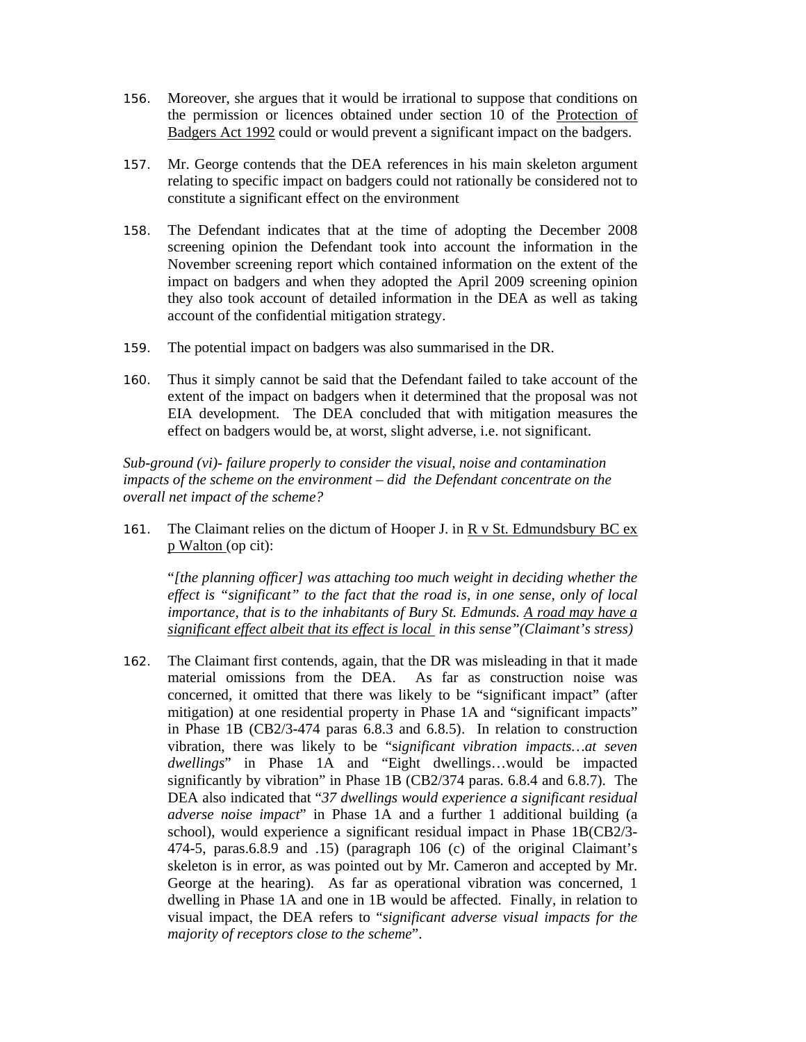156. Moreover, she argues that it would be irrational to suppose that conditions on the permission or licences obtained under section 10 of the Protection of Badgers Act 1992 could or would prevent a significant impact on the badgers.

157. Mr. George contends that the DEA references in his main skeleton argument relating to specific impact on badgers could not rationally be considered not to constitute a significant effect on the environment

158. The Defendant indicates that at the time of adopting the December 2008 screening opinion the Defendant took into account the information in the November screening report which contained information on the extent of the impact on badgers and when they adopted the April 2009 screening opinion they also took account of detailed information in the DEA as well as taking account of the confidential mitigation strategy.

159. The potential impact on badgers was also summarised in the DR.

160. Thus it simply cannot be said that the Defendant failed to take account of the extent of the impact on badgers when it determined that the proposal was not EIA development. The DEA concluded that with mitigation measures the effect on badgers would be, at worst, slight adverse, i.e. not significant.

*Sub-ground (vi)- failure properly to consider the visual, noise and contamination impacts of the scheme on the environment – did the Defendant concentrate on the overall net impact of the scheme?*

161. The Claimant relies on the dictum of Hooper J. in R v St. Edmundsbury BC ex p Walton (op cit):

> "*[the planning officer] was attaching too much weight in deciding whether the effect is "significant" to the fact that the road is, in one sense, only of local importance, that is to the inhabitants of Bury St. Edmunds. A road may have a significant effect albeit that its effect is local in this sense"(Claimant's stress)*

162. The Claimant first contends, again, that the DR was misleading in that it made material omissions from the DEA. As far as construction noise was concerned, it omitted that there was likely to be "significant impact" (after mitigation) at one residential property in Phase 1A and "significant impacts" in Phase 1B (CB2/3-474 paras 6.8.3 and 6.8.5). In relation to construction vibration, there was likely to be "s*ignificant vibration impacts…at seven dwellings*" in Phase 1A and "Eight dwellings…would be impacted significantly by vibration" in Phase 1B (CB2/374 paras. 6.8.4 and 6.8.7). The DEA also indicated that "*37 dwellings would experience a significant residual adverse noise impact*" in Phase 1A and a further 1 additional building (a school), would experience a significant residual impact in Phase 1B(CB2/3-474-5, paras.6.8.9 and .15) (paragraph 106 (c) of the original Claimant's skeleton is in error, as was pointed out by Mr. Cameron and accepted by Mr. George at the hearing). As far as operational vibration was concerned, 1 dwelling in Phase 1A and one in 1B would be affected. Finally, in relation to visual impact, the DEA refers to "*significant adverse visual impacts for the majority of receptors close to the scheme*".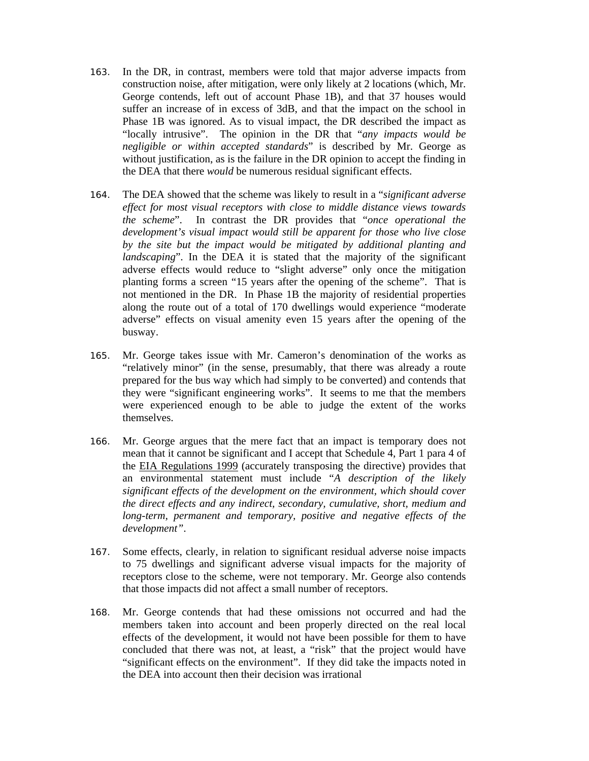163. In the DR, in contrast, members were told that major adverse impacts from construction noise, after mitigation, were only likely at 2 locations (which, Mr. George contends, left out of account Phase 1B), and that 37 houses would suffer an increase of in excess of 3dB, and that the impact on the school in Phase 1B was ignored. As to visual impact, the DR described the impact as "locally intrusive". The opinion in the DR that "*any impacts would be negligible or within accepted standards*" is described by Mr. George as without justification, as is the failure in the DR opinion to accept the finding in the DEA that there *would* be numerous residual significant effects.

164. The DEA showed that the scheme was likely to result in a "*significant adverse effect for most visual receptors with close to middle distance views towards the scheme*". In contrast the DR provides that "*once operational the development's visual impact would still be apparent for those who live close by the site but the impact would be mitigated by additional planting and landscaping*". In the DEA it is stated that the majority of the significant adverse effects would reduce to "slight adverse" only once the mitigation planting forms a screen "15 years after the opening of the scheme". That is not mentioned in the DR. In Phase 1B the majority of residential properties along the route out of a total of 170 dwellings would experience "moderate adverse" effects on visual amenity even 15 years after the opening of the busway.

165. Mr. George takes issue with Mr. Cameron's denomination of the works as "relatively minor" (in the sense, presumably, that there was already a route prepared for the bus way which had simply to be converted) and contends that they were "significant engineering works". It seems to me that the members were experienced enough to be able to judge the extent of the works themselves.

166. Mr. George argues that the mere fact that an impact is temporary does not mean that it cannot be significant and I accept that Schedule 4, Part 1 para 4 of the EIA Regulations 1999 (accurately transposing the directive) provides that an environmental statement must include "*A description of the likely significant effects of the development on the environment, which should cover the direct effects and any indirect, secondary, cumulative, short, medium and long-term, permanent and temporary, positive and negative effects of the development"*.

167. Some effects, clearly, in relation to significant residual adverse noise impacts to 75 dwellings and significant adverse visual impacts for the majority of receptors close to the scheme, were not temporary. Mr. George also contends that those impacts did not affect a small number of receptors.

168. Mr. George contends that had these omissions not occurred and had the members taken into account and been properly directed on the real local effects of the development, it would not have been possible for them to have concluded that there was not, at least, a "risk" that the project would have "significant effects on the environment". If they did take the impacts noted in the DEA into account then their decision was irrational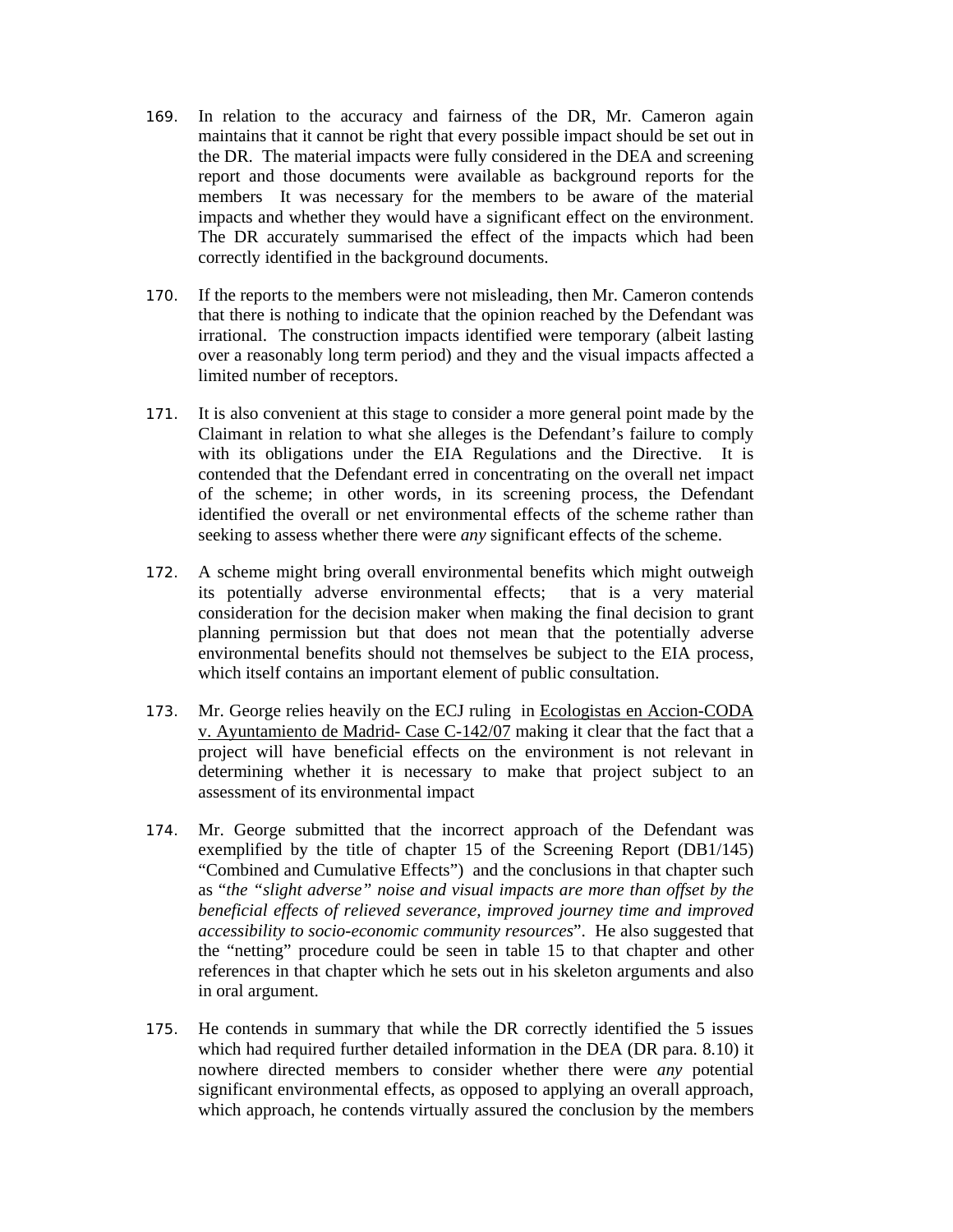169. In relation to the accuracy and fairness of the DR, Mr. Cameron again maintains that it cannot be right that every possible impact should be set out in the DR. The material impacts were fully considered in the DEA and screening report and those documents were available as background reports for the members It was necessary for the members to be aware of the material impacts and whether they would have a significant effect on the environment. The DR accurately summarised the effect of the impacts which had been correctly identified in the background documents.

170. If the reports to the members were not misleading, then Mr. Cameron contends that there is nothing to indicate that the opinion reached by the Defendant was irrational. The construction impacts identified were temporary (albeit lasting over a reasonably long term period) and they and the visual impacts affected a limited number of receptors.

171. It is also convenient at this stage to consider a more general point made by the Claimant in relation to what she alleges is the Defendant's failure to comply with its obligations under the EIA Regulations and the Directive. It is contended that the Defendant erred in concentrating on the overall net impact of the scheme; in other words, in its screening process, the Defendant identified the overall or net environmental effects of the scheme rather than seeking to assess whether there were *any* significant effects of the scheme.

172. A scheme might bring overall environmental benefits which might outweigh its potentially adverse environmental effects; that is a very material consideration for the decision maker when making the final decision to grant planning permission but that does not mean that the potentially adverse environmental benefits should not themselves be subject to the EIA process, which itself contains an important element of public consultation.

173. Mr. George relies heavily on the ECJ ruling in Ecologistas en Accion-CODA v. Ayuntamiento de Madrid- Case C-142/07 making it clear that the fact that a project will have beneficial effects on the environment is not relevant in determining whether it is necessary to make that project subject to an assessment of its environmental impact

174. Mr. George submitted that the incorrect approach of the Defendant was exemplified by the title of chapter 15 of the Screening Report (DB1/145) "Combined and Cumulative Effects") and the conclusions in that chapter such as "*the "slight adverse" noise and visual impacts are more than offset by the beneficial effects of relieved severance, improved journey time and improved accessibility to socio-economic community resources*". He also suggested that the "netting" procedure could be seen in table 15 to that chapter and other references in that chapter which he sets out in his skeleton arguments and also in oral argument.

175. He contends in summary that while the DR correctly identified the 5 issues which had required further detailed information in the DEA (DR para. 8.10) it nowhere directed members to consider whether there were *any* potential significant environmental effects, as opposed to applying an overall approach, which approach, he contends virtually assured the conclusion by the members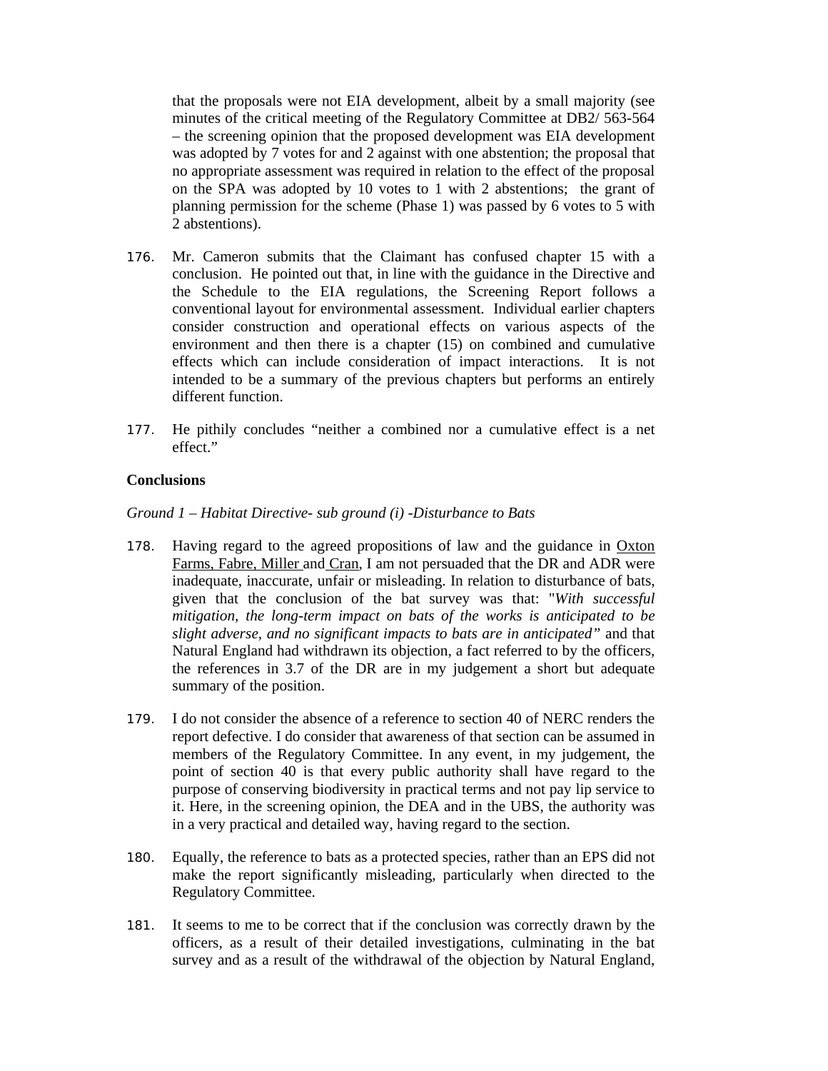that the proposals were not EIA development, albeit by a small majority (see minutes of the critical meeting of the Regulatory Committee at DB2/ 563-564 – the screening opinion that the proposed development was EIA development was adopted by 7 votes for and 2 against with one abstention; the proposal that no appropriate assessment was required in relation to the effect of the proposal on the SPA was adopted by 10 votes to 1 with 2 abstentions; the grant of planning permission for the scheme (Phase 1) was passed by 6 votes to 5 with 2 abstentions).

176. Mr. Cameron submits that the Claimant has confused chapter 15 with a conclusion. He pointed out that, in line with the guidance in the Directive and the Schedule to the EIA regulations, the Screening Report follows a conventional layout for environmental assessment. Individual earlier chapters consider construction and operational effects on various aspects of the environment and then there is a chapter (15) on combined and cumulative effects which can include consideration of impact interactions. It is not intended to be a summary of the previous chapters but performs an entirely different function.

177. He pithily concludes "neither a combined nor a cumulative effect is a net effect."

**Conclusions**

*Ground 1 – Habitat Directive- sub ground (i) -Disturbance to Bats*

178. Having regard to the agreed propositions of law and the guidance in Oxton Farms, Fabre, Miller and Cran, I am not persuaded that the DR and ADR were inadequate, inaccurate, unfair or misleading. In relation to disturbance of bats, given that the conclusion of the bat survey was that: "*With successful mitigation, the long-term impact on bats of the works is anticipated to be slight adverse, and no significant impacts to bats are in anticipated"* and that Natural England had withdrawn its objection, a fact referred to by the officers, the references in 3.7 of the DR are in my judgement a short but adequate summary of the position.

179. I do not consider the absence of a reference to section 40 of NERC renders the report defective. I do consider that awareness of that section can be assumed in members of the Regulatory Committee. In any event, in my judgement, the point of section 40 is that every public authority shall have regard to the purpose of conserving biodiversity in practical terms and not pay lip service to it. Here, in the screening opinion, the DEA and in the UBS, the authority was in a very practical and detailed way, having regard to the section.

180. Equally, the reference to bats as a protected species, rather than an EPS did not make the report significantly misleading, particularly when directed to the Regulatory Committee.

181. It seems to me to be correct that if the conclusion was correctly drawn by the officers, as a result of their detailed investigations, culminating in the bat survey and as a result of the withdrawal of the objection by Natural England,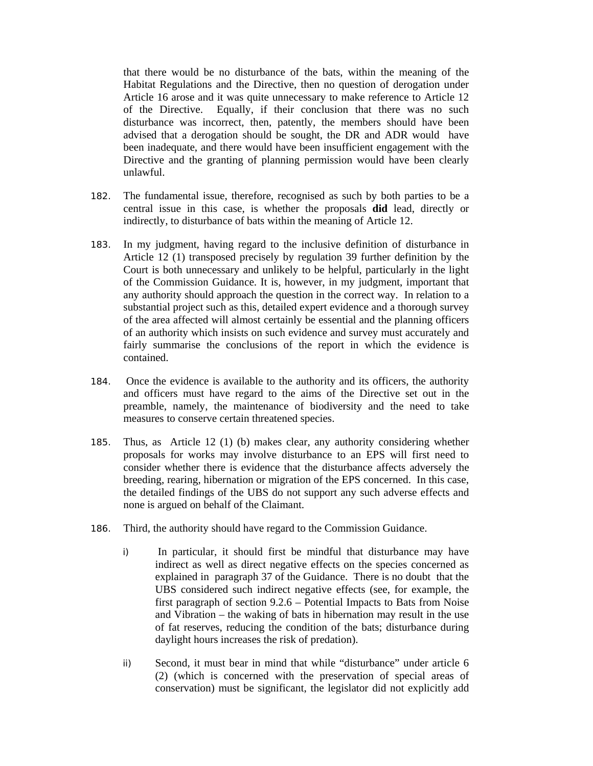that there would be no disturbance of the bats, within the meaning of the Habitat Regulations and the Directive, then no question of derogation under Article 16 arose and it was quite unnecessary to make reference to Article 12 of the Directive. Equally, if their conclusion that there was no such disturbance was incorrect, then, patently, the members should have been advised that a derogation should be sought, the DR and ADR would have been inadequate, and there would have been insufficient engagement with the Directive and the granting of planning permission would have been clearly unlawful.

182. The fundamental issue, therefore, recognised as such by both parties to be a central issue in this case, is whether the proposals **did** lead, directly or indirectly, to disturbance of bats within the meaning of Article 12.

183. In my judgment, having regard to the inclusive definition of disturbance in Article 12 (1) transposed precisely by regulation 39 further definition by the Court is both unnecessary and unlikely to be helpful, particularly in the light of the Commission Guidance. It is, however, in my judgment, important that any authority should approach the question in the correct way. In relation to a substantial project such as this, detailed expert evidence and a thorough survey of the area affected will almost certainly be essential and the planning officers of an authority which insists on such evidence and survey must accurately and fairly summarise the conclusions of the report in which the evidence is contained.

184. Once the evidence is available to the authority and its officers, the authority and officers must have regard to the aims of the Directive set out in the preamble, namely, the maintenance of biodiversity and the need to take measures to conserve certain threatened species.

185. Thus, as Article 12 (1) (b) makes clear, any authority considering whether proposals for works may involve disturbance to an EPS will first need to consider whether there is evidence that the disturbance affects adversely the breeding, rearing, hibernation or migration of the EPS concerned. In this case, the detailed findings of the UBS do not support any such adverse effects and none is argued on behalf of the Claimant.

186. Third, the authority should have regard to the Commission Guidance.

i) In particular, it should first be mindful that disturbance may have indirect as well as direct negative effects on the species concerned as explained in paragraph 37 of the Guidance. There is no doubt that the UBS considered such indirect negative effects (see, for example, the first paragraph of section 9.2.6 – Potential Impacts to Bats from Noise and Vibration – the waking of bats in hibernation may result in the use of fat reserves, reducing the condition of the bats; disturbance during daylight hours increases the risk of predation).

ii) Second, it must bear in mind that while "disturbance" under article 6 (2) (which is concerned with the preservation of special areas of conservation) must be significant, the legislator did not explicitly add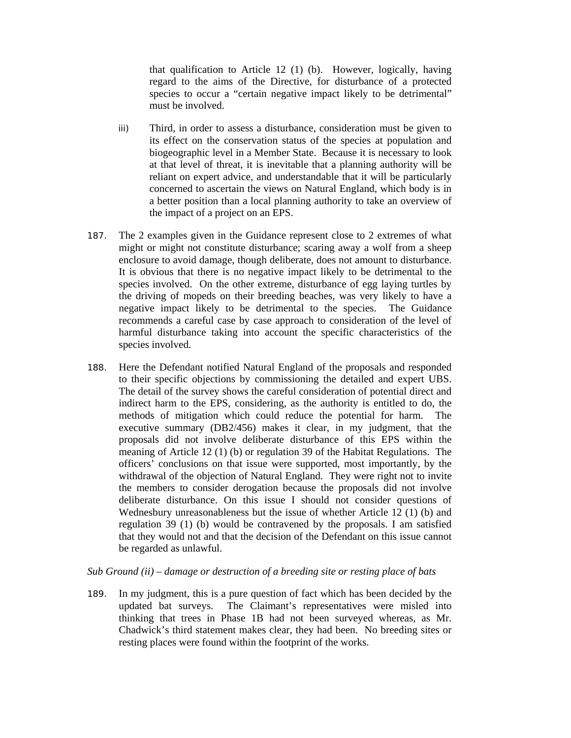that qualification to Article 12 (1) (b). However, logically, having regard to the aims of the Directive, for disturbance of a protected species to occur a "certain negative impact likely to be detrimental" must be involved.

iii) Third, in order to assess a disturbance, consideration must be given to its effect on the conservation status of the species at population and biogeographic level in a Member State. Because it is necessary to look at that level of threat, it is inevitable that a planning authority will be reliant on expert advice, and understandable that it will be particularly concerned to ascertain the views on Natural England, which body is in a better position than a local planning authority to take an overview of the impact of a project on an EPS.

187. The 2 examples given in the Guidance represent close to 2 extremes of what might or might not constitute disturbance; scaring away a wolf from a sheep enclosure to avoid damage, though deliberate, does not amount to disturbance. It is obvious that there is no negative impact likely to be detrimental to the species involved. On the other extreme, disturbance of egg laying turtles by the driving of mopeds on their breeding beaches, was very likely to have a negative impact likely to be detrimental to the species. The Guidance recommends a careful case by case approach to consideration of the level of harmful disturbance taking into account the specific characteristics of the species involved.

188. Here the Defendant notified Natural England of the proposals and responded to their specific objections by commissioning the detailed and expert UBS. The detail of the survey shows the careful consideration of potential direct and indirect harm to the EPS, considering, as the authority is entitled to do, the methods of mitigation which could reduce the potential for harm. The executive summary (DB2/456) makes it clear, in my judgment, that the proposals did not involve deliberate disturbance of this EPS within the meaning of Article 12 (1) (b) or regulation 39 of the Habitat Regulations. The officers' conclusions on that issue were supported, most importantly, by the withdrawal of the objection of Natural England. They were right not to invite the members to consider derogation because the proposals did not involve deliberate disturbance. On this issue I should not consider questions of Wednesbury unreasonableness but the issue of whether Article 12 (1) (b) and regulation 39 (1) (b) would be contravened by the proposals. I am satisfied that they would not and that the decision of the Defendant on this issue cannot be regarded as unlawful.

*Sub Ground (ii) – damage or destruction of a breeding site or resting place of bats*

189. In my judgment, this is a pure question of fact which has been decided by the updated bat surveys. The Claimant's representatives were misled into thinking that trees in Phase 1B had not been surveyed whereas, as Mr. Chadwick's third statement makes clear, they had been. No breeding sites or resting places were found within the footprint of the works.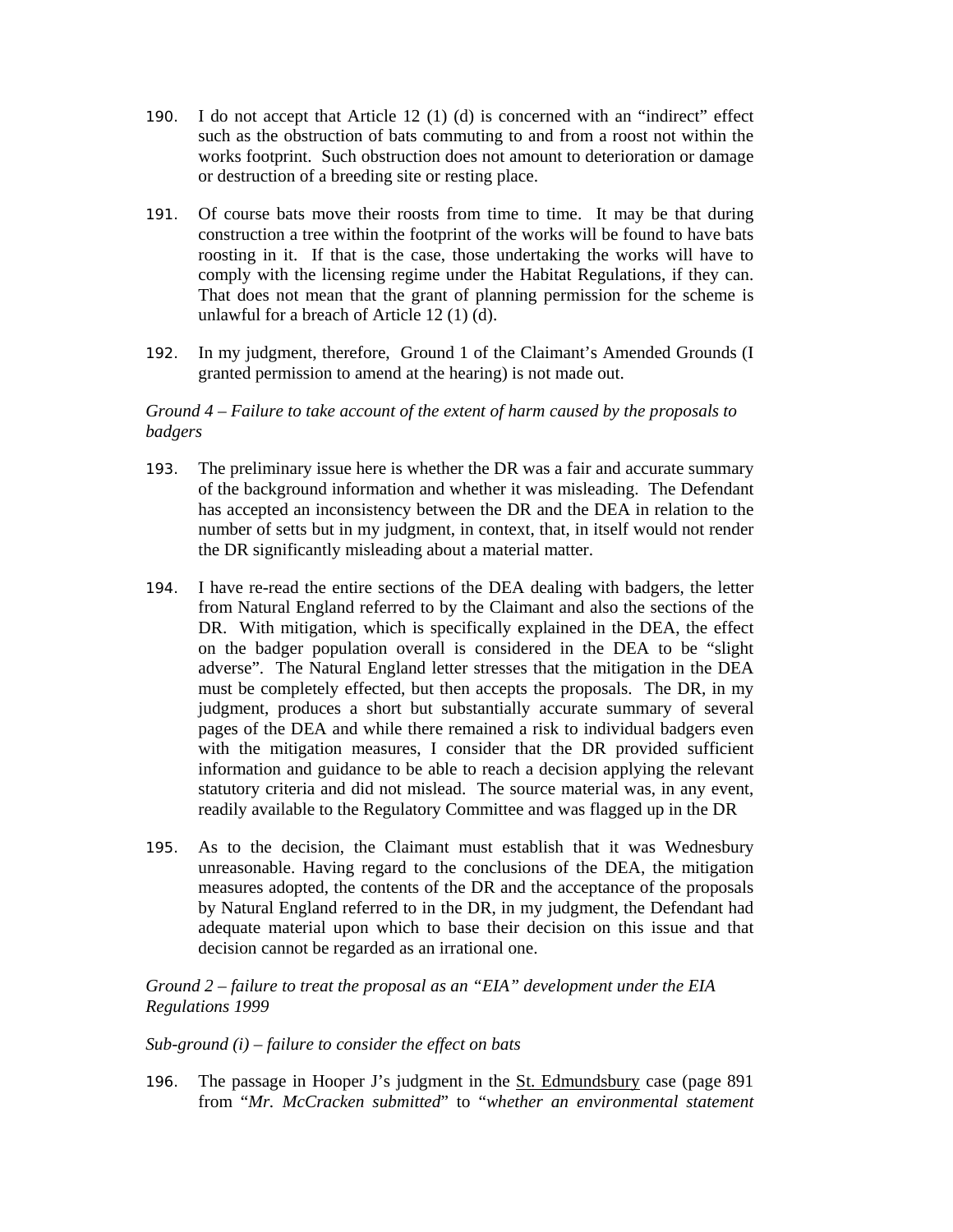190. I do not accept that Article 12 (1) (d) is concerned with an "indirect" effect such as the obstruction of bats commuting to and from a roost not within the works footprint. Such obstruction does not amount to deterioration or damage or destruction of a breeding site or resting place.

191. Of course bats move their roosts from time to time. It may be that during construction a tree within the footprint of the works will be found to have bats roosting in it. If that is the case, those undertaking the works will have to comply with the licensing regime under the Habitat Regulations, if they can. That does not mean that the grant of planning permission for the scheme is unlawful for a breach of Article 12 (1) (d).

192. In my judgment, therefore, Ground 1 of the Claimant's Amended Grounds (I granted permission to amend at the hearing) is not made out.

*Ground 4 – Failure to take account of the extent of harm caused by the proposals to badgers*

193. The preliminary issue here is whether the DR was a fair and accurate summary of the background information and whether it was misleading. The Defendant has accepted an inconsistency between the DR and the DEA in relation to the number of setts but in my judgment, in context, that, in itself would not render the DR significantly misleading about a material matter.

194. I have re-read the entire sections of the DEA dealing with badgers, the letter from Natural England referred to by the Claimant and also the sections of the DR. With mitigation, which is specifically explained in the DEA, the effect on the badger population overall is considered in the DEA to be "slight adverse". The Natural England letter stresses that the mitigation in the DEA must be completely effected, but then accepts the proposals. The DR, in my judgment, produces a short but substantially accurate summary of several pages of the DEA and while there remained a risk to individual badgers even with the mitigation measures, I consider that the DR provided sufficient information and guidance to be able to reach a decision applying the relevant statutory criteria and did not mislead. The source material was, in any event, readily available to the Regulatory Committee and was flagged up in the DR

195. As to the decision, the Claimant must establish that it was Wednesbury unreasonable. Having regard to the conclusions of the DEA, the mitigation measures adopted, the contents of the DR and the acceptance of the proposals by Natural England referred to in the DR, in my judgment, the Defendant had adequate material upon which to base their decision on this issue and that decision cannot be regarded as an irrational one.

*Ground 2 – failure to treat the proposal as an "EIA" development under the EIA Regulations 1999*

*Sub-ground (i) – failure to consider the effect on bats*

196. The passage in Hooper J's judgment in the St. Edmundsbury case (page 891 from "*Mr. McCracken submitted*" to "*whether an environmental statement*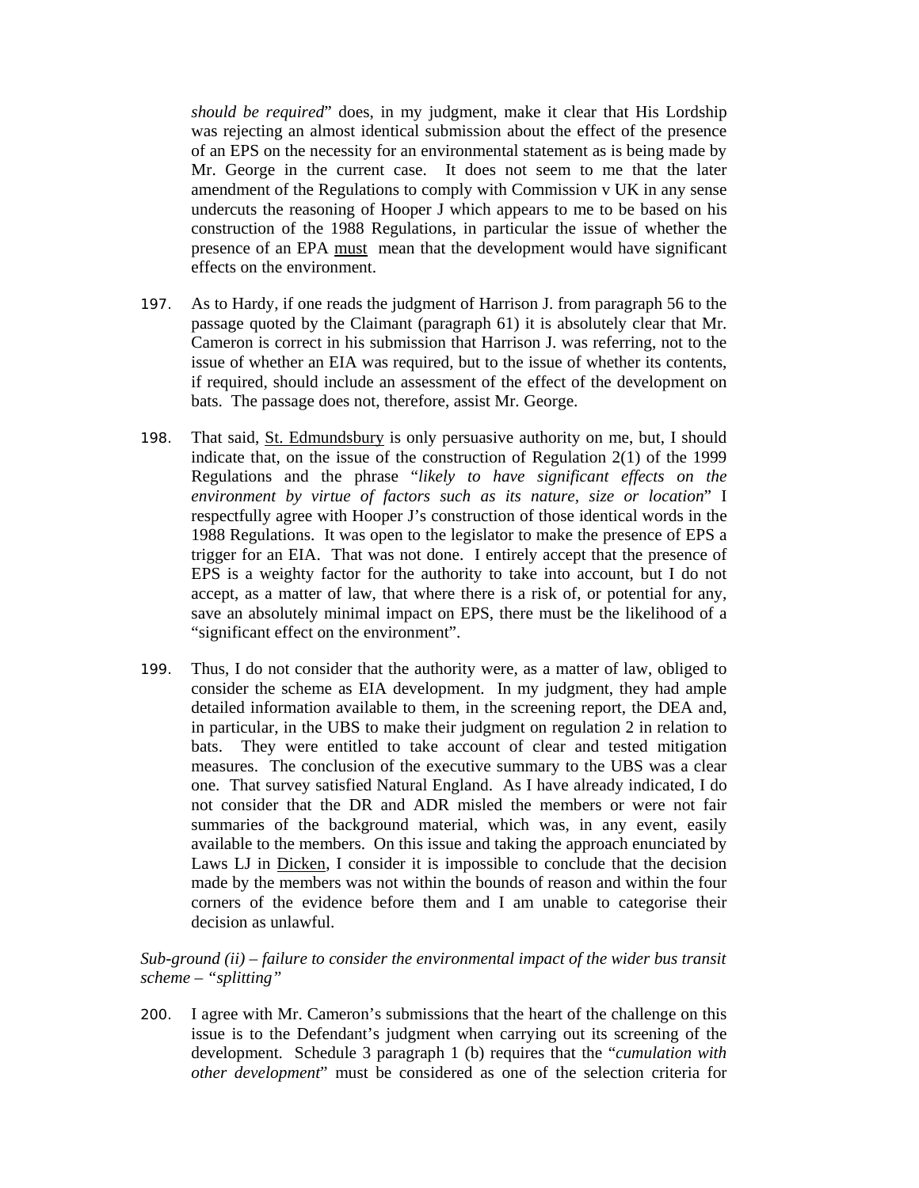*should be required*" does, in my judgment, make it clear that His Lordship was rejecting an almost identical submission about the effect of the presence of an EPS on the necessity for an environmental statement as is being made by Mr. George in the current case. It does not seem to me that the later amendment of the Regulations to comply with Commission v UK in any sense undercuts the reasoning of Hooper J which appears to me to be based on his construction of the 1988 Regulations, in particular the issue of whether the presence of an EPA <u>must</u> mean that the development would have significant effects on the environment.

197. As to Hardy, if one reads the judgment of Harrison J. from paragraph 56 to the passage quoted by the Claimant (paragraph 61) it is absolutely clear that Mr. Cameron is correct in his submission that Harrison J. was referring, not to the issue of whether an EIA was required, but to the issue of whether its contents, if required, should include an assessment of the effect of the development on bats. The passage does not, therefore, assist Mr. George.

198. That said, <u>St. Edmundsbury</u> is only persuasive authority on me, but, I should indicate that, on the issue of the construction of Regulation 2(1) of the 1999 Regulations and the phrase "*likely to have significant effects on the environment by virtue of factors such as its nature, size or location*" I respectfully agree with Hooper J's construction of those identical words in the 1988 Regulations. It was open to the legislator to make the presence of EPS a trigger for an EIA. That was not done. I entirely accept that the presence of EPS is a weighty factor for the authority to take into account, but I do not accept, as a matter of law, that where there is a risk of, or potential for any, save an absolutely minimal impact on EPS, there must be the likelihood of a "significant effect on the environment".

199. Thus, I do not consider that the authority were, as a matter of law, obliged to consider the scheme as EIA development. In my judgment, they had ample detailed information available to them, in the screening report, the DEA and, in particular, in the UBS to make their judgment on regulation 2 in relation to bats. They were entitled to take account of clear and tested mitigation measures. The conclusion of the executive summary to the UBS was a clear one. That survey satisfied Natural England. As I have already indicated, I do not consider that the DR and ADR misled the members or were not fair summaries of the background material, which was, in any event, easily available to the members. On this issue and taking the approach enunciated by Laws LJ in <u>Dicken</u>, I consider it is impossible to conclude that the decision made by the members was not within the bounds of reason and within the four corners of the evidence before them and I am unable to categorise their decision as unlawful.

*Sub-ground (ii) – failure to consider the environmental impact of the wider bus transit scheme – "splitting"*

200. I agree with Mr. Cameron's submissions that the heart of the challenge on this issue is to the Defendant's judgment when carrying out its screening of the development. Schedule 3 paragraph 1 (b) requires that the "*cumulation with other development*" must be considered as one of the selection criteria for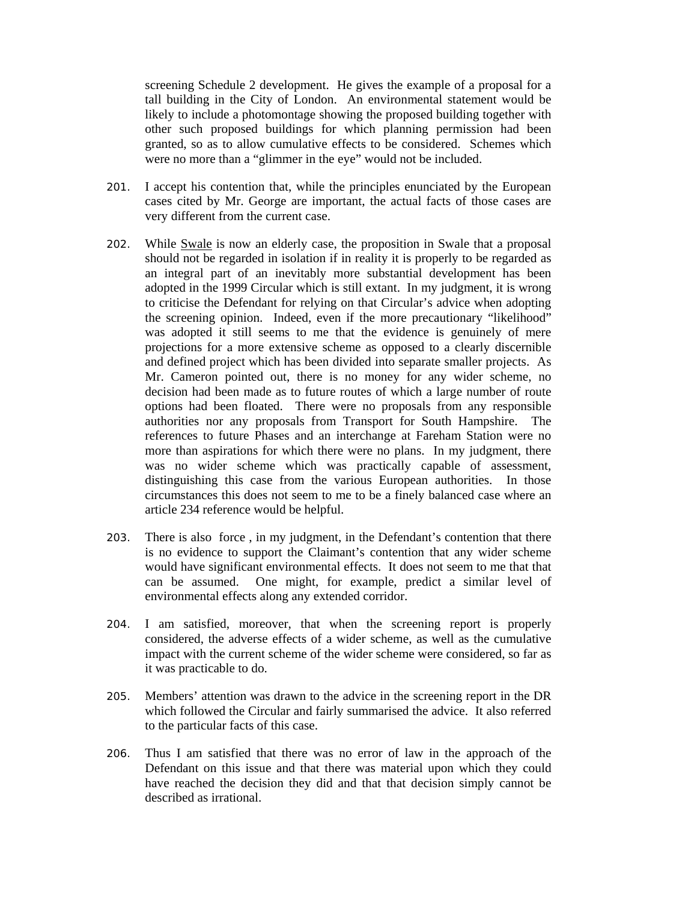screening Schedule 2 development. He gives the example of a proposal for a tall building in the City of London. An environmental statement would be likely to include a photomontage showing the proposed building together with other such proposed buildings for which planning permission had been granted, so as to allow cumulative effects to be considered. Schemes which were no more than a "glimmer in the eye" would not be included.

201. I accept his contention that, while the principles enunciated by the European cases cited by Mr. George are important, the actual facts of those cases are very different from the current case.

202. While Swale is now an elderly case, the proposition in Swale that a proposal should not be regarded in isolation if in reality it is properly to be regarded as an integral part of an inevitably more substantial development has been adopted in the 1999 Circular which is still extant. In my judgment, it is wrong to criticise the Defendant for relying on that Circular's advice when adopting the screening opinion. Indeed, even if the more precautionary "likelihood" was adopted it still seems to me that the evidence is genuinely of mere projections for a more extensive scheme as opposed to a clearly discernible and defined project which has been divided into separate smaller projects. As Mr. Cameron pointed out, there is no money for any wider scheme, no decision had been made as to future routes of which a large number of route options had been floated. There were no proposals from any responsible authorities nor any proposals from Transport for South Hampshire. The references to future Phases and an interchange at Fareham Station were no more than aspirations for which there were no plans. In my judgment, there was no wider scheme which was practically capable of assessment, distinguishing this case from the various European authorities. In those circumstances this does not seem to me to be a finely balanced case where an article 234 reference would be helpful.

203. There is also force , in my judgment, in the Defendant's contention that there is no evidence to support the Claimant's contention that any wider scheme would have significant environmental effects. It does not seem to me that that can be assumed. One might, for example, predict a similar level of environmental effects along any extended corridor.

204. I am satisfied, moreover, that when the screening report is properly considered, the adverse effects of a wider scheme, as well as the cumulative impact with the current scheme of the wider scheme were considered, so far as it was practicable to do.

205. Members' attention was drawn to the advice in the screening report in the DR which followed the Circular and fairly summarised the advice. It also referred to the particular facts of this case.

206. Thus I am satisfied that there was no error of law in the approach of the Defendant on this issue and that there was material upon which they could have reached the decision they did and that that decision simply cannot be described as irrational.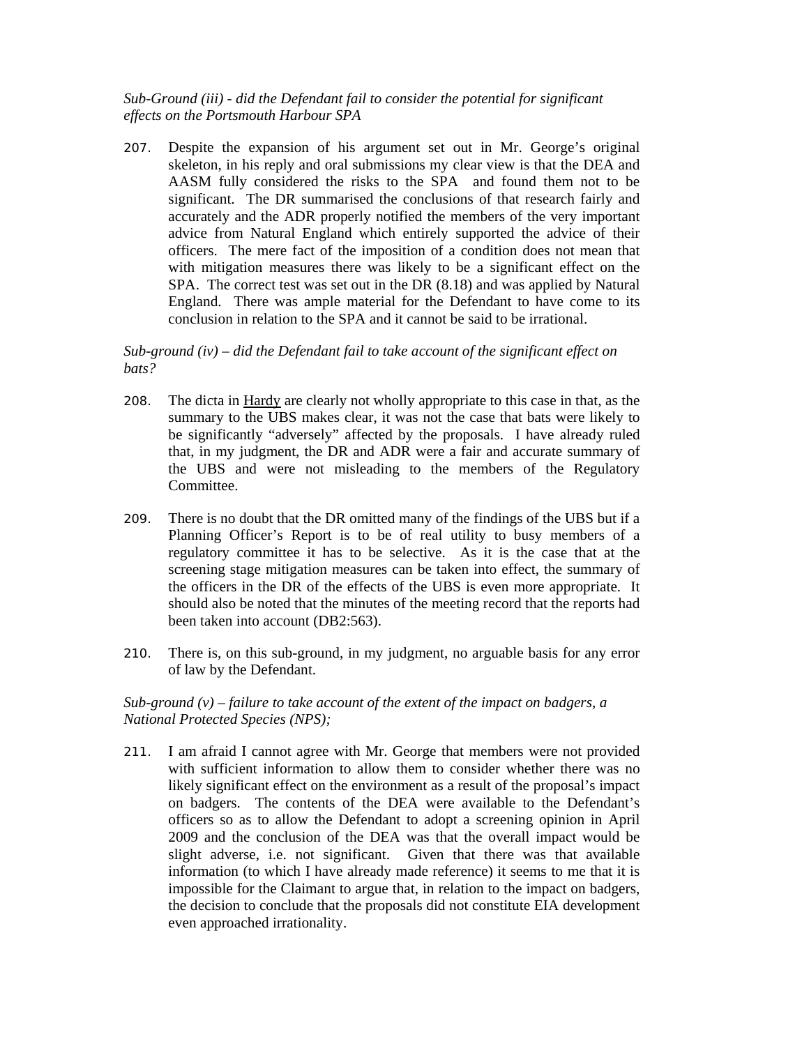*Sub-Ground (iii) - did the Defendant fail to consider the potential for significant effects on the Portsmouth Harbour SPA*

207. Despite the expansion of his argument set out in Mr. George's original skeleton, in his reply and oral submissions my clear view is that the DEA and AASM fully considered the risks to the SPA and found them not to be significant. The DR summarised the conclusions of that research fairly and accurately and the ADR properly notified the members of the very important advice from Natural England which entirely supported the advice of their officers. The mere fact of the imposition of a condition does not mean that with mitigation measures there was likely to be a significant effect on the SPA. The correct test was set out in the DR (8.18) and was applied by Natural England. There was ample material for the Defendant to have come to its conclusion in relation to the SPA and it cannot be said to be irrational.

*Sub-ground (iv) – did the Defendant fail to take account of the significant effect on bats?*

208. The dicta in Hardy are clearly not wholly appropriate to this case in that, as the summary to the UBS makes clear, it was not the case that bats were likely to be significantly "adversely" affected by the proposals. I have already ruled that, in my judgment, the DR and ADR were a fair and accurate summary of the UBS and were not misleading to the members of the Regulatory Committee.

209. There is no doubt that the DR omitted many of the findings of the UBS but if a Planning Officer's Report is to be of real utility to busy members of a regulatory committee it has to be selective. As it is the case that at the screening stage mitigation measures can be taken into effect, the summary of the officers in the DR of the effects of the UBS is even more appropriate. It should also be noted that the minutes of the meeting record that the reports had been taken into account (DB2:563).

210. There is, on this sub-ground, in my judgment, no arguable basis for any error of law by the Defendant.

*Sub-ground (v) – failure to take account of the extent of the impact on badgers, a National Protected Species (NPS);*

211. I am afraid I cannot agree with Mr. George that members were not provided with sufficient information to allow them to consider whether there was no likely significant effect on the environment as a result of the proposal's impact on badgers. The contents of the DEA were available to the Defendant's officers so as to allow the Defendant to adopt a screening opinion in April 2009 and the conclusion of the DEA was that the overall impact would be slight adverse, i.e. not significant. Given that there was that available information (to which I have already made reference) it seems to me that it is impossible for the Claimant to argue that, in relation to the impact on badgers, the decision to conclude that the proposals did not constitute EIA development even approached irrationality.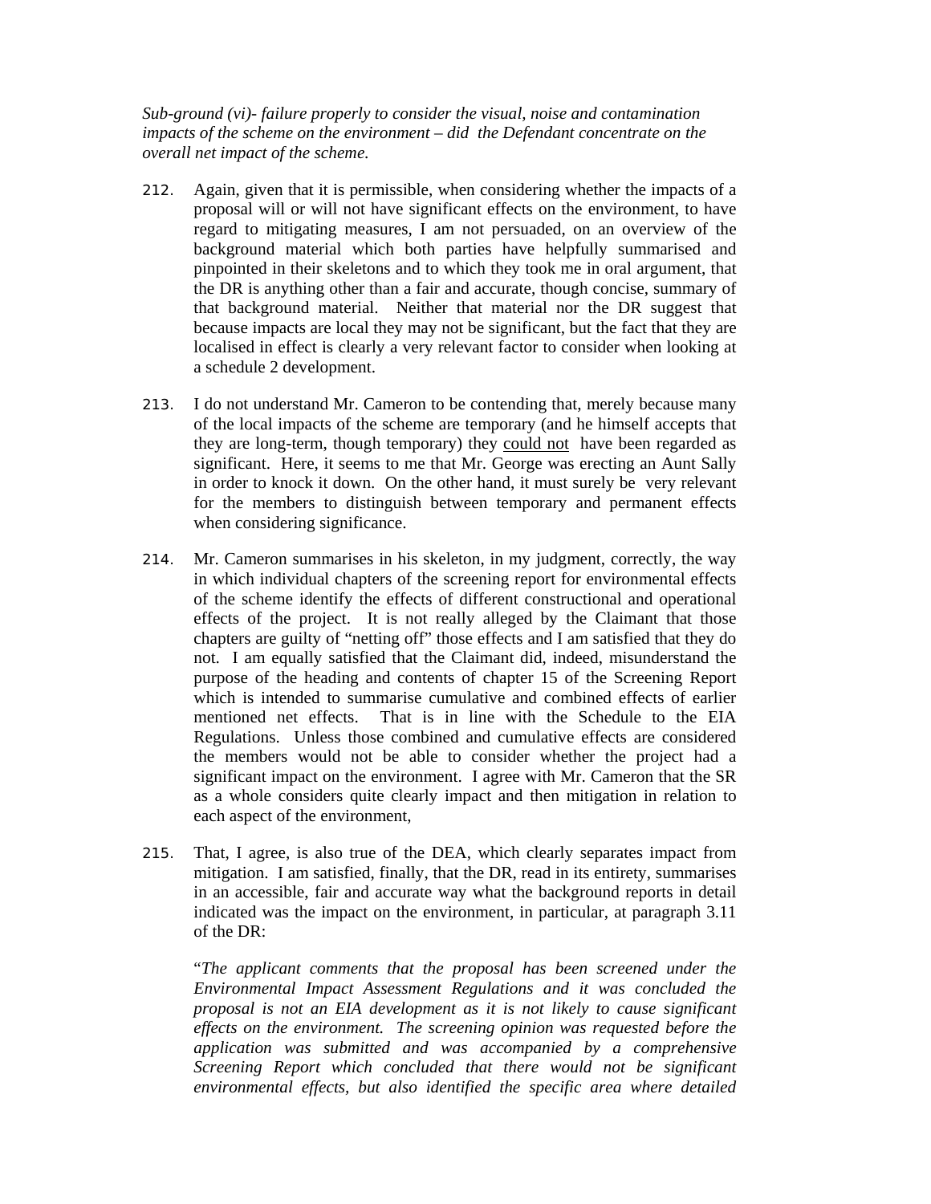*Sub-ground (vi)- failure properly to consider the visual, noise and contamination impacts of the scheme on the environment – did the Defendant concentrate on the overall net impact of the scheme.*

212. Again, given that it is permissible, when considering whether the impacts of a proposal will or will not have significant effects on the environment, to have regard to mitigating measures, I am not persuaded, on an overview of the background material which both parties have helpfully summarised and pinpointed in their skeletons and to which they took me in oral argument, that the DR is anything other than a fair and accurate, though concise, summary of that background material. Neither that material nor the DR suggest that because impacts are local they may not be significant, but the fact that they are localised in effect is clearly a very relevant factor to consider when looking at a schedule 2 development.

213. I do not understand Mr. Cameron to be contending that, merely because many of the local impacts of the scheme are temporary (and he himself accepts that they are long-term, though temporary) they <u>could not</u> have been regarded as significant. Here, it seems to me that Mr. George was erecting an Aunt Sally in order to knock it down. On the other hand, it must surely be very relevant for the members to distinguish between temporary and permanent effects when considering significance.

214. Mr. Cameron summarises in his skeleton, in my judgment, correctly, the way in which individual chapters of the screening report for environmental effects of the scheme identify the effects of different constructional and operational effects of the project. It is not really alleged by the Claimant that those chapters are guilty of "netting off" those effects and I am satisfied that they do not. I am equally satisfied that the Claimant did, indeed, misunderstand the purpose of the heading and contents of chapter 15 of the Screening Report which is intended to summarise cumulative and combined effects of earlier mentioned net effects. That is in line with the Schedule to the EIA Regulations. Unless those combined and cumulative effects are considered the members would not be able to consider whether the project had a significant impact on the environment. I agree with Mr. Cameron that the SR as a whole considers quite clearly impact and then mitigation in relation to each aspect of the environment,

215. That, I agree, is also true of the DEA, which clearly separates impact from mitigation. I am satisfied, finally, that the DR, read in its entirety, summarises in an accessible, fair and accurate way what the background reports in detail indicated was the impact on the environment, in particular, at paragraph 3.11 of the DR:

"*The applicant comments that the proposal has been screened under the Environmental Impact Assessment Regulations and it was concluded the proposal is not an EIA development as it is not likely to cause significant effects on the environment. The screening opinion was requested before the application was submitted and was accompanied by a comprehensive Screening Report which concluded that there would not be significant environmental effects, but also identified the specific area where detailed*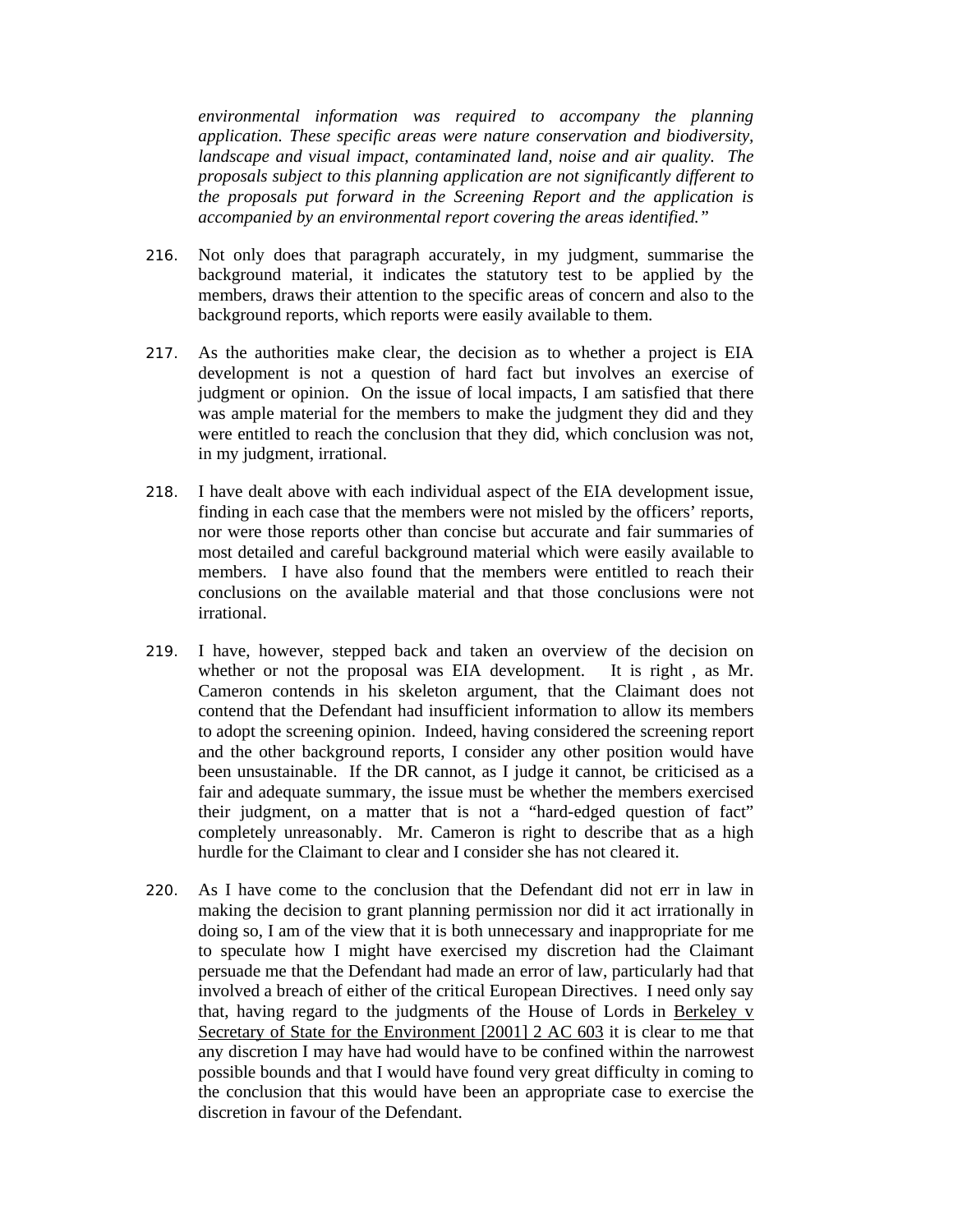*environmental information was required to accompany the planning application. These specific areas were nature conservation and biodiversity, landscape and visual impact, contaminated land, noise and air quality. The proposals subject to this planning application are not significantly different to the proposals put forward in the Screening Report and the application is accompanied by an environmental report covering the areas identified."*

216. Not only does that paragraph accurately, in my judgment, summarise the background material, it indicates the statutory test to be applied by the members, draws their attention to the specific areas of concern and also to the background reports, which reports were easily available to them.

217. As the authorities make clear, the decision as to whether a project is EIA development is not a question of hard fact but involves an exercise of judgment or opinion. On the issue of local impacts, I am satisfied that there was ample material for the members to make the judgment they did and they were entitled to reach the conclusion that they did, which conclusion was not, in my judgment, irrational.

218. I have dealt above with each individual aspect of the EIA development issue, finding in each case that the members were not misled by the officers' reports, nor were those reports other than concise but accurate and fair summaries of most detailed and careful background material which were easily available to members. I have also found that the members were entitled to reach their conclusions on the available material and that those conclusions were not irrational.

219. I have, however, stepped back and taken an overview of the decision on whether or not the proposal was EIA development. It is right , as Mr. Cameron contends in his skeleton argument, that the Claimant does not contend that the Defendant had insufficient information to allow its members to adopt the screening opinion. Indeed, having considered the screening report and the other background reports, I consider any other position would have been unsustainable. If the DR cannot, as I judge it cannot, be criticised as a fair and adequate summary, the issue must be whether the members exercised their judgment, on a matter that is not a "hard-edged question of fact" completely unreasonably. Mr. Cameron is right to describe that as a high hurdle for the Claimant to clear and I consider she has not cleared it.

220. As I have come to the conclusion that the Defendant did not err in law in making the decision to grant planning permission nor did it act irrationally in doing so, I am of the view that it is both unnecessary and inappropriate for me to speculate how I might have exercised my discretion had the Claimant persuade me that the Defendant had made an error of law, particularly had that involved a breach of either of the critical European Directives. I need only say that, having regard to the judgments of the House of Lords in Berkeley v Secretary of State for the Environment [2001] 2 AC 603 it is clear to me that any discretion I may have had would have to be confined within the narrowest possible bounds and that I would have found very great difficulty in coming to the conclusion that this would have been an appropriate case to exercise the discretion in favour of the Defendant.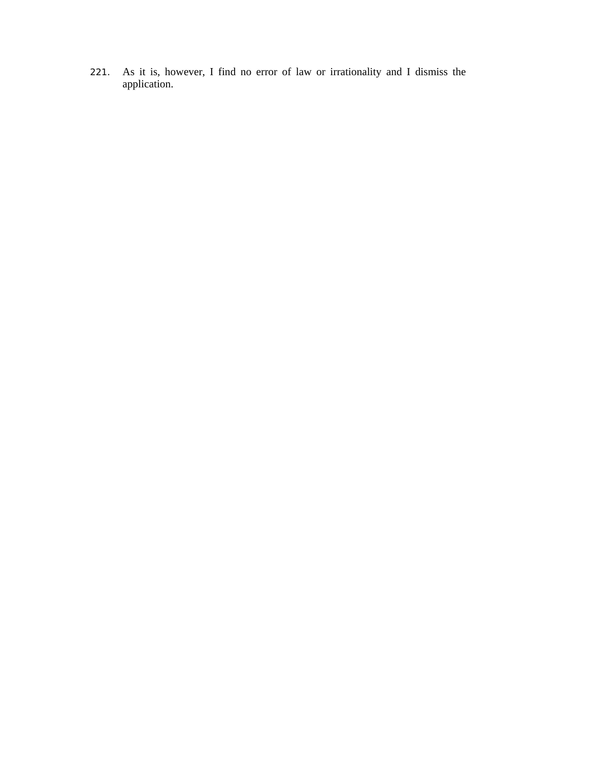221. As it is, however, I find no error of law or irrationality and I dismiss the application.